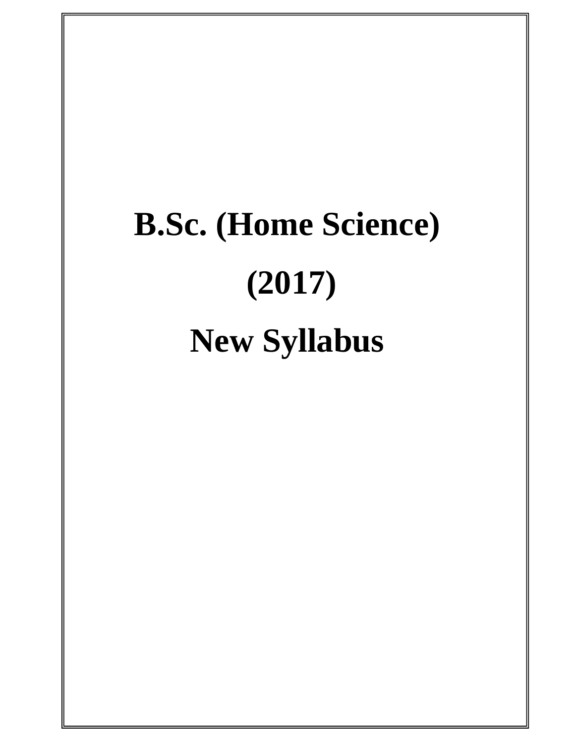# B.Sc. (Home Science)

# (2017)

# New Syllabus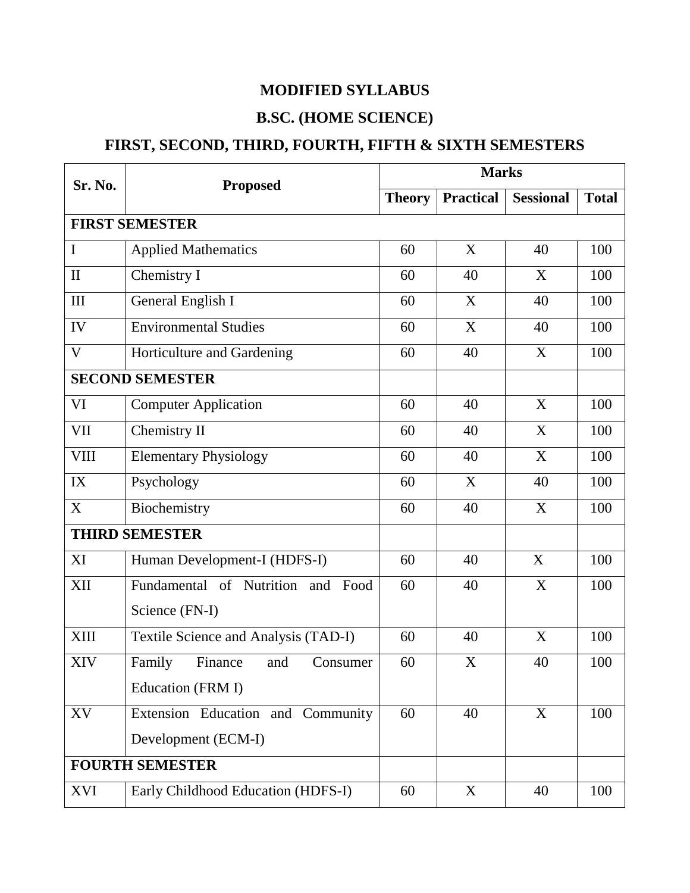# MODIFIED SYLLABUS

# B.SC. (HOME SCIENCE)

## FIRST, SECOND, THIRD, FOURTH, FIFTH & SIXTH SEMESTERS

| Sr. No. | Proposed | Marks | | | |
|---|---|---|---|---|---|
| | | **Theory** | **Practical** | **Sessional** | **Total** |
| **FIRST SEMESTER** | | | | | |
| I | Applied Mathematics | 60 | X | 40 | 100 |
| II | Chemistry I | 60 | 40 | X | 100 |
| III | General English I | 60 | X | 40 | 100 |
| IV | Environmental Studies | 60 | X | 40 | 100 |
| V | Horticulture and Gardening | 60 | 40 | X | 100 |
| **SECOND SEMESTER** | | | | | |
| VI | Computer Application | 60 | 40 | X | 100 |
| VII | Chemistry II | 60 | 40 | X | 100 |
| VIII | Elementary Physiology | 60 | 40 | X | 100 |
| IX | Psychology | 60 | X | 40 | 100 |
| X | Biochemistry | 60 | 40 | X | 100 |
| **THIRD SEMESTER** | | | | | |
| XI | Human Development-I (HDFS-I) | 60 | 40 | X | 100 |
| XII | Fundamental of Nutrition and Food Science (FN-I) | 60 | 40 | X | 100 |
| XIII | Textile Science and Analysis (TAD-I) | 60 | 40 | X | 100 |
| XIV | Family Finance and Consumer Education (FRM I) | 60 | X | 40 | 100 |
| XV | Extension Education and Community Development (ECM-I) | 60 | 40 | X | 100 |
| **FOURTH SEMESTER** | | | | | |
| XVI | Early Childhood Education (HDFS-I) | 60 | X | 40 | 100 |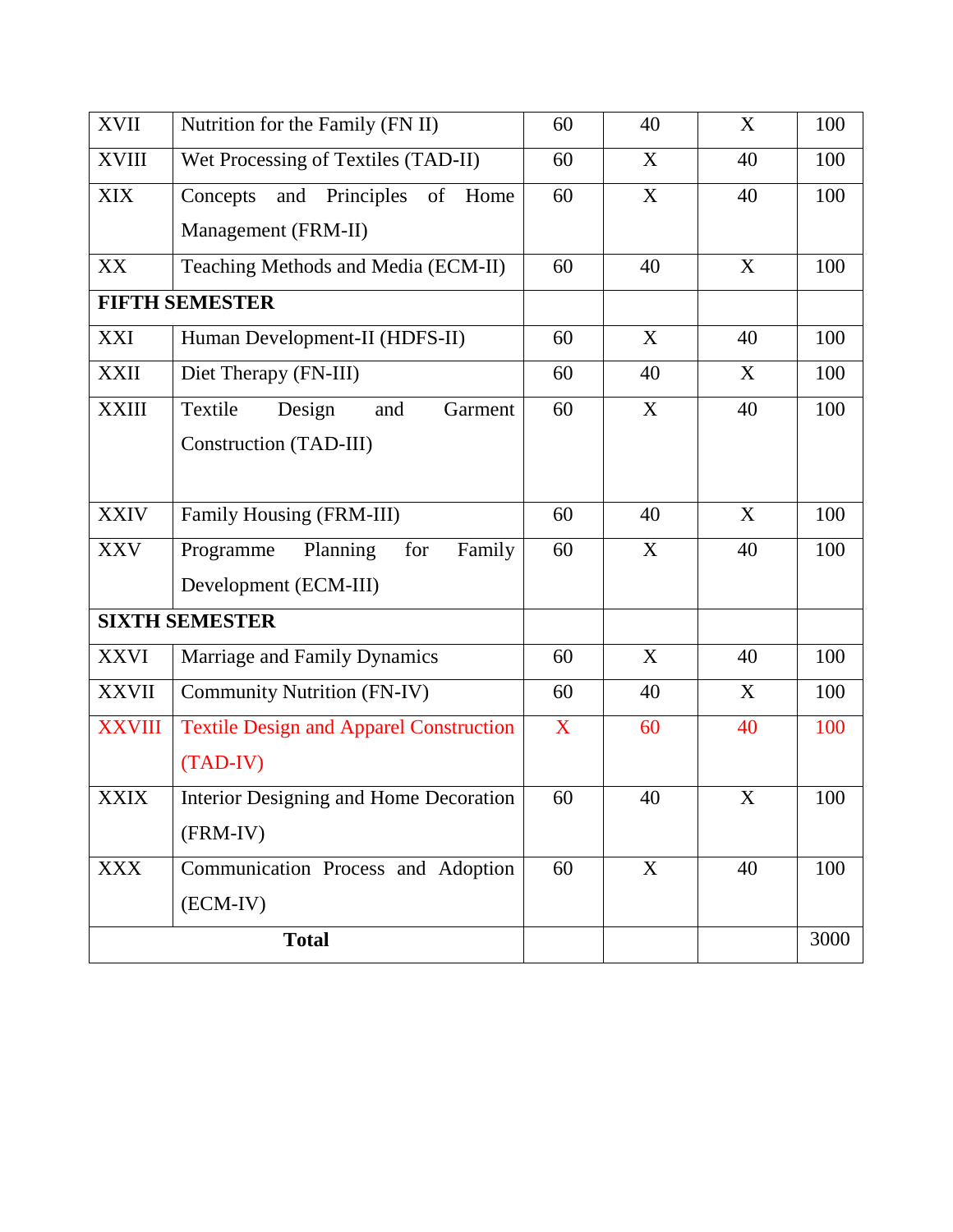| | | | | | |
|---|---|---|---|---|---|
| XVII | Nutrition for the Family (FN II) | 60 | 40 | X | 100 |
| XVIII | Wet Processing of Textiles (TAD-II) | 60 | X | 40 | 100 |
| XIX | Concepts and Principles of Home Management (FRM-II) | 60 | X | 40 | 100 |
| XX | Teaching Methods and Media (ECM-II) | 60 | 40 | X | 100 |
| **FIFTH SEMESTER** | | | | | |
| XXI | Human Development-II (HDFS-II) | 60 | X | 40 | 100 |
| XXII | Diet Therapy (FN-III) | 60 | 40 | X | 100 |
| XXIII | Textile Design and Garment Construction (TAD-III) | 60 | X | 40 | 100 |
| XXIV | Family Housing (FRM-III) | 60 | 40 | X | 100 |
| XXV | Programme Planning for Family Development (ECM-III) | 60 | X | 40 | 100 |
| **SIXTH SEMESTER** | | | | | |
| XXVI | Marriage and Family Dynamics | 60 | X | 40 | 100 |
| XXVII | Community Nutrition (FN-IV) | 60 | 40 | X | 100 |
| XXVIII | Textile Design and Apparel Construction (TAD-IV) | X | 60 | 40 | 100 |
| XXIX | Interior Designing and Home Decoration (FRM-IV) | 60 | 40 | X | 100 |
| XXX | Communication Process and Adoption (ECM-IV) | 60 | X | 40 | 100 |
| **Total** | | | | | 3000 |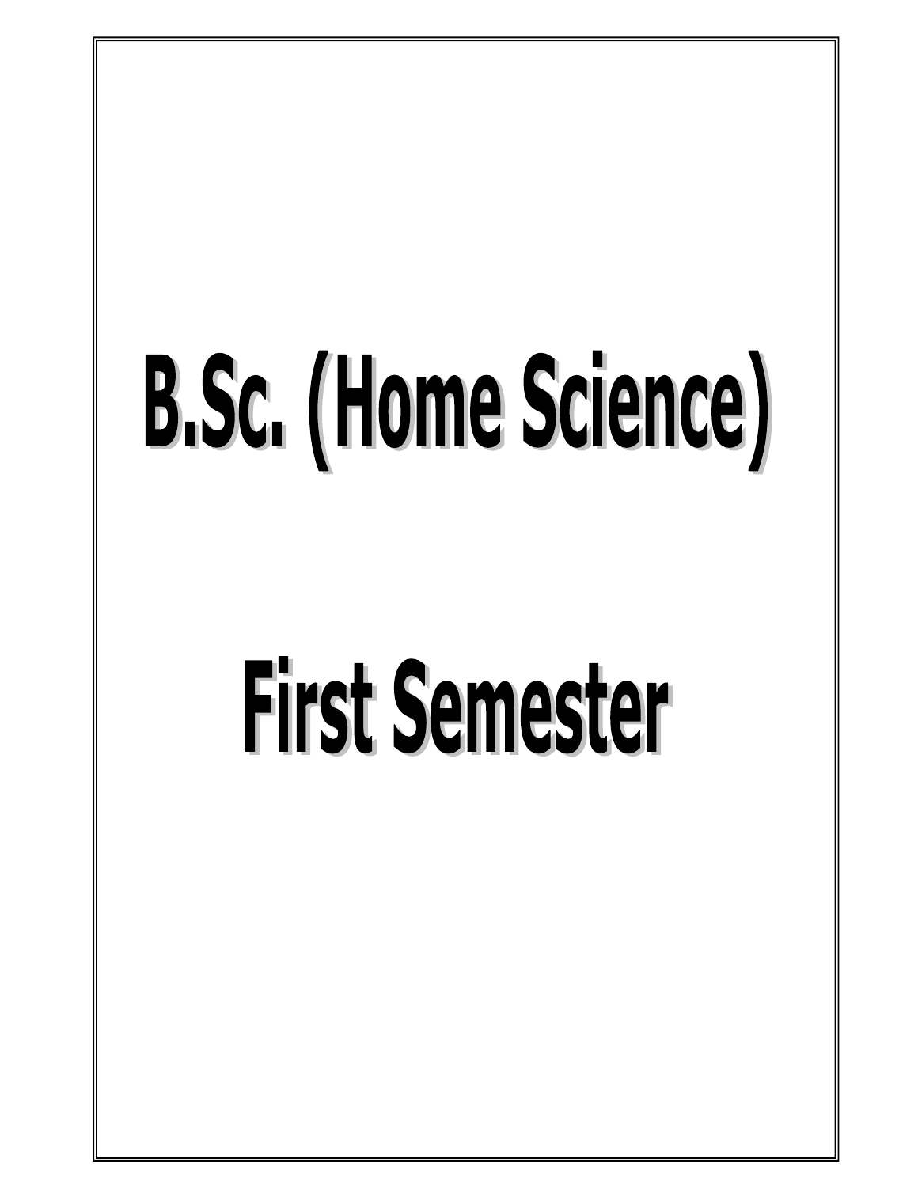# B.Sc. (Home Science)

# First Semester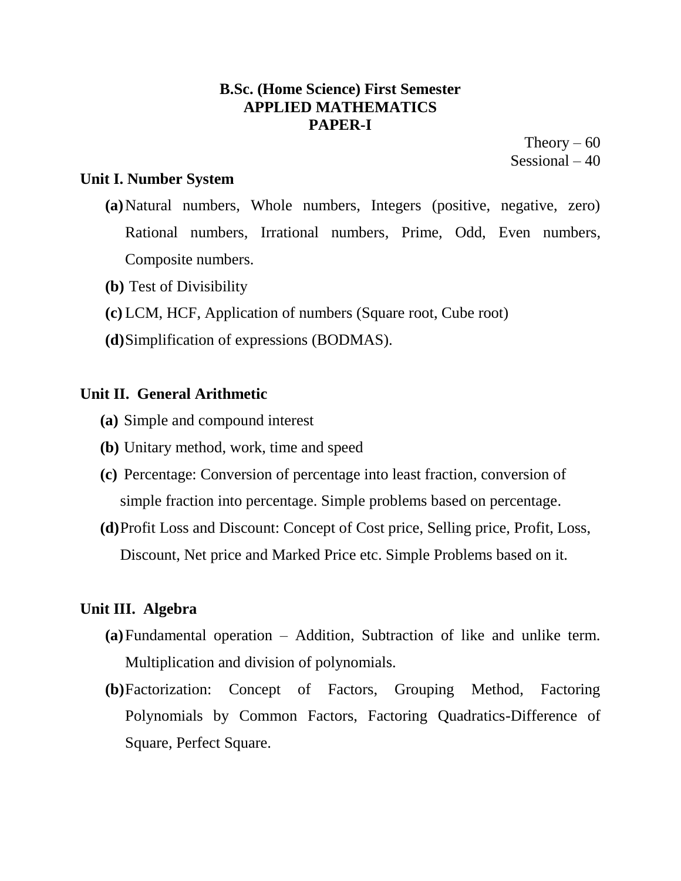# B.Sc. (Home Science) First Semester
# APPLIED MATHEMATICS
# PAPER-I

Theory – 60
Sessional – 40

## Unit I. Number System

- **(a)** Natural numbers, Whole numbers, Integers (positive, negative, zero) Rational numbers, Irrational numbers, Prime, Odd, Even numbers, Composite numbers.
- **(b)** Test of Divisibility
- **(c)** LCM, HCF, Application of numbers (Square root, Cube root)
- **(d)** Simplification of expressions (BODMAS).

## Unit II. General Arithmetic

- **(a)** Simple and compound interest
- **(b)** Unitary method, work, time and speed
- **(c)** Percentage: Conversion of percentage into least fraction, conversion of simple fraction into percentage. Simple problems based on percentage.
- **(d)** Profit Loss and Discount: Concept of Cost price, Selling price, Profit, Loss, Discount, Net price and Marked Price etc. Simple Problems based on it.

## Unit III. Algebra

- **(a)** Fundamental operation – Addition, Subtraction of like and unlike term. Multiplication and division of polynomials.
- **(b)** Factorization: Concept of Factors, Grouping Method, Factoring Polynomials by Common Factors, Factoring Quadratics-Difference of Square, Perfect Square.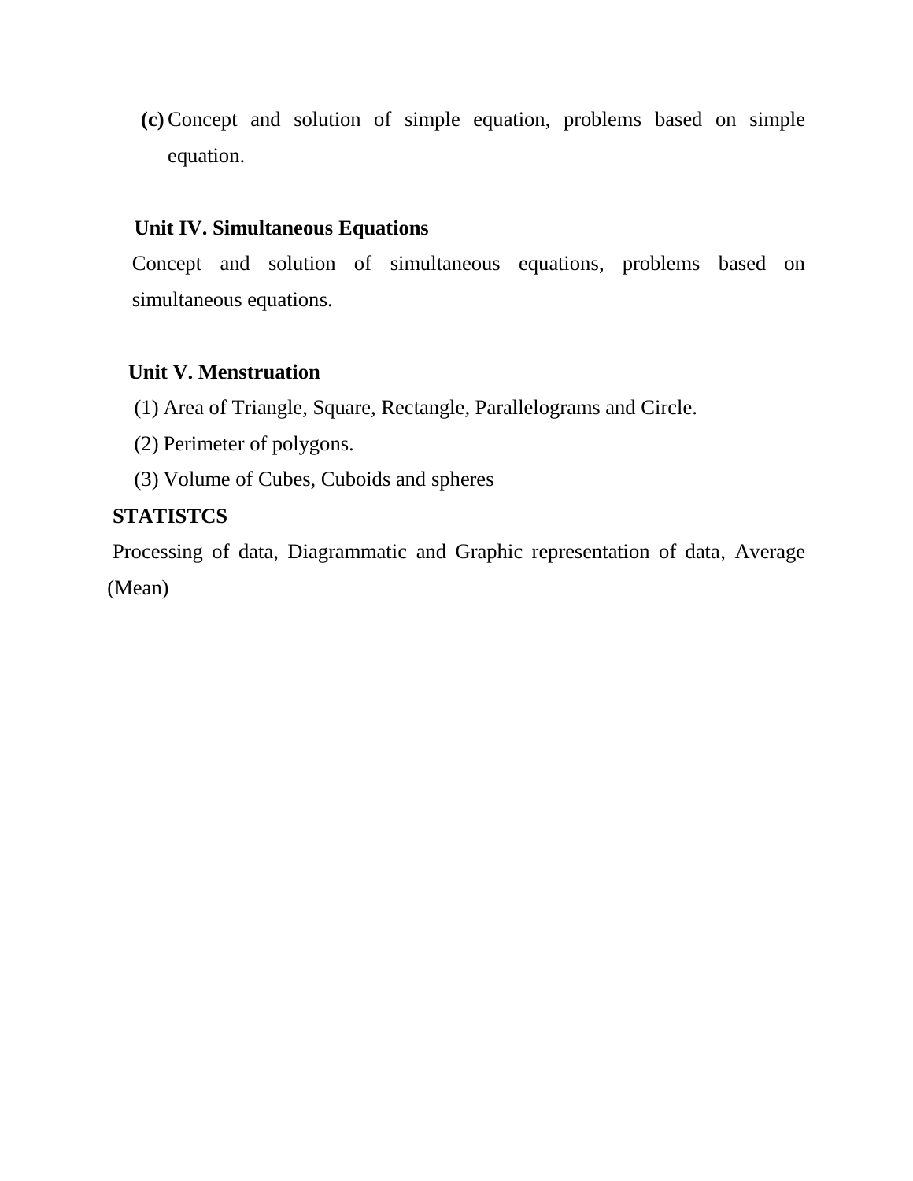**(c)** Concept and solution of simple equation, problems based on simple equation.

**Unit IV. Simultaneous Equations**

Concept and solution of simultaneous equations, problems based on simultaneous equations.

**Unit V. Menstruation**

(1) Area of Triangle, Square, Rectangle, Parallelograms and Circle.

(2) Perimeter of polygons.

(3) Volume of Cubes, Cuboids and spheres

**STATISTCS**

Processing of data, Diagrammatic and Graphic representation of data, Average (Mean)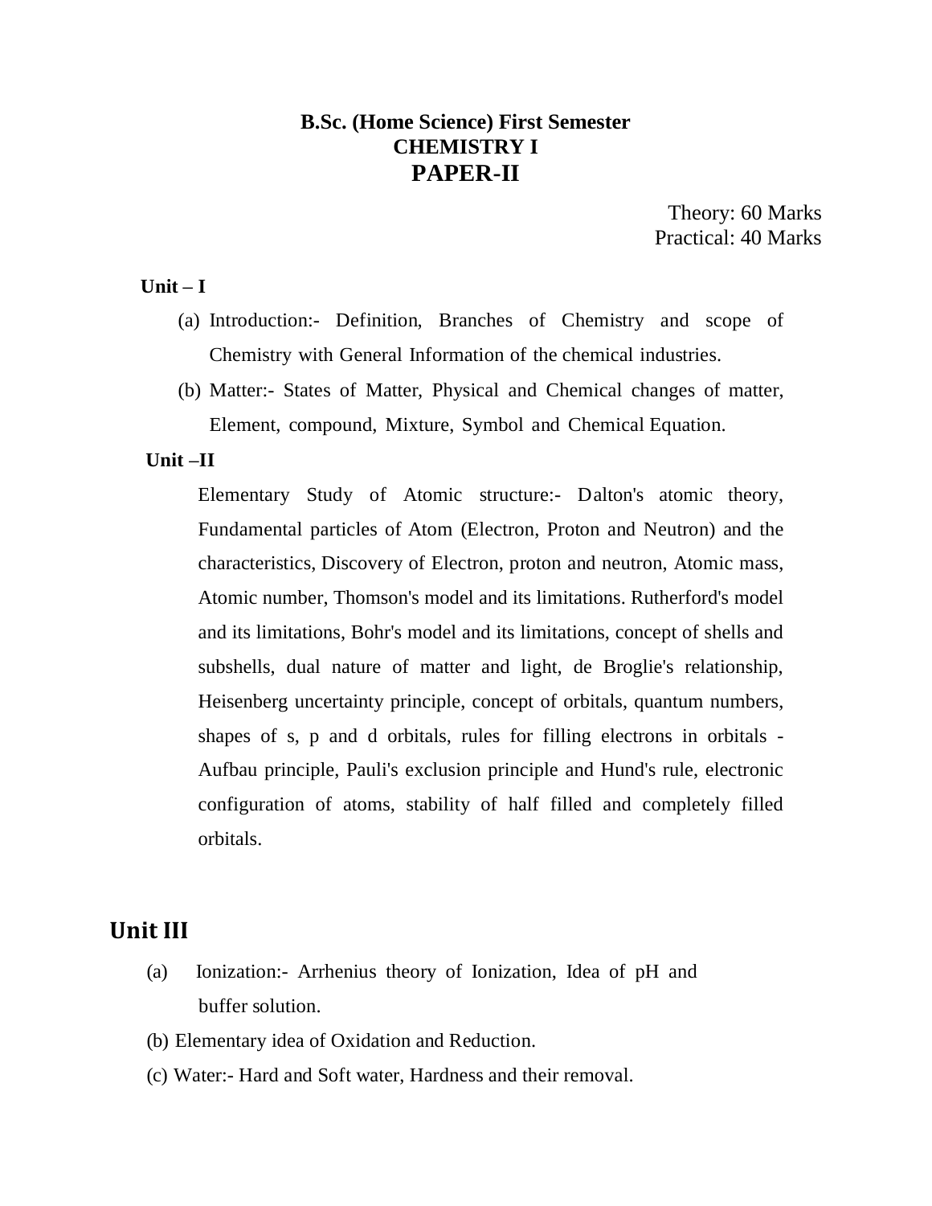# B.Sc. (Home Science) First Semester
## CHEMISTRY I
## PAPER-II

Theory: 60 Marks
Practical: 40 Marks

**Unit – I**

(a) Introduction:- Definition, Branches of Chemistry and scope of Chemistry with General Information of the chemical industries.

(b) Matter:- States of Matter, Physical and Chemical changes of matter, Element, compound, Mixture, Symbol and Chemical Equation.

**Unit –II**

Elementary Study of Atomic structure:- Dalton's atomic theory, Fundamental particles of Atom (Electron, Proton and Neutron) and the characteristics, Discovery of Electron, proton and neutron, Atomic mass, Atomic number, Thomson's model and its limitations. Rutherford's model and its limitations, Bohr's model and its limitations, concept of shells and subshells, dual nature of matter and light, de Broglie's relationship, Heisenberg uncertainty principle, concept of orbitals, quantum numbers, shapes of s, p and d orbitals, rules for filling electrons in orbitals - Aufbau principle, Pauli's exclusion principle and Hund's rule, electronic configuration of atoms, stability of half filled and completely filled orbitals.

## Unit III

(a) Ionization:- Arrhenius theory of Ionization, Idea of pH and buffer solution.

(b) Elementary idea of Oxidation and Reduction.

(c) Water:- Hard and Soft water, Hardness and their removal.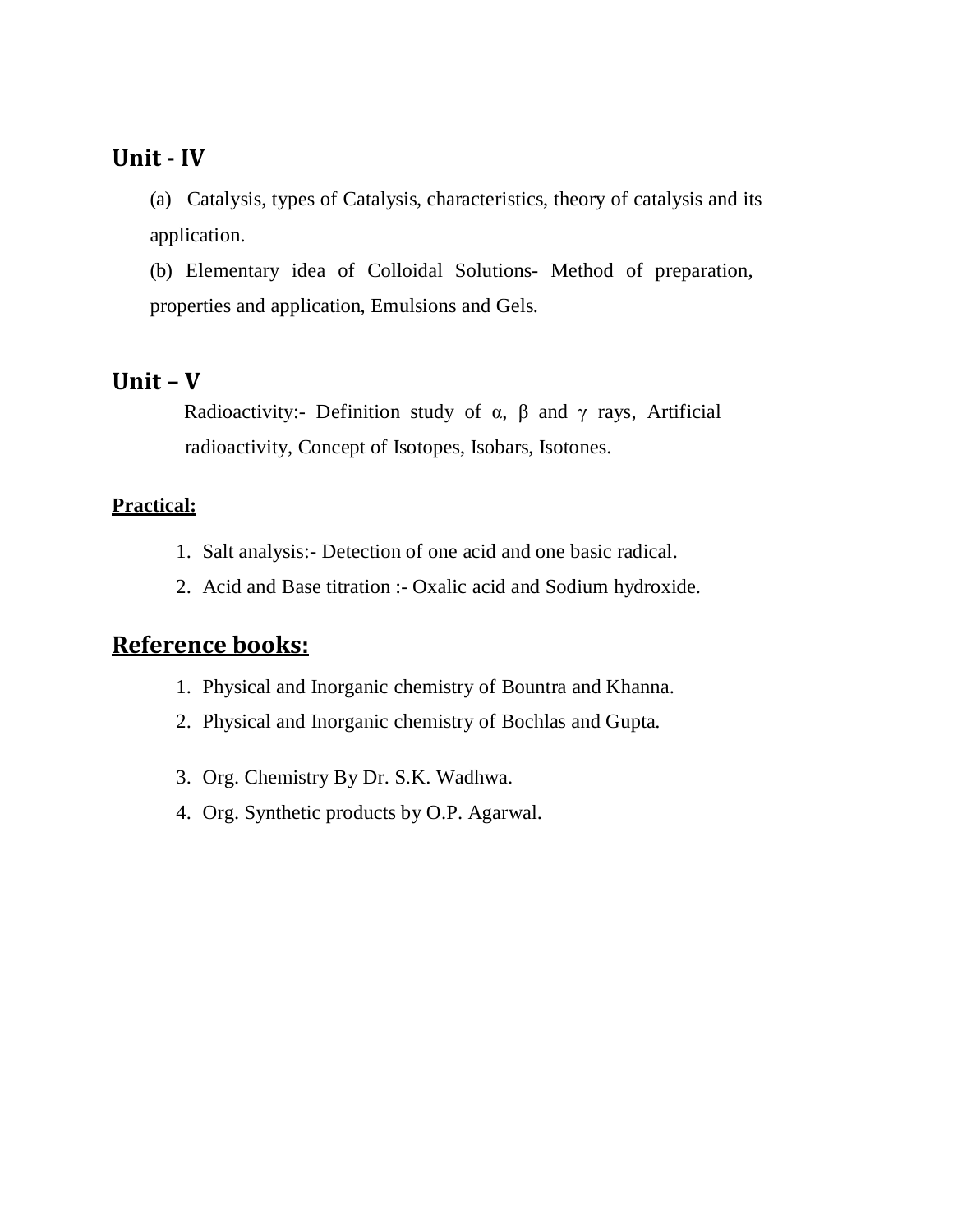## Unit - IV

(a) Catalysis, types of Catalysis, characteristics, theory of catalysis and its application.

(b) Elementary idea of Colloidal Solutions- Method of preparation, properties and application, Emulsions and Gels.

## Unit – V

Radioactivity:- Definition study of $\alpha$, $\beta$ and $\gamma$ rays, Artificial radioactivity, Concept of Isotopes, Isobars, Isotones.

**Practical:**

1. Salt analysis:- Detection of one acid and one basic radical.
2. Acid and Base titration :- Oxalic acid and Sodium hydroxide.

## Reference books:

1. Physical and Inorganic chemistry of Bountra and Khanna.
2. Physical and Inorganic chemistry of Bochlas and Gupta.
3. Org. Chemistry By Dr. S.K. Wadhwa.
4. Org. Synthetic products by O.P. Agarwal.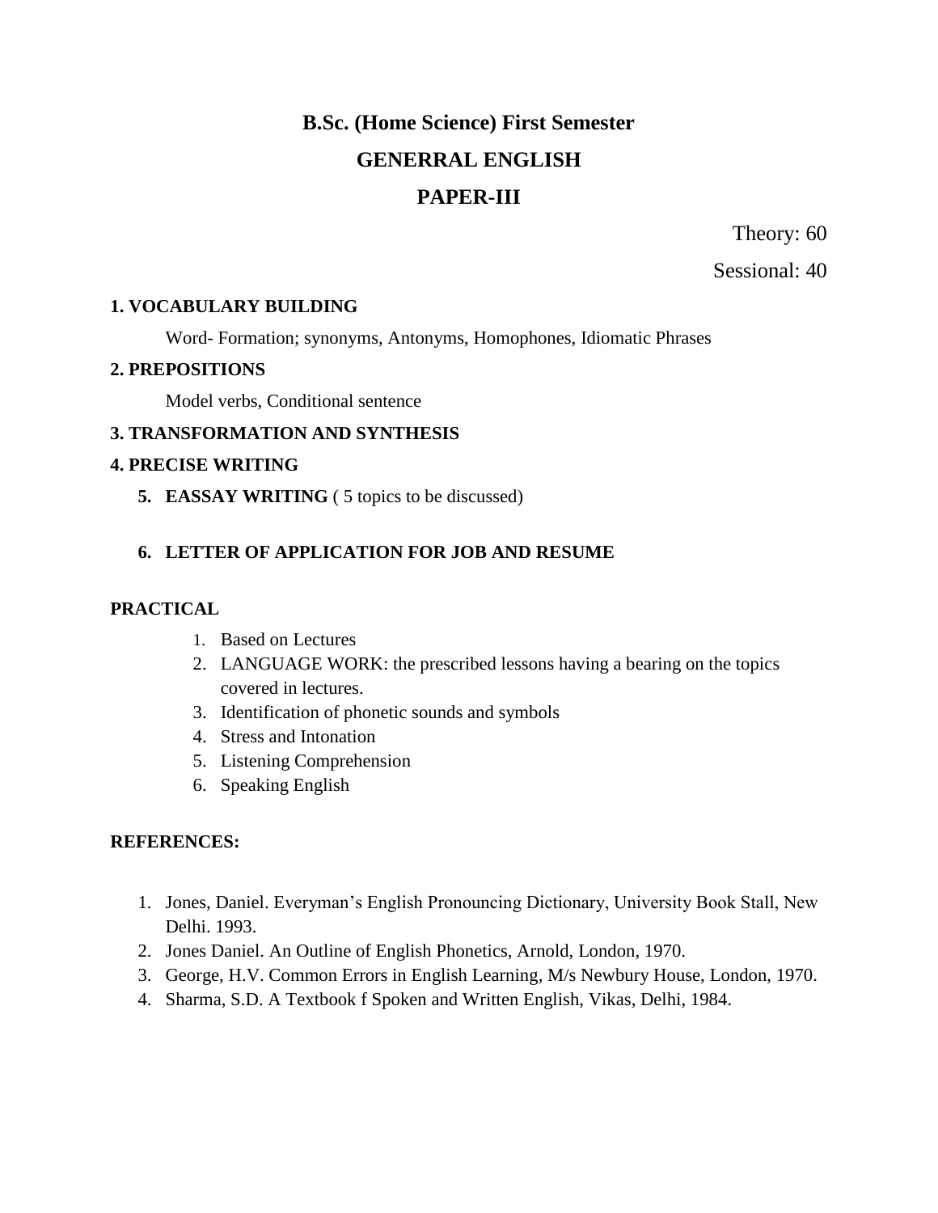# B.Sc. (Home Science) First Semester

## GENERRAL ENGLISH

## PAPER-III

Theory: 60

Sessional: 40

**1. VOCABULARY BUILDING**

Word- Formation; synonyms, Antonyms, Homophones, Idiomatic Phrases

**2. PREPOSITIONS**

Model verbs, Conditional sentence

**3. TRANSFORMATION AND SYNTHESIS**

**4. PRECISE WRITING**

**5. EASSAY WRITING** ( 5 topics to be discussed)

**6. LETTER OF APPLICATION FOR JOB AND RESUME**

**PRACTICAL**

1. Based on Lectures
2. LANGUAGE WORK: the prescribed lessons having a bearing on the topics covered in lectures.
3. Identification of phonetic sounds and symbols
4. Stress and Intonation
5. Listening Comprehension
6. Speaking English

**REFERENCES:**

1. Jones, Daniel. Everyman's English Pronouncing Dictionary, University Book Stall, New Delhi. 1993.
2. Jones Daniel. An Outline of English Phonetics, Arnold, London, 1970.
3. George, H.V. Common Errors in English Learning, M/s Newbury House, London, 1970.
4. Sharma, S.D. A Textbook f Spoken and Written English, Vikas, Delhi, 1984.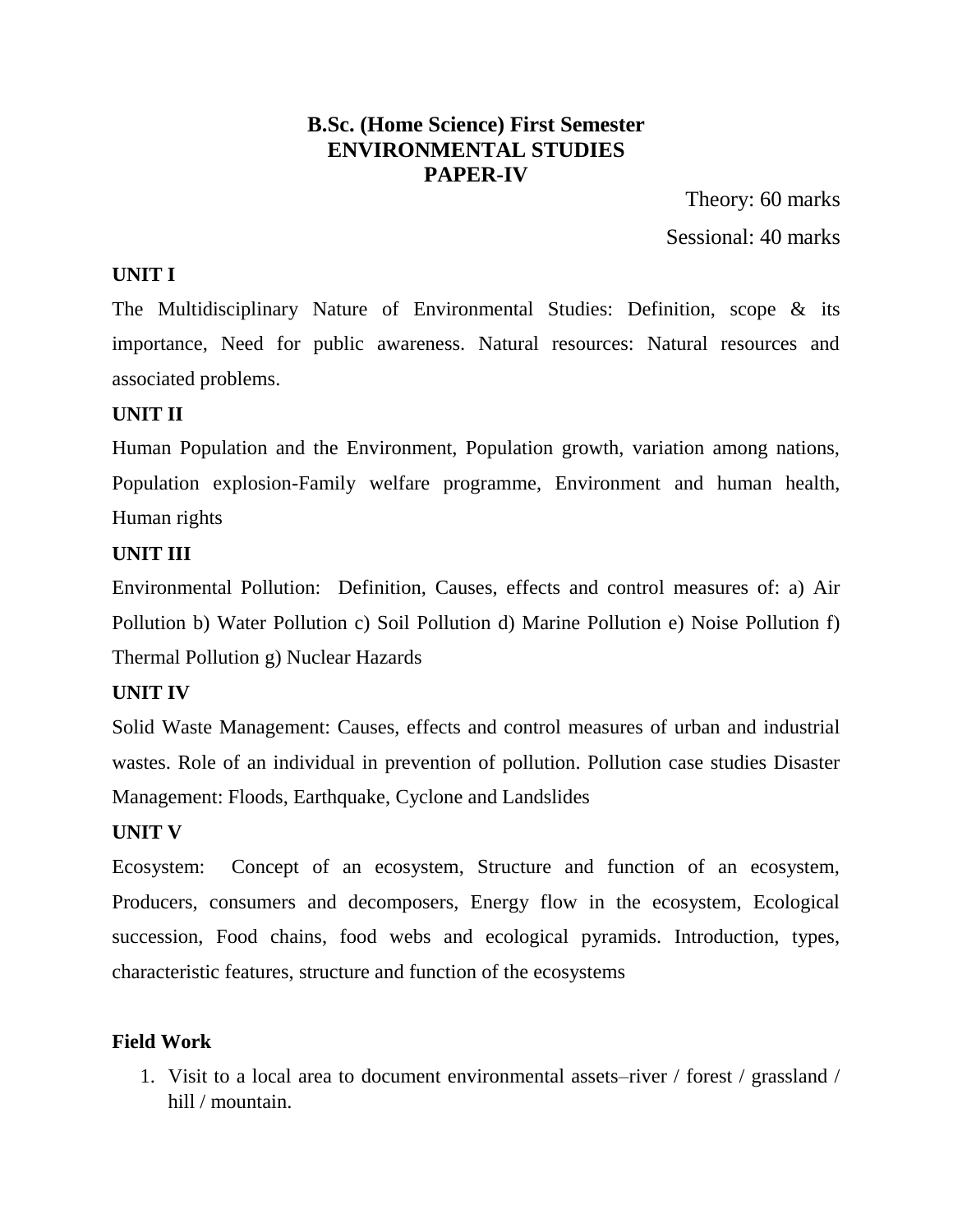# B.Sc. (Home Science) First Semester
# ENVIRONMENTAL STUDIES
# PAPER-IV

Theory: 60 marks

Sessional: 40 marks

**UNIT I**

The Multidisciplinary Nature of Environmental Studies: Definition, scope & its importance, Need for public awareness. Natural resources: Natural resources and associated problems.

**UNIT II**

Human Population and the Environment, Population growth, variation among nations, Population explosion-Family welfare programme, Environment and human health, Human rights

**UNIT III**

Environmental Pollution: Definition, Causes, effects and control measures of: a) Air Pollution b) Water Pollution c) Soil Pollution d) Marine Pollution e) Noise Pollution f) Thermal Pollution g) Nuclear Hazards

**UNIT IV**

Solid Waste Management: Causes, effects and control measures of urban and industrial wastes. Role of an individual in prevention of pollution. Pollution case studies Disaster Management: Floods, Earthquake, Cyclone and Landslides

**UNIT V**

Ecosystem: Concept of an ecosystem, Structure and function of an ecosystem, Producers, consumers and decomposers, Energy flow in the ecosystem, Ecological succession, Food chains, food webs and ecological pyramids. Introduction, types, characteristic features, structure and function of the ecosystems

**Field Work**

1. Visit to a local area to document environmental assets–river / forest / grassland / hill / mountain.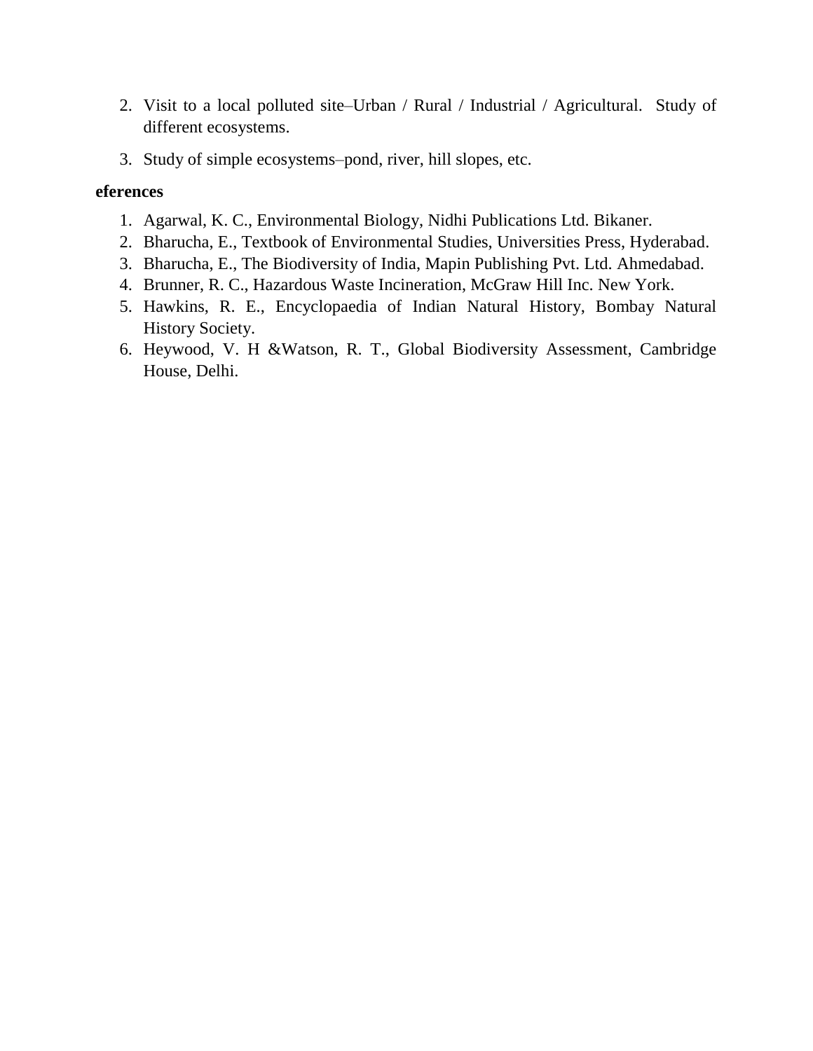2. Visit to a local polluted site–Urban / Rural / Industrial / Agricultural. Study of different ecosystems.
3. Study of simple ecosystems–pond, river, hill slopes, etc.

**eferences**

1. Agarwal, K. C., Environmental Biology, Nidhi Publications Ltd. Bikaner.
2. Bharucha, E., Textbook of Environmental Studies, Universities Press, Hyderabad.
3. Bharucha, E., The Biodiversity of India, Mapin Publishing Pvt. Ltd. Ahmedabad.
4. Brunner, R. C., Hazardous Waste Incineration, McGraw Hill Inc. New York.
5. Hawkins, R. E., Encyclopaedia of Indian Natural History, Bombay Natural History Society.
6. Heywood, V. H &Watson, R. T., Global Biodiversity Assessment, Cambridge House, Delhi.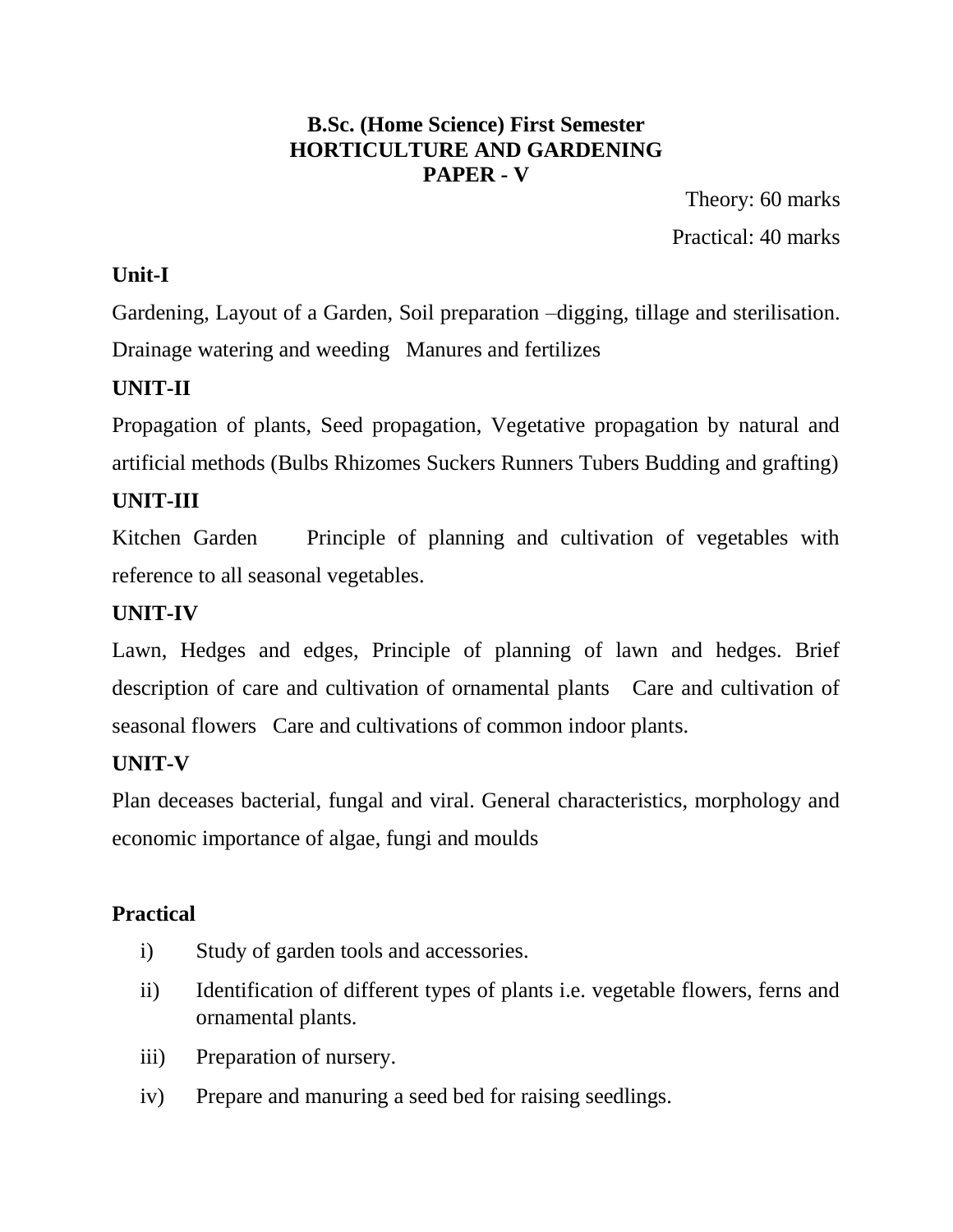**B.Sc. (Home Science) First Semester**
**HORTICULTURE AND GARDENING**
**PAPER - V**

Theory: 60 marks

Practical: 40 marks

**Unit-I**

Gardening, Layout of a Garden, Soil preparation –digging, tillage and sterilisation. Drainage watering and weeding Manures and fertilizes

**UNIT-II**

Propagation of plants, Seed propagation, Vegetative propagation by natural and artificial methods (Bulbs Rhizomes Suckers Runners Tubers Budding and grafting)

**UNIT-III**

Kitchen Garden Principle of planning and cultivation of vegetables with reference to all seasonal vegetables.

**UNIT-IV**

Lawn, Hedges and edges, Principle of planning of lawn and hedges. Brief description of care and cultivation of ornamental plants Care and cultivation of seasonal flowers Care and cultivations of common indoor plants.

**UNIT-V**

Plan deceases bacterial, fungal and viral. General characteristics, morphology and economic importance of algae, fungi and moulds

**Practical**

i) Study of garden tools and accessories.

ii) Identification of different types of plants i.e. vegetable flowers, ferns and ornamental plants.

iii) Preparation of nursery.

iv) Prepare and manuring a seed bed for raising seedlings.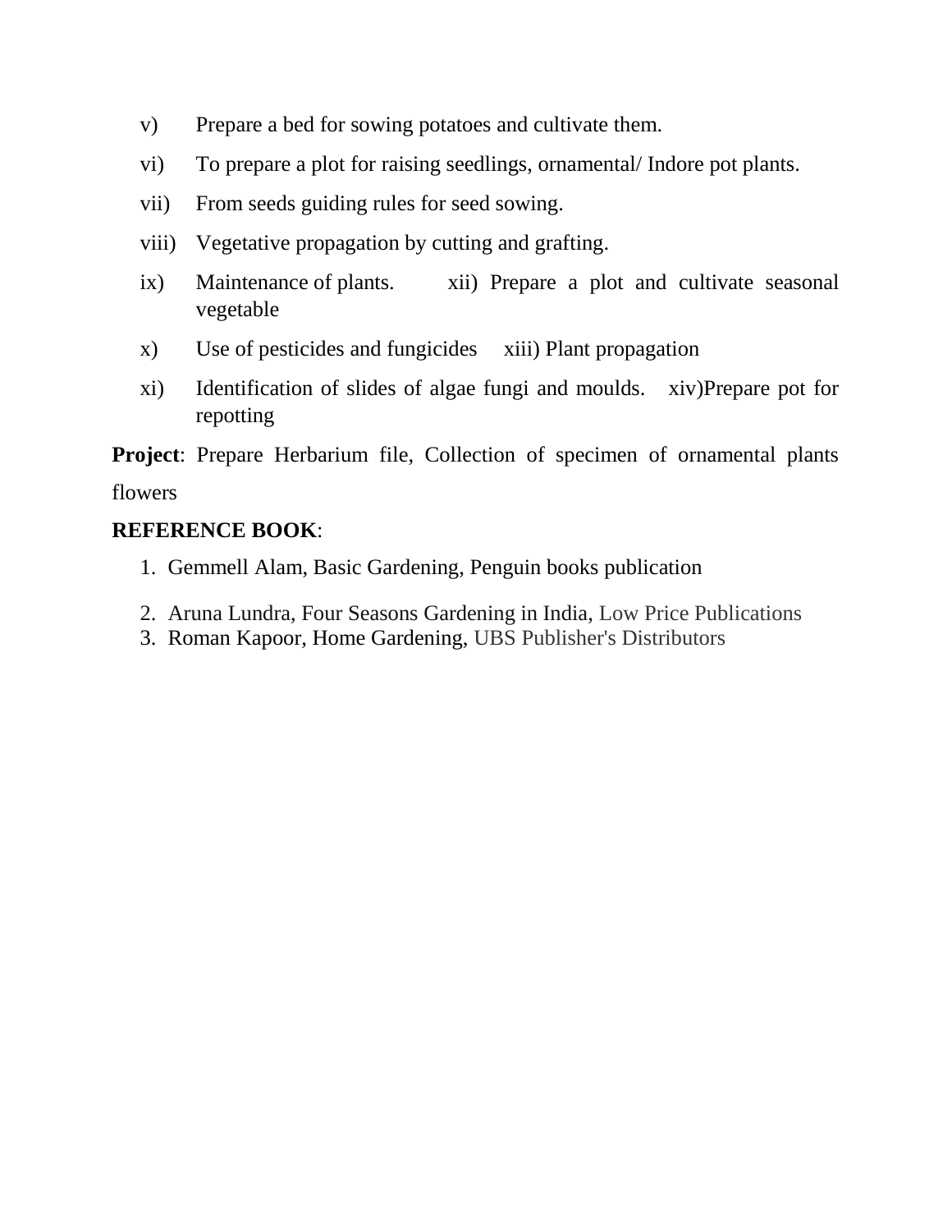v) Prepare a bed for sowing potatoes and cultivate them.

vi) To prepare a plot for raising seedlings, ornamental/ Indore pot plants.

vii) From seeds guiding rules for seed sowing.

viii) Vegetative propagation by cutting and grafting.

ix) Maintenance of plants.

x) Use of pesticides and fungicides

xi) Identification of slides of algae fungi and moulds.

xii) Prepare a plot and cultivate seasonal vegetable

xiii) Plant propagation

xiv) Prepare pot for repotting

**Project**: Prepare Herbarium file, Collection of specimen of ornamental plants flowers

**REFERENCE BOOK**:

1. Gemmell Alam, Basic Gardening, Penguin books publication
2. Aruna Lundra, Four Seasons Gardening in India, Low Price Publications
3. Roman Kapoor, Home Gardening, UBS Publisher's Distributors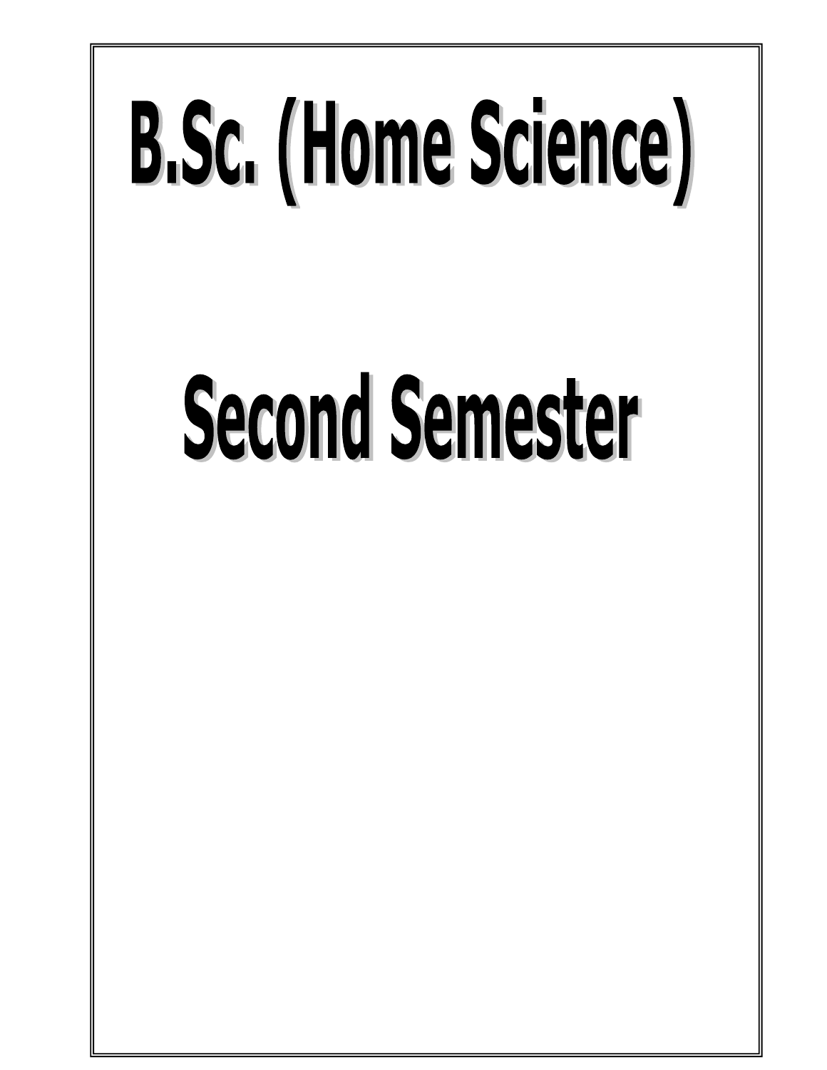# B.Sc. (Home Science)

# Second Semester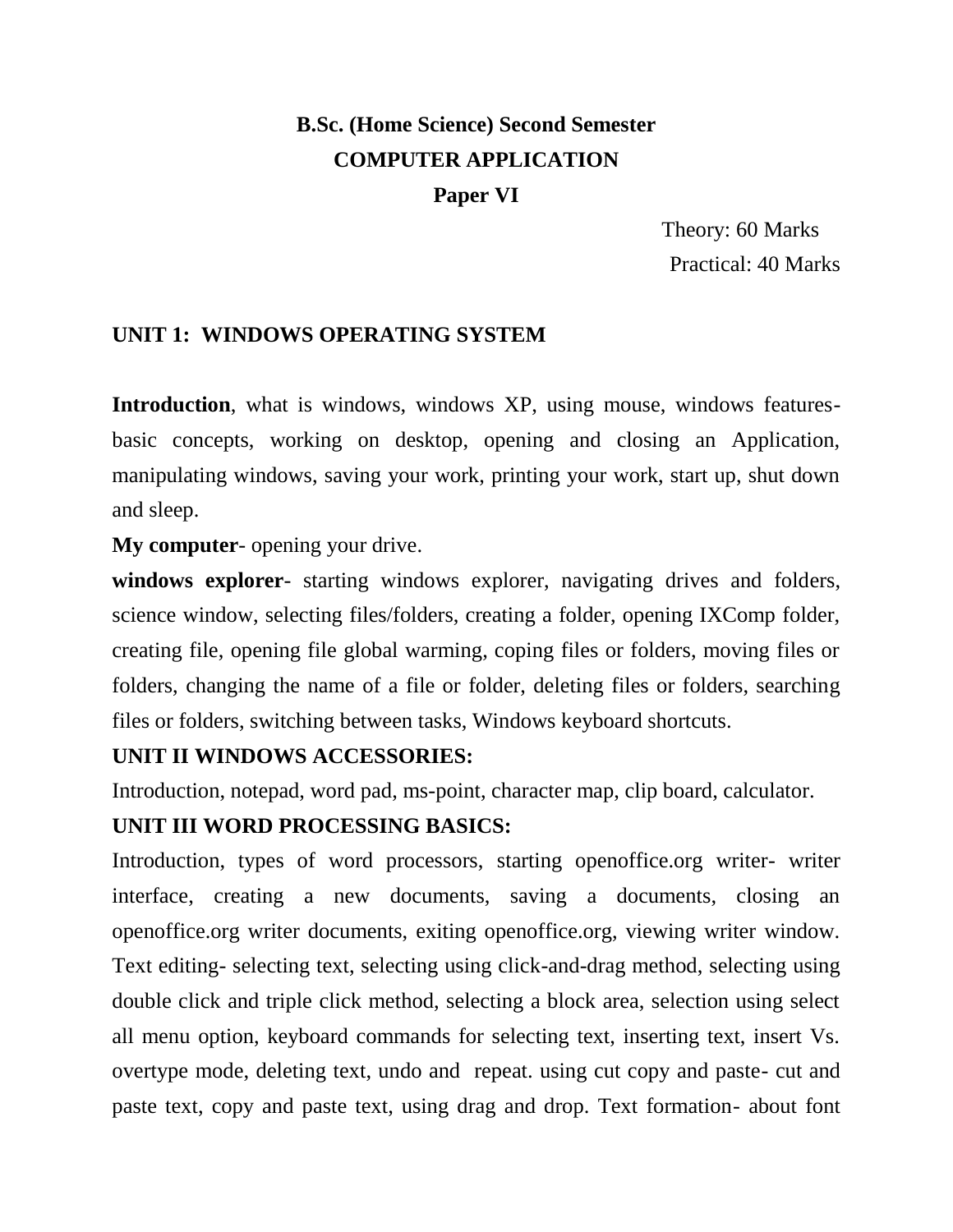**B.Sc. (Home Science) Second Semester**

**COMPUTER APPLICATION**

**Paper VI**

Theory: 60 Marks

Practical: 40 Marks

**UNIT 1: WINDOWS OPERATING SYSTEM**

**Introduction**, what is windows, windows XP, using mouse, windows features-basic concepts, working on desktop, opening and closing an Application, manipulating windows, saving your work, printing your work, start up, shut down and sleep.

**My computer**- opening your drive.

**windows explorer**- starting windows explorer, navigating drives and folders, science window, selecting files/folders, creating a folder, opening IXComp folder, creating file, opening file global warming, coping files or folders, moving files or folders, changing the name of a file or folder, deleting files or folders, searching files or folders, switching between tasks, Windows keyboard shortcuts.

**UNIT II WINDOWS ACCESSORIES:**

Introduction, notepad, word pad, ms-point, character map, clip board, calculator.

**UNIT III WORD PROCESSING BASICS:**

Introduction, types of word processors, starting openoffice.org writer- writer interface, creating a new documents, saving a documents, closing an openoffice.org writer documents, exiting openoffice.org, viewing writer window. Text editing- selecting text, selecting using click-and-drag method, selecting using double click and triple click method, selecting a block area, selection using select all menu option, keyboard commands for selecting text, inserting text, insert Vs. overtype mode, deleting text, undo and repeat. using cut copy and paste- cut and paste text, copy and paste text, using drag and drop. Text formation- about font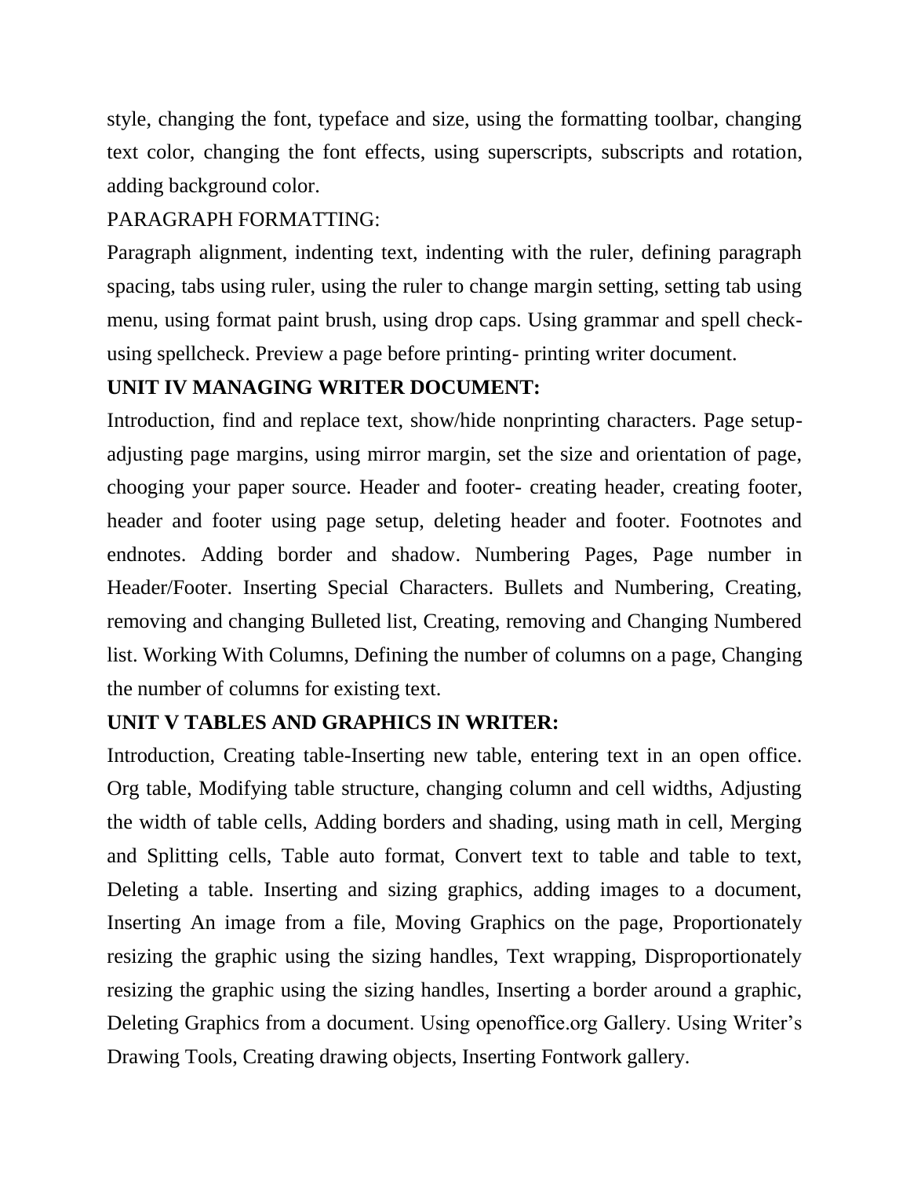style, changing the font, typeface and size, using the formatting toolbar, changing text color, changing the font effects, using superscripts, subscripts and rotation, adding background color.

PARAGRAPH FORMATTING:

Paragraph alignment, indenting text, indenting with the ruler, defining paragraph spacing, tabs using ruler, using the ruler to change margin setting, setting tab using menu, using format paint brush, using drop caps. Using grammar and spell check- using spellcheck. Preview a page before printing- printing writer document.

**UNIT IV MANAGING WRITER DOCUMENT:**

Introduction, find and replace text, show/hide nonprinting characters. Page setup- adjusting page margins, using mirror margin, set the size and orientation of page, chooging your paper source. Header and footer- creating header, creating footer, header and footer using page setup, deleting header and footer. Footnotes and endnotes. Adding border and shadow. Numbering Pages, Page number in Header/Footer. Inserting Special Characters. Bullets and Numbering, Creating, removing and changing Bulleted list, Creating, removing and Changing Numbered list. Working With Columns, Defining the number of columns on a page, Changing the number of columns for existing text.

**UNIT V TABLES AND GRAPHICS IN WRITER:**

Introduction, Creating table-Inserting new table, entering text in an open office. Org table, Modifying table structure, changing column and cell widths, Adjusting the width of table cells, Adding borders and shading, using math in cell, Merging and Splitting cells, Table auto format, Convert text to table and table to text, Deleting a table. Inserting and sizing graphics, adding images to a document, Inserting An image from a file, Moving Graphics on the page, Proportionately resizing the graphic using the sizing handles, Text wrapping, Disproportionately resizing the graphic using the sizing handles, Inserting a border around a graphic, Deleting Graphics from a document. Using openoffice.org Gallery. Using Writer's Drawing Tools, Creating drawing objects, Inserting Fontwork gallery.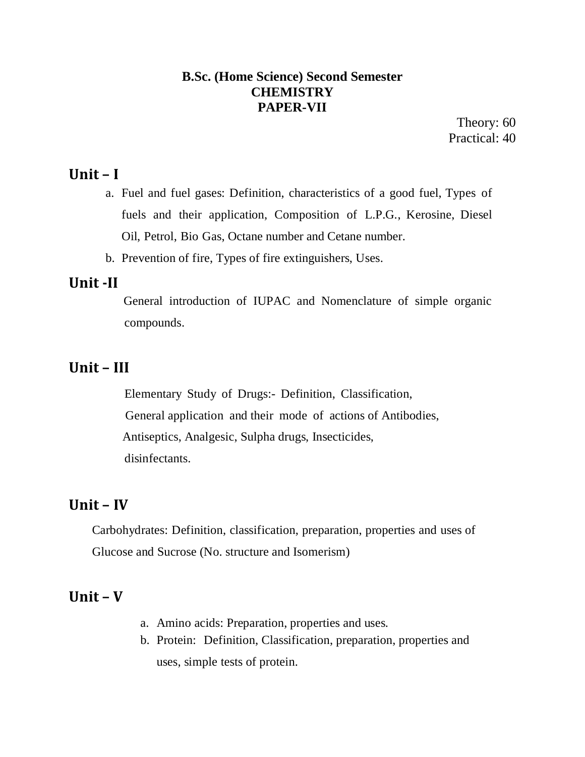**B.Sc. (Home Science) Second Semester**
**CHEMISTRY**
**PAPER-VII**

Theory: 60
Practical: 40

## Unit – I

a. Fuel and fuel gases: Definition, characteristics of a good fuel, Types of fuels and their application, Composition of L.P.G., Kerosine, Diesel Oil, Petrol, Bio Gas, Octane number and Cetane number.
b. Prevention of fire, Types of fire extinguishers, Uses.

## Unit -II

General introduction of IUPAC and Nomenclature of simple organic compounds.

## Unit – III

Elementary Study of Drugs:- Definition, Classification, General application and their mode of actions of Antibodies, Antiseptics, Analgesic, Sulpha drugs, Insecticides, disinfectants.

## Unit – IV

Carbohydrates: Definition, classification, preparation, properties and uses of Glucose and Sucrose (No. structure and Isomerism)

## Unit – V

a. Amino acids: Preparation, properties and uses.
b. Protein: Definition, Classification, preparation, properties and uses, simple tests of protein.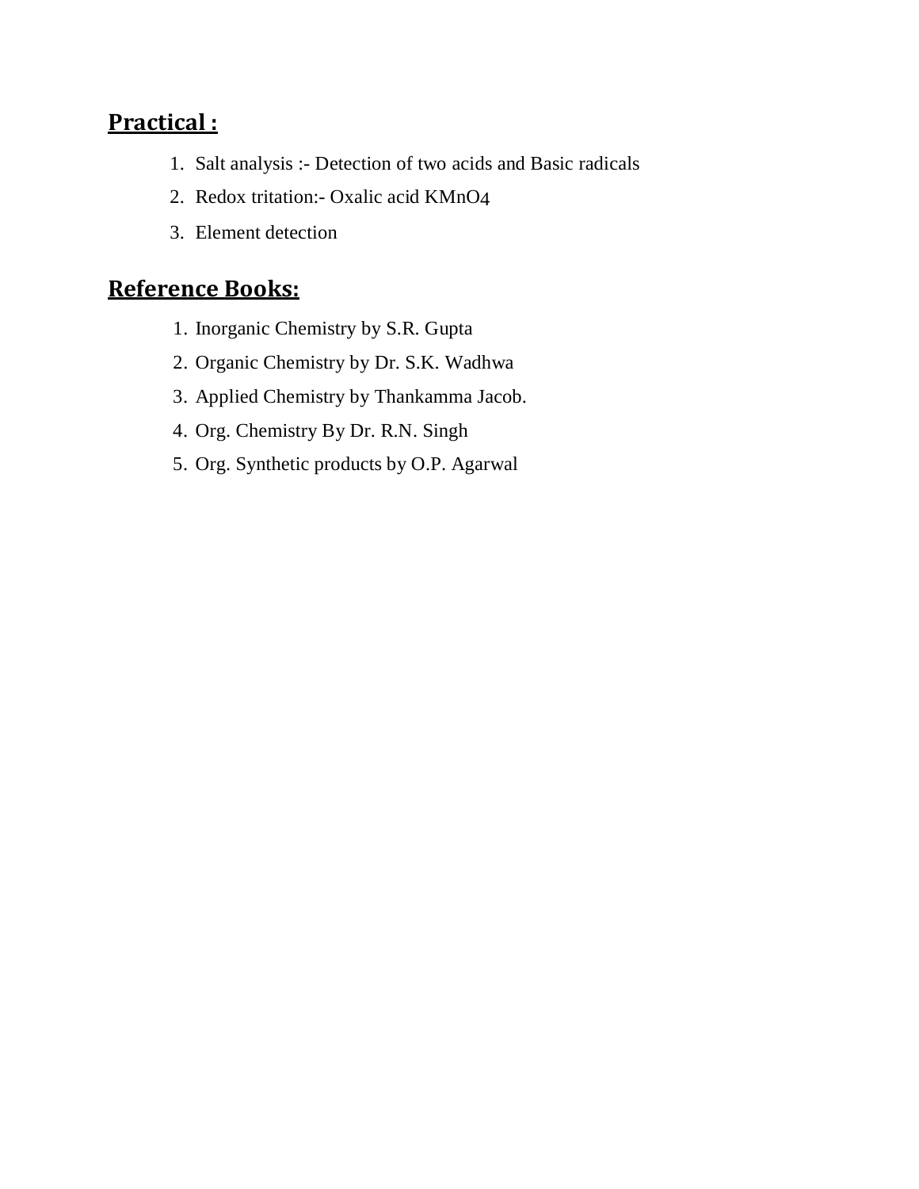## **Practical :**

1. Salt analysis :- Detection of two acids and Basic radicals
2. Redox tritation:- Oxalic acid $KMnO_4$
3. Element detection

## **Reference Books:**

1. Inorganic Chemistry by S.R. Gupta
2. Organic Chemistry by Dr. S.K. Wadhwa
3. Applied Chemistry by Thankamma Jacob.
4. Org. Chemistry By Dr. R.N. Singh
5. Org. Synthetic products by O.P. Agarwal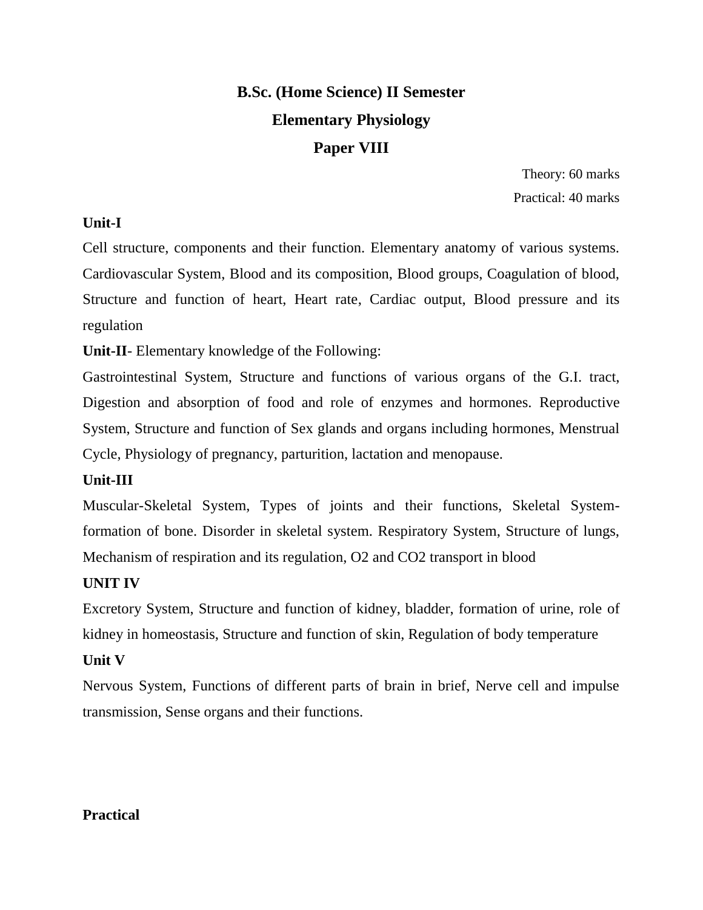# B.Sc. (Home Science) II Semester

## Elementary Physiology

## Paper VIII

Theory: 60 marks

Practical: 40 marks

**Unit-I**

Cell structure, components and their function. Elementary anatomy of various systems. Cardiovascular System, Blood and its composition, Blood groups, Coagulation of blood, Structure and function of heart, Heart rate, Cardiac output, Blood pressure and its regulation

**Unit-II**- Elementary knowledge of the Following:

Gastrointestinal System, Structure and functions of various organs of the G.I. tract, Digestion and absorption of food and role of enzymes and hormones. Reproductive System, Structure and function of Sex glands and organs including hormones, Menstrual Cycle, Physiology of pregnancy, parturition, lactation and menopause.

**Unit-III**

Muscular-Skeletal System, Types of joints and their functions, Skeletal System-formation of bone. Disorder in skeletal system. Respiratory System, Structure of lungs, Mechanism of respiration and its regulation, $O_2$ and $CO_2$ transport in blood

**UNIT IV**

Excretory System, Structure and function of kidney, bladder, formation of urine, role of kidney in homeostasis, Structure and function of skin, Regulation of body temperature

**Unit V**

Nervous System, Functions of different parts of brain in brief, Nerve cell and impulse transmission, Sense organs and their functions.

**Practical**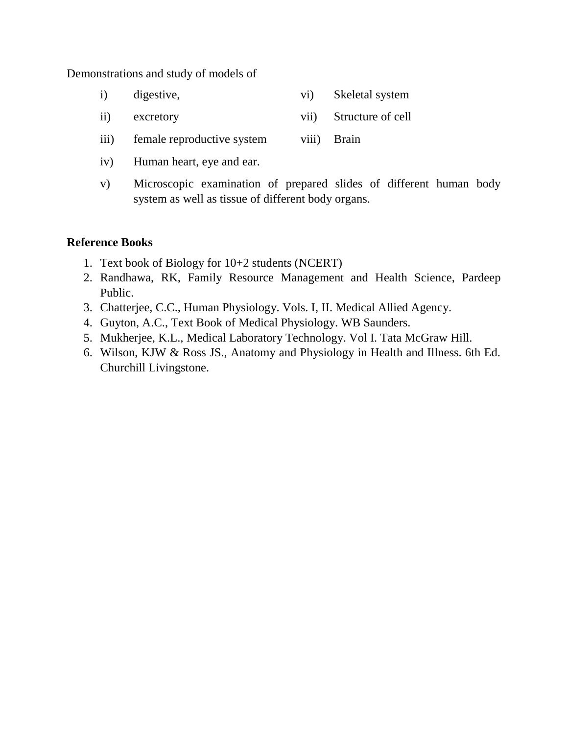Demonstrations and study of models of

i) digestive,

ii) excretory

iii) female reproductive system

iv) Human heart, eye and ear.

v) Microscopic examination of prepared slides of different human body system as well as tissue of different body organs.

vi) Skeletal system

vii) Structure of cell

viii) Brain

**Reference Books**

1. Text book of Biology for 10+2 students (NCERT)
2. Randhawa, RK, Family Resource Management and Health Science, Pardeep Public.
3. Chatterjee, C.C., Human Physiology. Vols. I, II. Medical Allied Agency.
4. Guyton, A.C., Text Book of Medical Physiology. WB Saunders.
5. Mukherjee, K.L., Medical Laboratory Technology. Vol I. Tata McGraw Hill.
6. Wilson, KJW & Ross JS., Anatomy and Physiology in Health and Illness. 6th Ed. Churchill Livingstone.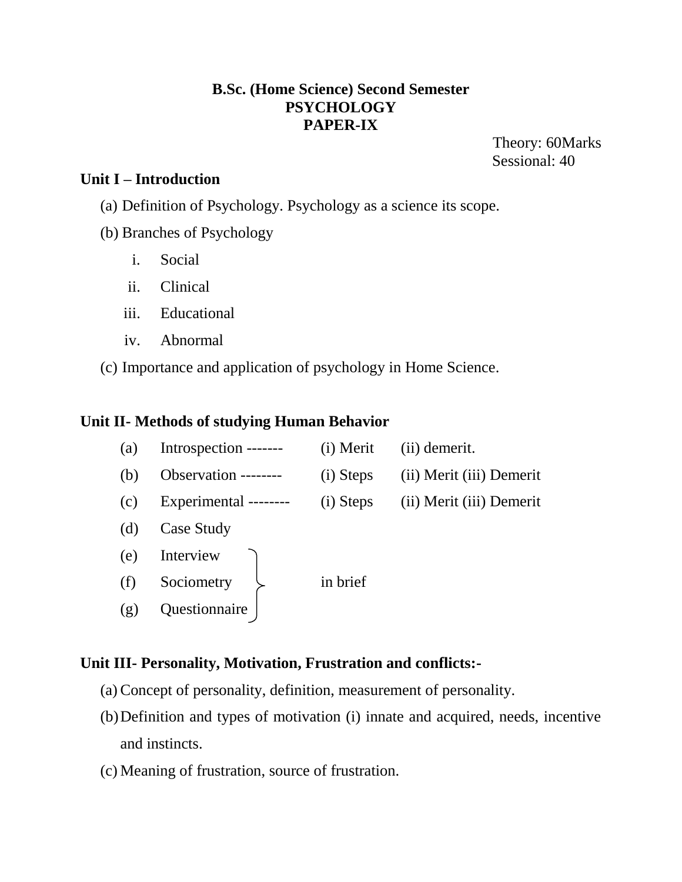**B.Sc. (Home Science) Second Semester**
**PSYCHOLOGY**
**PAPER-IX**

Theory: 60Marks
Sessional: 40

### Unit I – Introduction

(a) Definition of Psychology. Psychology as a science its scope.

(b) Branches of Psychology

i. Social
ii. Clinical
iii. Educational
iv. Abnormal

(c) Importance and application of psychology in Home Science.

### Unit II- Methods of studying Human Behavior

| | | | |
|---|---|---|---|
| (a) | Introspection ------- | (i) Merit | (ii) demerit. |
| (b) | Observation -------- | (i) Steps | (ii) Merit (iii) Demerit |
| (c) | Experimental -------- | (i) Steps | (ii) Merit (iii) Demerit |
| (d) | Case Study | | |
| (e) | Interview | in brief | |
| (f) | Sociometry | in brief | |
| (g) | Questionnaire | in brief | |

### Unit III- Personality, Motivation, Frustration and conflicts:-

(a) Concept of personality, definition, measurement of personality.

(b) Definition and types of motivation (i) innate and acquired, needs, incentive and instincts.

(c) Meaning of frustration, source of frustration.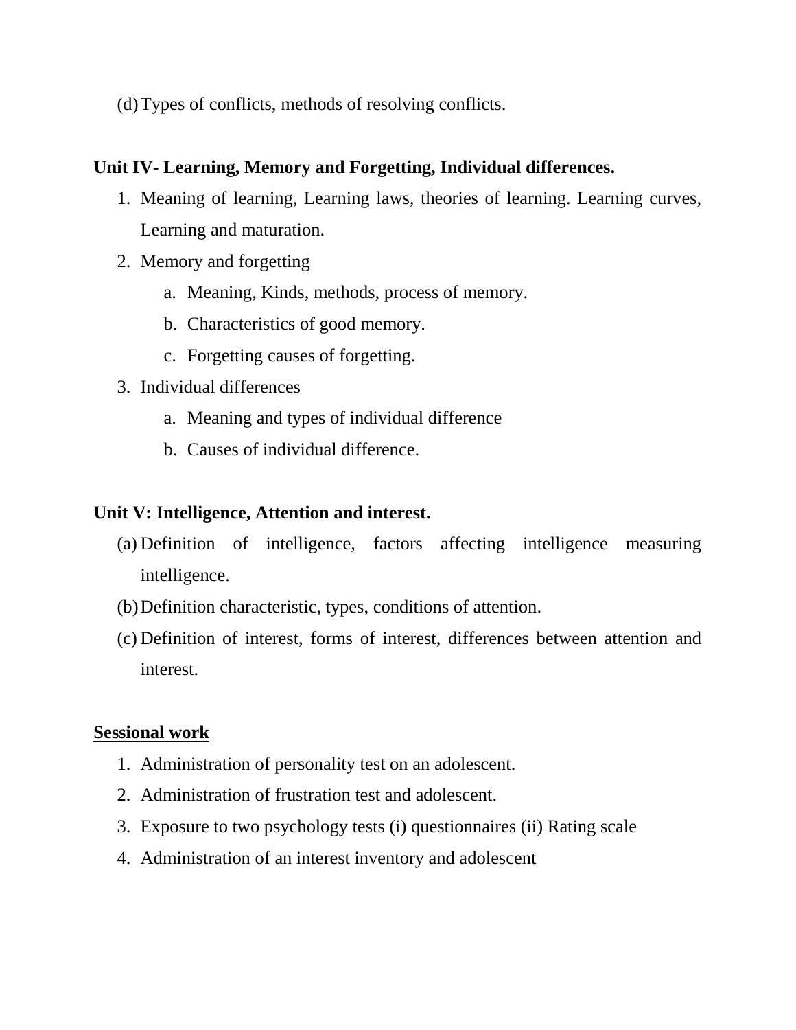(d) Types of conflicts, methods of resolving conflicts.

**Unit IV- Learning, Memory and Forgetting, Individual differences.**

1. Meaning of learning, Learning laws, theories of learning. Learning curves, Learning and maturation.
2. Memory and forgetting
   a. Meaning, Kinds, methods, process of memory.
   b. Characteristics of good memory.
   c. Forgetting causes of forgetting.
3. Individual differences
   a. Meaning and types of individual difference
   b. Causes of individual difference.

**Unit V: Intelligence, Attention and interest.**

(a) Definition of intelligence, factors affecting intelligence measuring intelligence.

(b) Definition characteristic, types, conditions of attention.

(c) Definition of interest, forms of interest, differences between attention and interest.

**<u>Sessional work</u>**

1. Administration of personality test on an adolescent.
2. Administration of frustration test and adolescent.
3. Exposure to two psychology tests (i) questionnaires (ii) Rating scale
4. Administration of an interest inventory and adolescent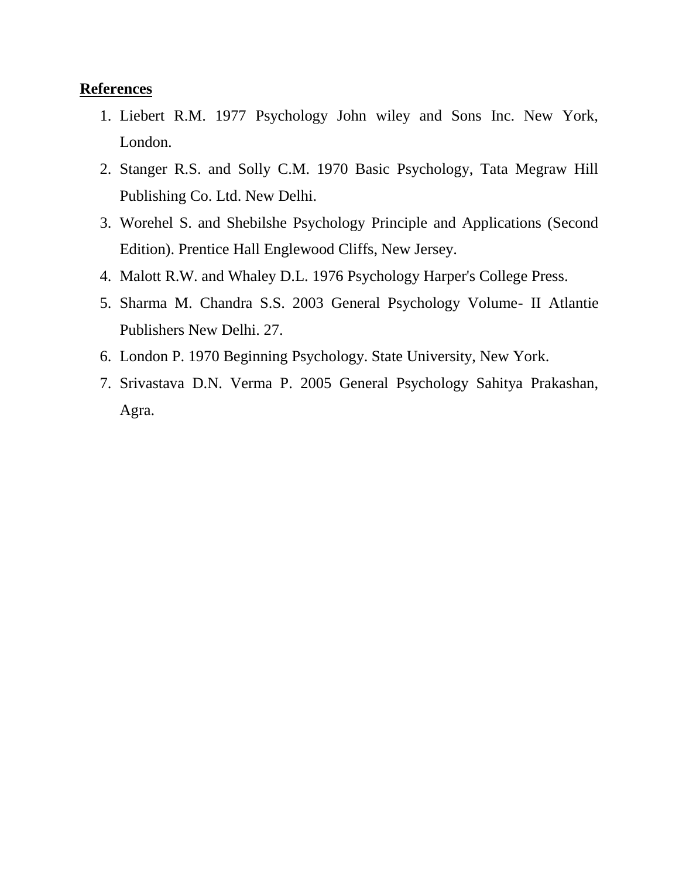**References**

1. Liebert R.M. 1977 Psychology John wiley and Sons Inc. New York, London.
2. Stanger R.S. and Solly C.M. 1970 Basic Psychology, Tata Megraw Hill Publishing Co. Ltd. New Delhi.
3. Worehel S. and Shebilshe Psychology Principle and Applications (Second Edition). Prentice Hall Englewood Cliffs, New Jersey.
4. Malott R.W. and Whaley D.L. 1976 Psychology Harper's College Press.
5. Sharma M. Chandra S.S. 2003 General Psychology Volume- II Atlantie Publishers New Delhi. 27.
6. London P. 1970 Beginning Psychology. State University, New York.
7. Srivastava D.N. Verma P. 2005 General Psychology Sahitya Prakashan, Agra.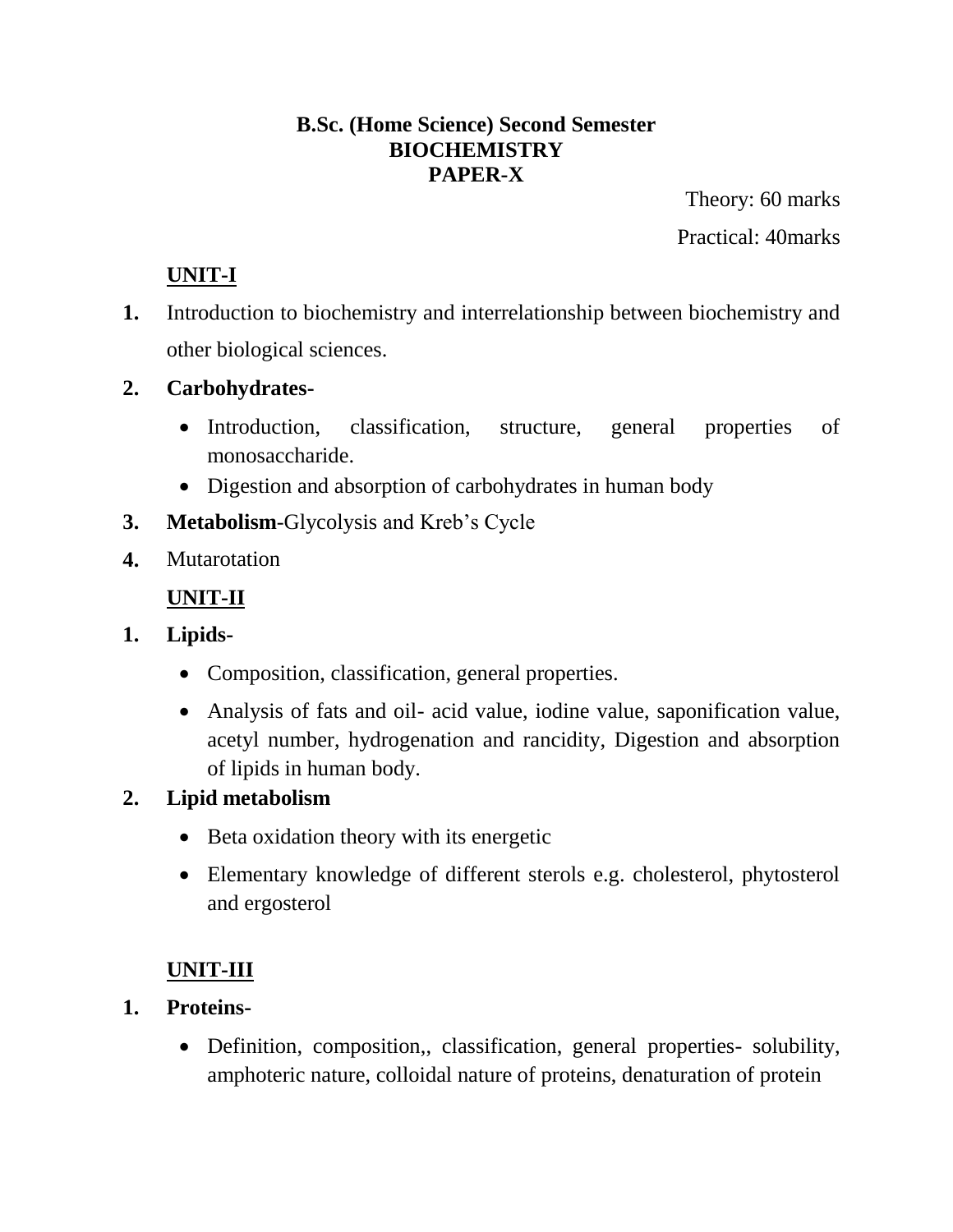**B.Sc. (Home Science) Second Semester**
**BIOCHEMISTRY**
**PAPER-X**

Theory: 60 marks

Practical: 40marks

**UNIT-I**

1. Introduction to biochemistry and interrelationship between biochemistry and other biological sciences.
2. **Carbohydrates-**
   - Introduction, classification, structure, general properties of monosaccharide.
   - Digestion and absorption of carbohydrates in human body
3. **Metabolism**-Glycolysis and Kreb's Cycle
4. Mutarotation

**UNIT-II**

1. **Lipids-**
   - Composition, classification, general properties.
   - Analysis of fats and oil- acid value, iodine value, saponification value, acetyl number, hydrogenation and rancidity, Digestion and absorption of lipids in human body.
2. **Lipid metabolism**
   - Beta oxidation theory with its energetic
   - Elementary knowledge of different sterols e.g. cholesterol, phytosterol and ergosterol

**UNIT-III**

1. **Proteins-**
   - Definition, composition,, classification, general properties- solubility, amphoteric nature, colloidal nature of proteins, denaturation of protein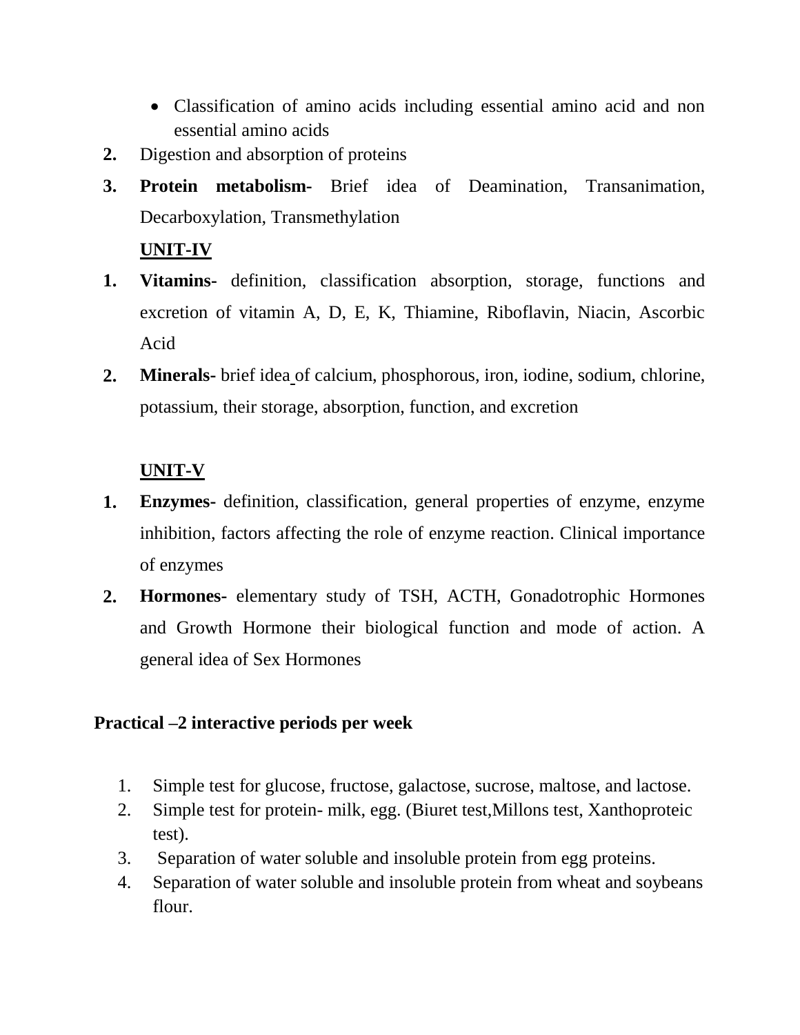- Classification of amino acids including essential amino acid and non essential amino acids

2. Digestion and absorption of proteins
3. **Protein metabolism-** Brief idea of Deamination, Transanimation, Decarboxylation, Transmethylation

**UNIT-IV**

1. **Vitamins-** definition, classification absorption, storage, functions and excretion of vitamin A, D, E, K, Thiamine, Riboflavin, Niacin, Ascorbic Acid
2. **Minerals-** brief idea of calcium, phosphorous, iron, iodine, sodium, chlorine, potassium, their storage, absorption, function, and excretion

**UNIT-V**

1. **Enzymes-** definition, classification, general properties of enzyme, enzyme inhibition, factors affecting the role of enzyme reaction. Clinical importance of enzymes
2. **Hormones-** elementary study of TSH, ACTH, Gonadotrophic Hormones and Growth Hormone their biological function and mode of action. A general idea of Sex Hormones

**Practical –2 interactive periods per week**

1. Simple test for glucose, fructose, galactose, sucrose, maltose, and lactose.
2. Simple test for protein- milk, egg. (Biuret test,Millons test, Xanthoproteic test).
3. Separation of water soluble and insoluble protein from egg proteins.
4. Separation of water soluble and insoluble protein from wheat and soybeans flour.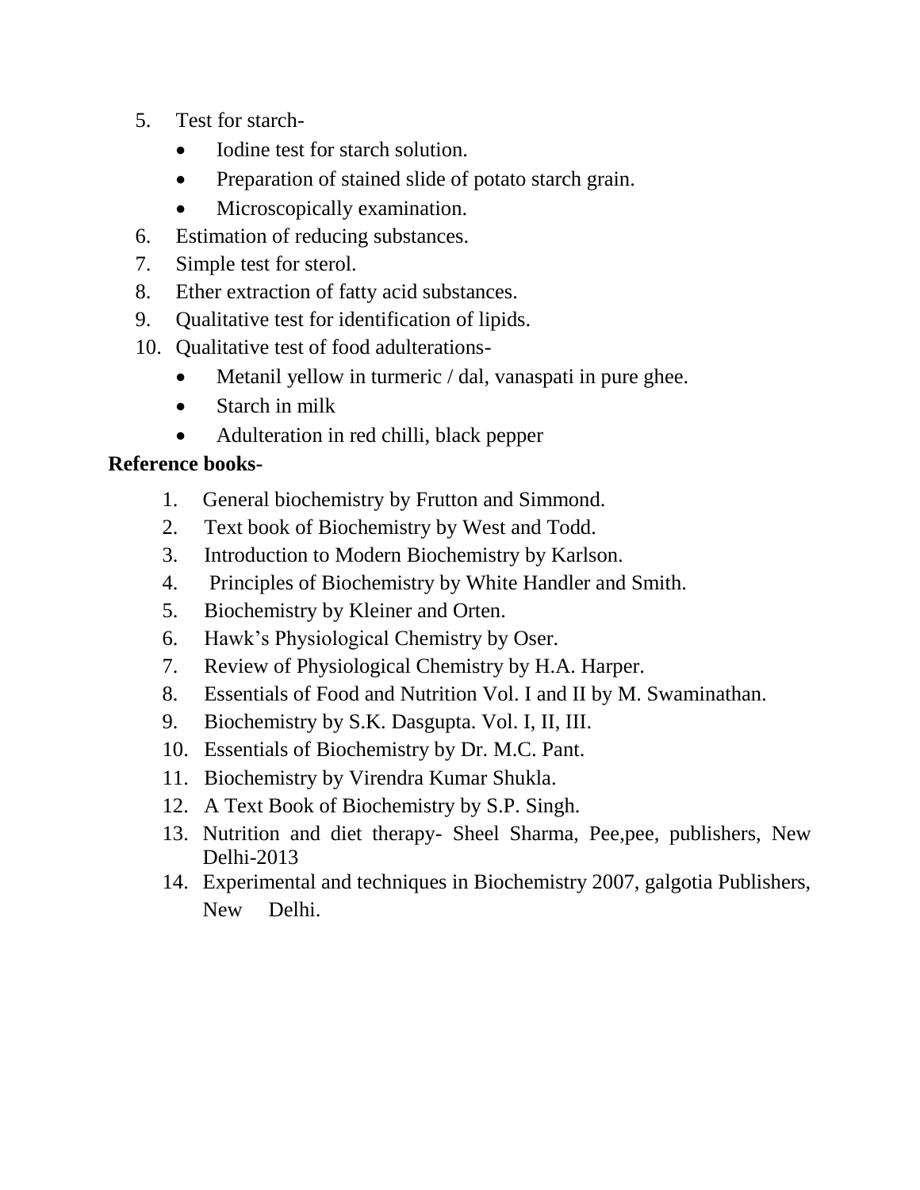5. Test for starch-
    - Iodine test for starch solution.
    - Preparation of stained slide of potato starch grain.
    - Microscopically examination.
6. Estimation of reducing substances.
7. Simple test for sterol.
8. Ether extraction of fatty acid substances.
9. Qualitative test for identification of lipids.
10. Qualitative test of food adulterations-
    - Metanil yellow in turmeric / dal, vanaspati in pure ghee.
    - Starch in milk
    - Adulteration in red chilli, black pepper

**Reference books-**

1. General biochemistry by Frutton and Simmond.
2. Text book of Biochemistry by West and Todd.
3. Introduction to Modern Biochemistry by Karlson.
4. Principles of Biochemistry by White Handler and Smith.
5. Biochemistry by Kleiner and Orten.
6. Hawk's Physiological Chemistry by Oser.
7. Review of Physiological Chemistry by H.A. Harper.
8. Essentials of Food and Nutrition Vol. I and II by M. Swaminathan.
9. Biochemistry by S.K. Dasgupta. Vol. I, II, III.
10. Essentials of Biochemistry by Dr. M.C. Pant.
11. Biochemistry by Virendra Kumar Shukla.
12. A Text Book of Biochemistry by S.P. Singh.
13. Nutrition and diet therapy- Sheel Sharma, Pee,pee, publishers, New Delhi-2013
14. Experimental and techniques in Biochemistry 2007, galgotia Publishers, New Delhi.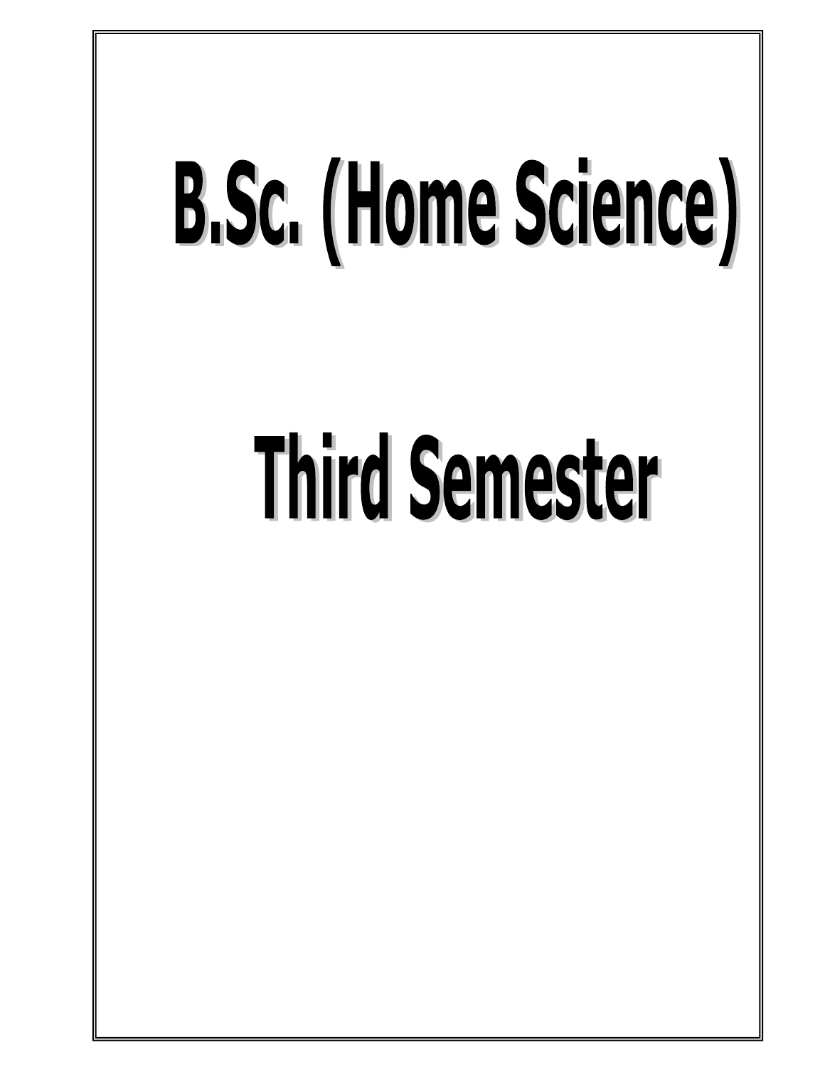# B.Sc. (Home Science)

# Third Semester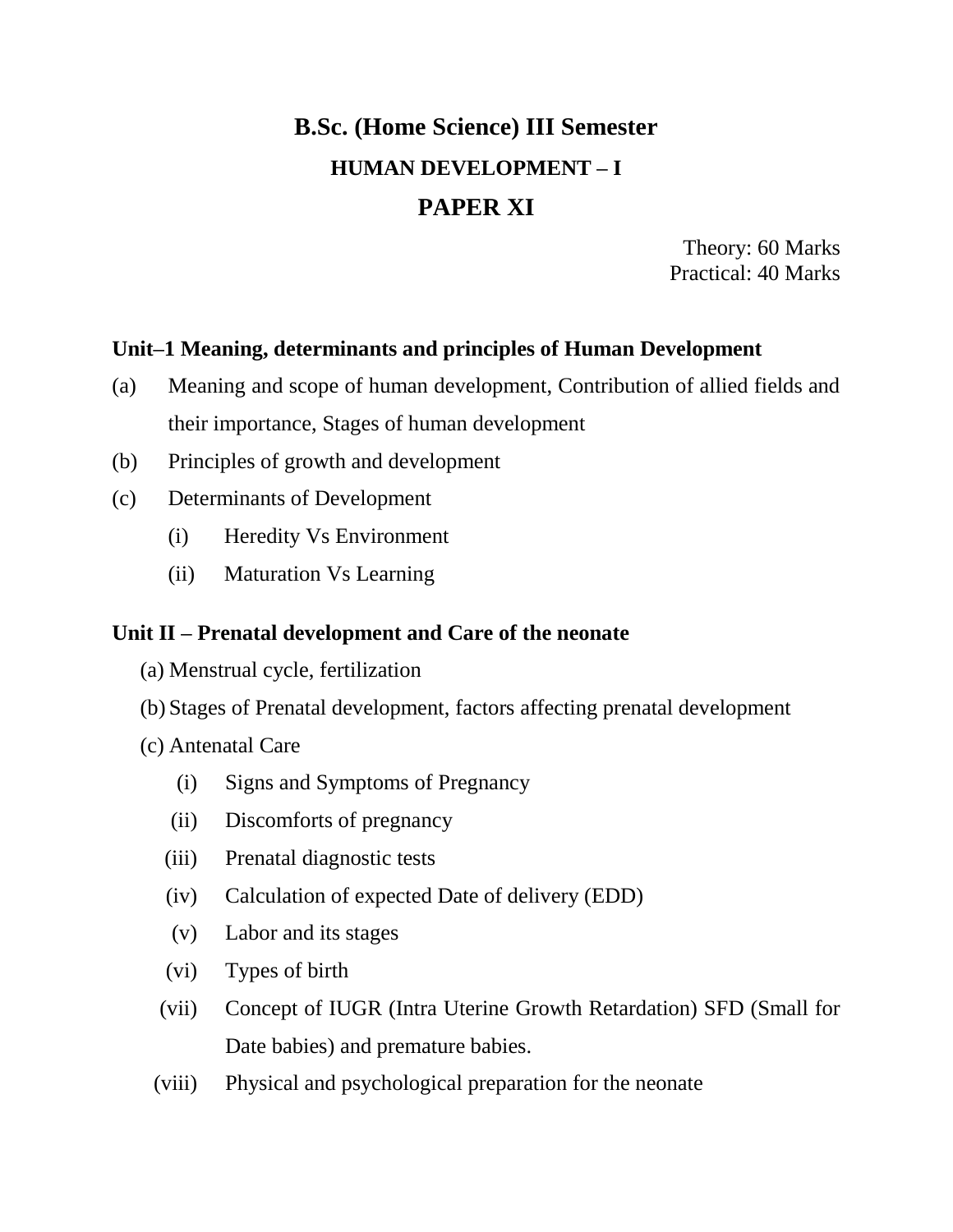# B.Sc. (Home Science) III Semester

## HUMAN DEVELOPMENT – I

## PAPER XI

Theory: 60 Marks
Practical: 40 Marks

**Unit–1 Meaning, determinants and principles of Human Development**

(a) Meaning and scope of human development, Contribution of allied fields and their importance, Stages of human development

(b) Principles of growth and development

(c) Determinants of Development

- (i) Heredity Vs Environment
- (ii) Maturation Vs Learning

**Unit II – Prenatal development and Care of the neonate**

(a) Menstrual cycle, fertilization

(b) Stages of Prenatal development, factors affecting prenatal development

(c) Antenatal Care

- (i) Signs and Symptoms of Pregnancy
- (ii) Discomforts of pregnancy
- (iii) Prenatal diagnostic tests
- (iv) Calculation of expected Date of delivery (EDD)
- (v) Labor and its stages
- (vi) Types of birth
- (vii) Concept of IUGR (Intra Uterine Growth Retardation) SFD (Small for Date babies) and premature babies.
- (viii) Physical and psychological preparation for the neonate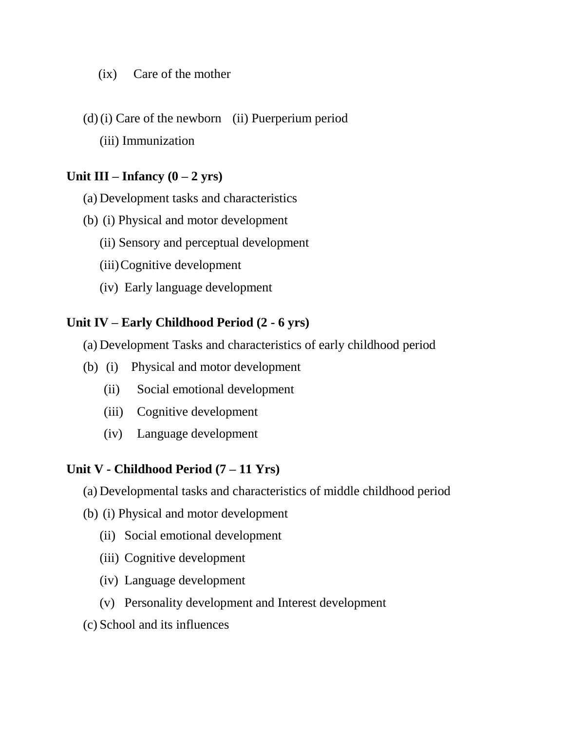(ix) Care of the mother

(d) (i) Care of the newborn (ii) Puerperium period

(iii) Immunization

**Unit III – Infancy (0 – 2 yrs)**

(a) Development tasks and characteristics

(b) (i) Physical and motor development

(ii) Sensory and perceptual development

(iii) Cognitive development

(iv) Early language development

**Unit IV – Early Childhood Period (2 - 6 yrs)**

(a) Development Tasks and characteristics of early childhood period

(b) (i) Physical and motor development

(ii) Social emotional development

(iii) Cognitive development

(iv) Language development

**Unit V - Childhood Period (7 – 11 Yrs)**

(a) Developmental tasks and characteristics of middle childhood period

(b) (i) Physical and motor development

(ii) Social emotional development

(iii) Cognitive development

(iv) Language development

(v) Personality development and Interest development

(c) School and its influences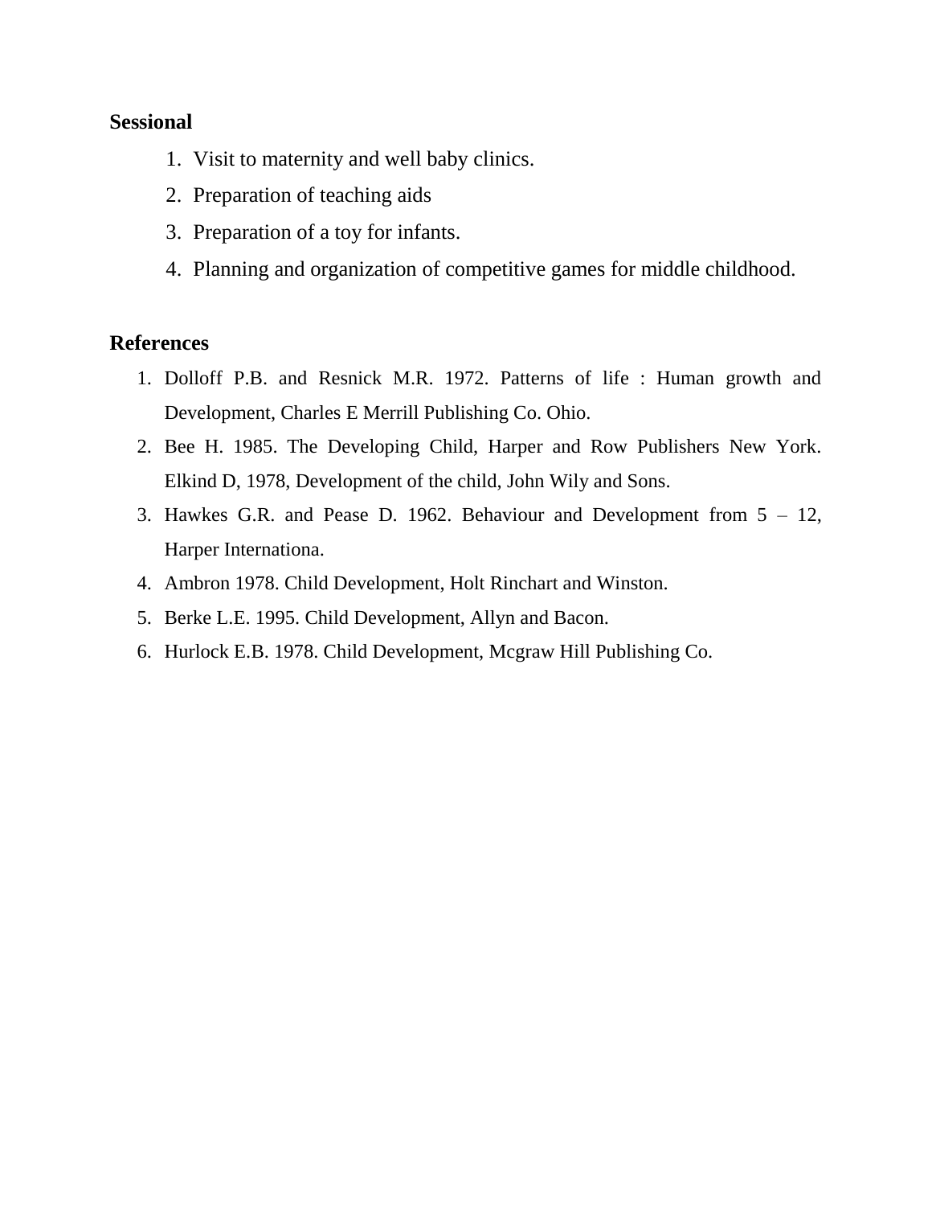**Sessional**

1. Visit to maternity and well baby clinics.
2. Preparation of teaching aids
3. Preparation of a toy for infants.
4. Planning and organization of competitive games for middle childhood.

**References**

1. Dolloff P.B. and Resnick M.R. 1972. Patterns of life : Human growth and Development, Charles E Merrill Publishing Co. Ohio.
2. Bee H. 1985. The Developing Child, Harper and Row Publishers New York. Elkind D, 1978, Development of the child, John Wily and Sons.
3. Hawkes G.R. and Pease D. 1962. Behaviour and Development from 5 – 12, Harper Internationa.
4. Ambron 1978. Child Development, Holt Rinchart and Winston.
5. Berke L.E. 1995. Child Development, Allyn and Bacon.
6. Hurlock E.B. 1978. Child Development, Mcgraw Hill Publishing Co.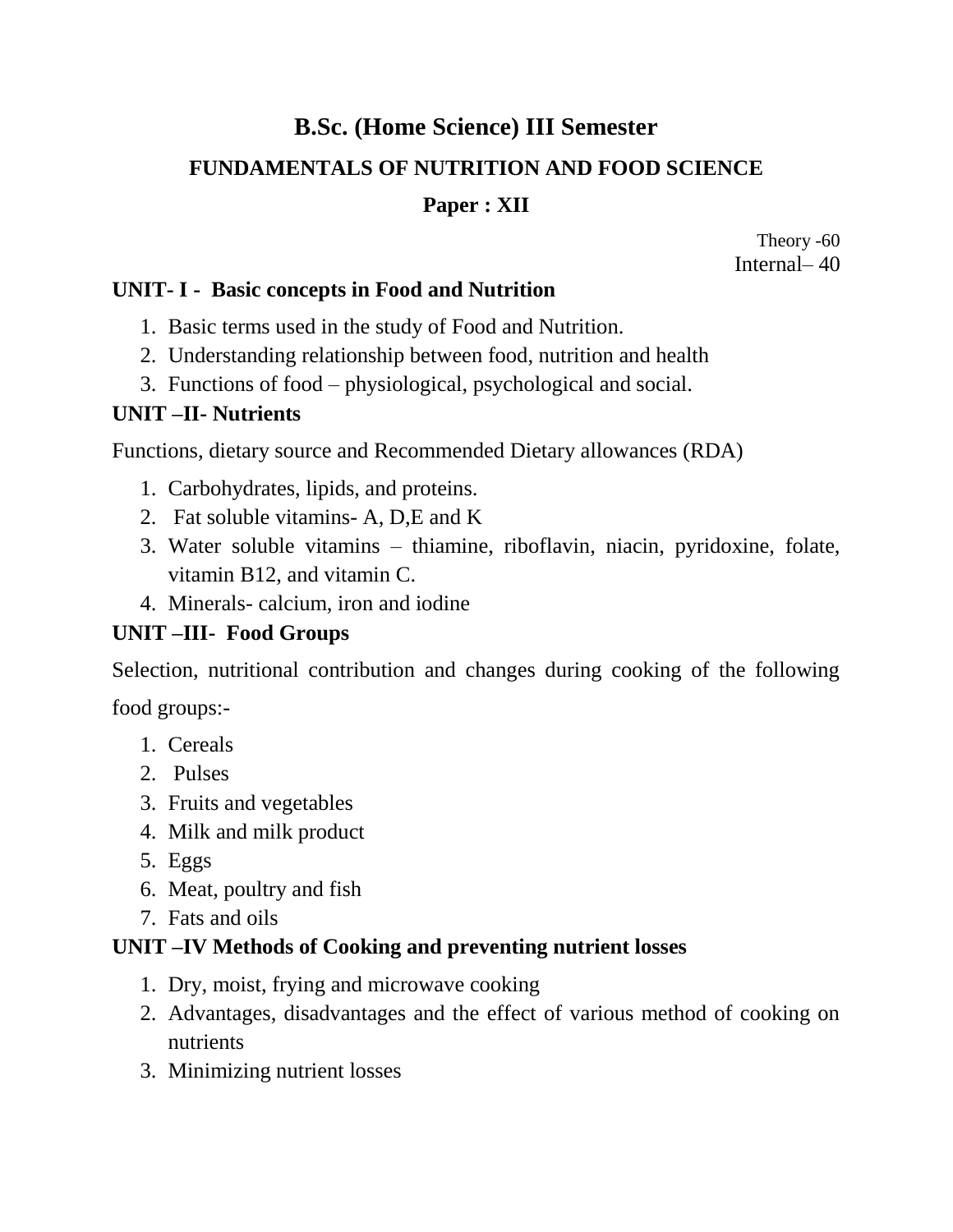# B.Sc. (Home Science) III Semester

## FUNDAMENTALS OF NUTRITION AND FOOD SCIENCE

## Paper : XII

Theory -60
Internal– 40

### UNIT- I - Basic concepts in Food and Nutrition

1. Basic terms used in the study of Food and Nutrition.
2. Understanding relationship between food, nutrition and health
3. Functions of food – physiological, psychological and social.

### UNIT –II- Nutrients

Functions, dietary source and Recommended Dietary allowances (RDA)

1. Carbohydrates, lipids, and proteins.
2. Fat soluble vitamins- A, D,E and K
3. Water soluble vitamins – thiamine, riboflavin, niacin, pyridoxine, folate, vitamin B12, and vitamin C.
4. Minerals- calcium, iron and iodine

### UNIT –III- Food Groups

Selection, nutritional contribution and changes during cooking of the following food groups:-

1. Cereals
2. Pulses
3. Fruits and vegetables
4. Milk and milk product
5. Eggs
6. Meat, poultry and fish
7. Fats and oils

### UNIT –IV Methods of Cooking and preventing nutrient losses

1. Dry, moist, frying and microwave cooking
2. Advantages, disadvantages and the effect of various method of cooking on nutrients
3. Minimizing nutrient losses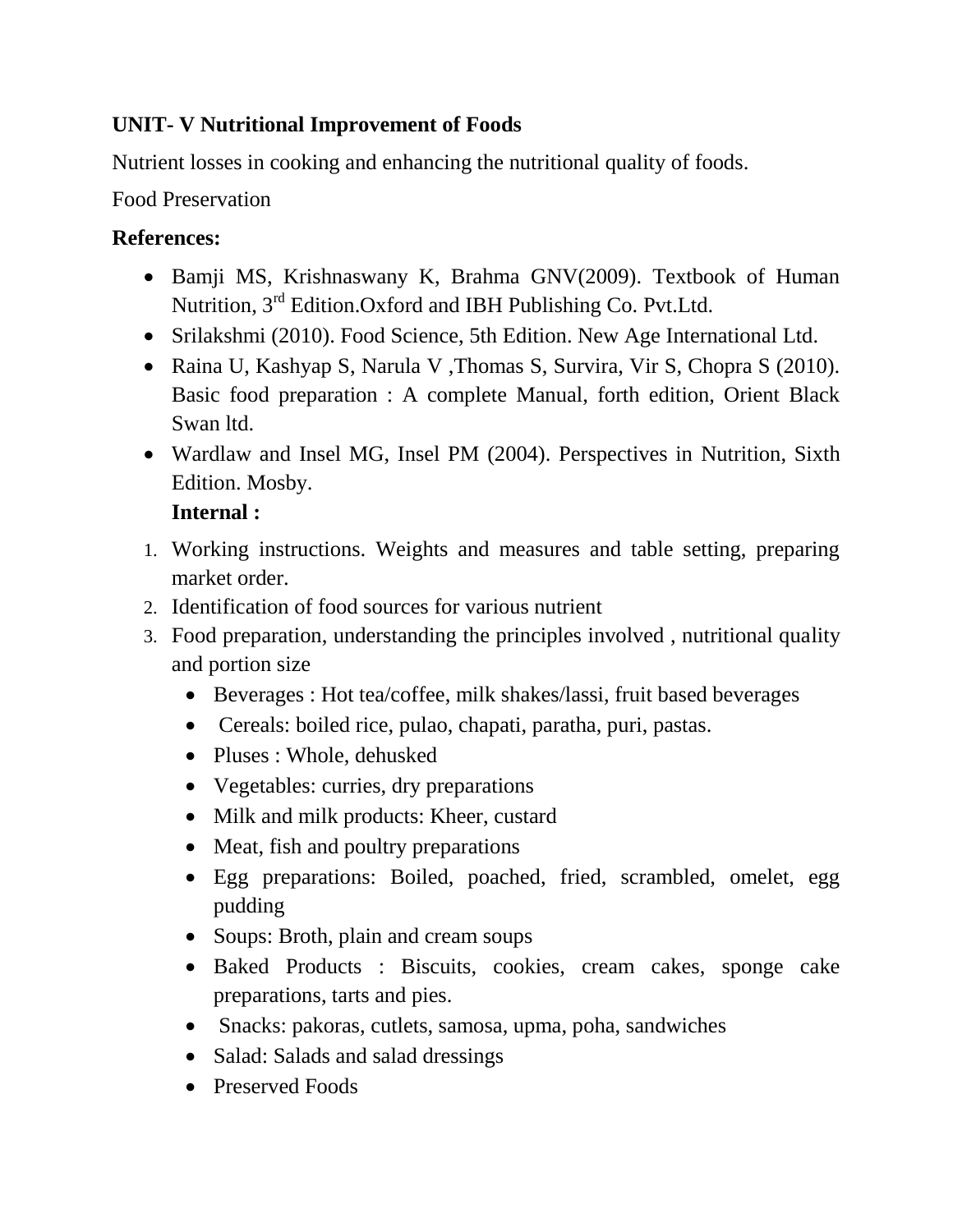**UNIT- V Nutritional Improvement of Foods**

Nutrient losses in cooking and enhancing the nutritional quality of foods.

Food Preservation

**References:**

- Bamji MS, Krishnaswany K, Brahma GNV(2009). Textbook of Human Nutrition, 3rd Edition.Oxford and IBH Publishing Co. Pvt.Ltd.
- Srilakshmi (2010). Food Science, 5th Edition. New Age International Ltd.
- Raina U, Kashyap S, Narula V ,Thomas S, Survira, Vir S, Chopra S (2010). Basic food preparation : A complete Manual, forth edition, Orient Black Swan ltd.
- Wardlaw and Insel MG, Insel PM (2004). Perspectives in Nutrition, Sixth Edition. Mosby.

  **Internal :**

1. Working instructions. Weights and measures and table setting, preparing market order.
2. Identification of food sources for various nutrient
3. Food preparation, understanding the principles involved , nutritional quality and portion size
   - Beverages : Hot tea/coffee, milk shakes/lassi, fruit based beverages
   - Cereals: boiled rice, pulao, chapati, paratha, puri, pastas.
   - Pluses : Whole, dehusked
   - Vegetables: curries, dry preparations
   - Milk and milk products: Kheer, custard
   - Meat, fish and poultry preparations
   - Egg preparations: Boiled, poached, fried, scrambled, omelet, egg pudding
   - Soups: Broth, plain and cream soups
   - Baked Products : Biscuits, cookies, cream cakes, sponge cake preparations, tarts and pies.
   - Snacks: pakoras, cutlets, samosa, upma, poha, sandwiches
   - Salad: Salads and salad dressings
   - Preserved Foods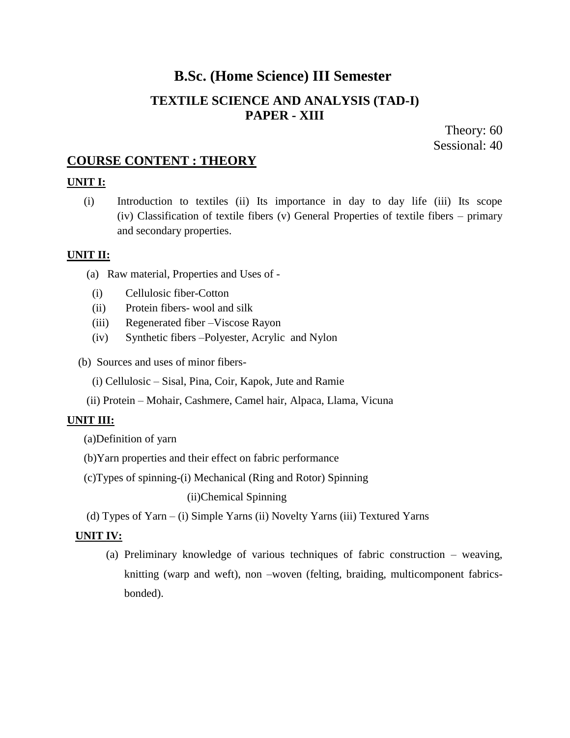# B.Sc. (Home Science) III Semester

## TEXTILE SCIENCE AND ANALYSIS (TAD-I)
## PAPER - XIII

Theory: 60
Sessional: 40

## COURSE CONTENT : THEORY

**UNIT I:**

(i) Introduction to textiles (ii) Its importance in day to day life (iii) Its scope (iv) Classification of textile fibers (v) General Properties of textile fibers – primary and secondary properties.

**UNIT II:**

(a) Raw material, Properties and Uses of -

- (i) Cellulosic fiber-Cotton
- (ii) Protein fibers- wool and silk
- (iii) Regenerated fiber –Viscose Rayon
- (iv) Synthetic fibers –Polyester, Acrylic and Nylon

(b) Sources and uses of minor fibers-

- (i) Cellulosic – Sisal, Pina, Coir, Kapok, Jute and Ramie
- (ii) Protein – Mohair, Cashmere, Camel hair, Alpaca, Llama, Vicuna

**UNIT III:**

(a)Definition of yarn

(b)Yarn properties and their effect on fabric performance

(c)Types of spinning-(i) Mechanical (Ring and Rotor) Spinning

(ii)Chemical Spinning

(d) Types of Yarn – (i) Simple Yarns (ii) Novelty Yarns (iii) Textured Yarns

**UNIT IV:**

(a) Preliminary knowledge of various techniques of fabric construction – weaving, knitting (warp and weft), non –woven (felting, braiding, multicomponent fabrics-bonded).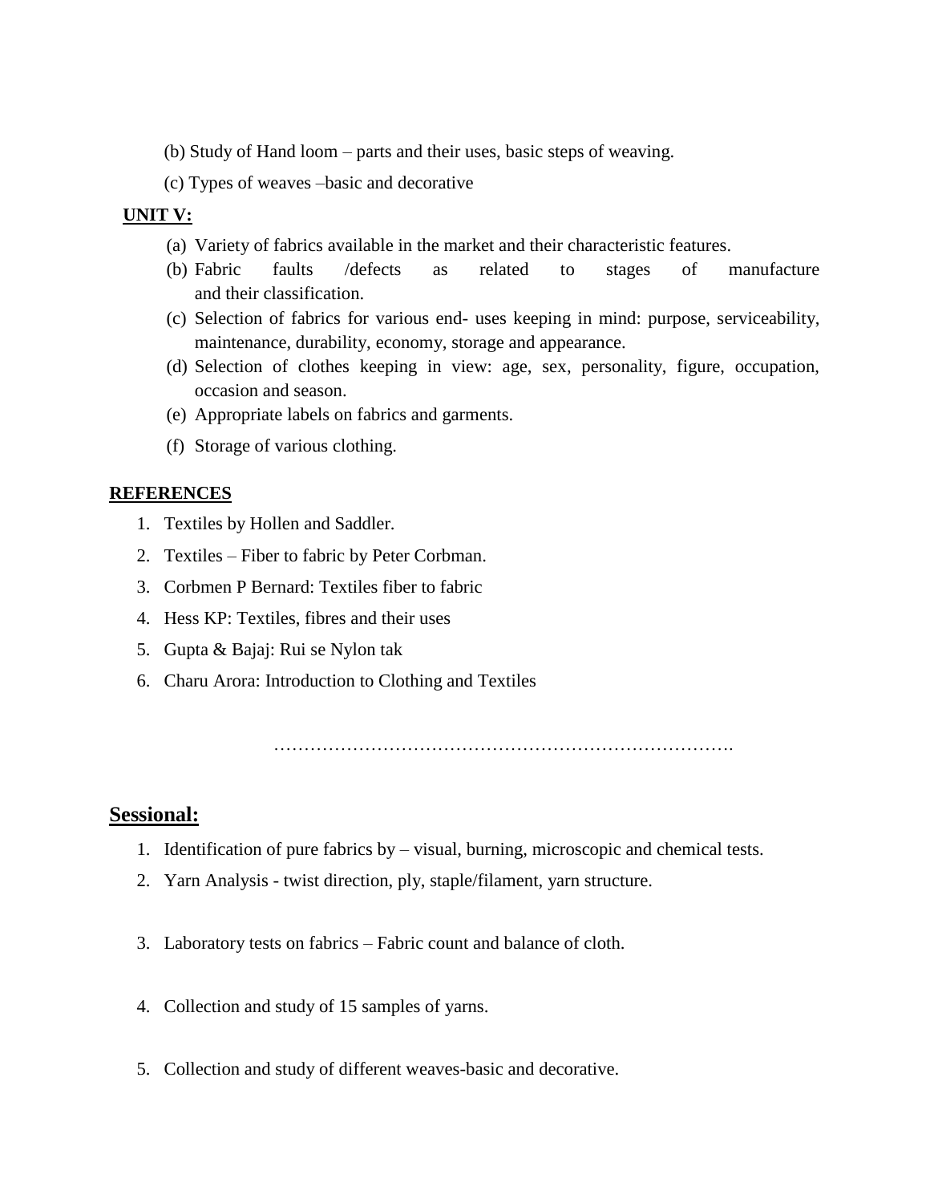(b) Study of Hand loom – parts and their uses, basic steps of weaving.

(c) Types of weaves –basic and decorative

**UNIT V:**

(a) Variety of fabrics available in the market and their characteristic features.
(b) Fabric faults /defects as related to stages of manufacture and their classification.
(c) Selection of fabrics for various end- uses keeping in mind: purpose, serviceability, maintenance, durability, economy, storage and appearance.
(d) Selection of clothes keeping in view: age, sex, personality, figure, occupation, occasion and season.
(e) Appropriate labels on fabrics and garments.
(f) Storage of various clothing.

**REFERENCES**

1. Textiles by Hollen and Saddler.
2. Textiles – Fiber to fabric by Peter Corbman.
3. Corbmen P Bernard: Textiles fiber to fabric
4. Hess KP: Textiles, fibres and their uses
5. Gupta & Bajaj: Rui se Nylon tak
6. Charu Arora: Introduction to Clothing and Textiles

…………………………………………………………………….

## Sessional:

1. Identification of pure fabrics by – visual, burning, microscopic and chemical tests.
2. Yarn Analysis - twist direction, ply, staple/filament, yarn structure.
3. Laboratory tests on fabrics – Fabric count and balance of cloth.
4. Collection and study of 15 samples of yarns.
5. Collection and study of different weaves-basic and decorative.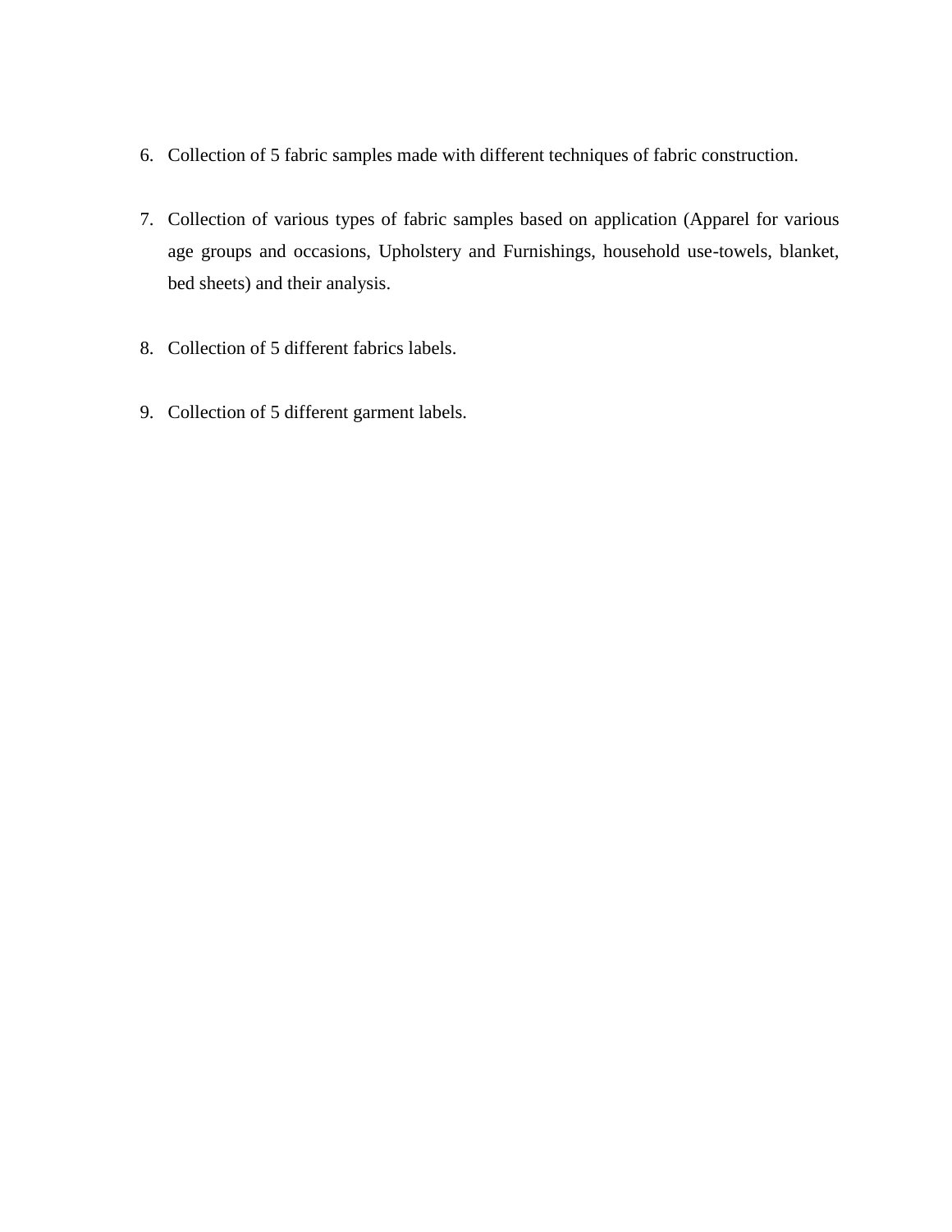6. Collection of 5 fabric samples made with different techniques of fabric construction.

7. Collection of various types of fabric samples based on application (Apparel for various age groups and occasions, Upholstery and Furnishings, household use-towels, blanket, bed sheets) and their analysis.

8. Collection of 5 different fabrics labels.

9. Collection of 5 different garment labels.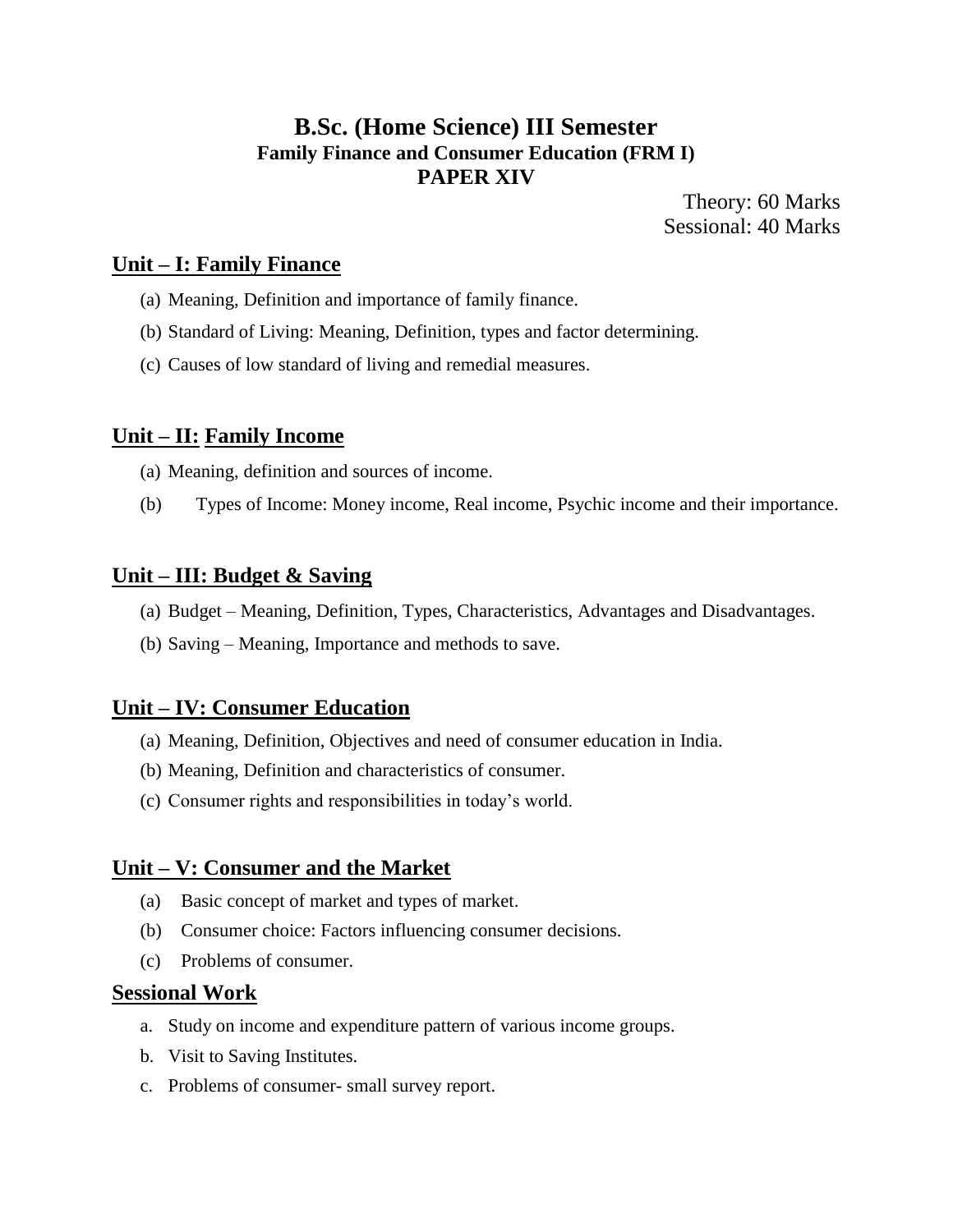# B.Sc. (Home Science) III Semester

## Family Finance and Consumer Education (FRM I)

## PAPER XIV

Theory: 60 Marks
Sessional: 40 Marks

### Unit – I: Family Finance

(a) Meaning, Definition and importance of family finance.

(b) Standard of Living: Meaning, Definition, types and factor determining.

(c) Causes of low standard of living and remedial measures.

### Unit – II: Family Income

(a) Meaning, definition and sources of income.

(b) Types of Income: Money income, Real income, Psychic income and their importance.

### Unit – III: Budget & Saving

(a) Budget – Meaning, Definition, Types, Characteristics, Advantages and Disadvantages.

(b) Saving – Meaning, Importance and methods to save.

### Unit – IV: Consumer Education

(a) Meaning, Definition, Objectives and need of consumer education in India.

(b) Meaning, Definition and characteristics of consumer.

(c) Consumer rights and responsibilities in today's world.

### Unit – V: Consumer and the Market

(a) Basic concept of market and types of market.

(b) Consumer choice: Factors influencing consumer decisions.

(c) Problems of consumer.

### Sessional Work

a. Study on income and expenditure pattern of various income groups.

b. Visit to Saving Institutes.

c. Problems of consumer- small survey report.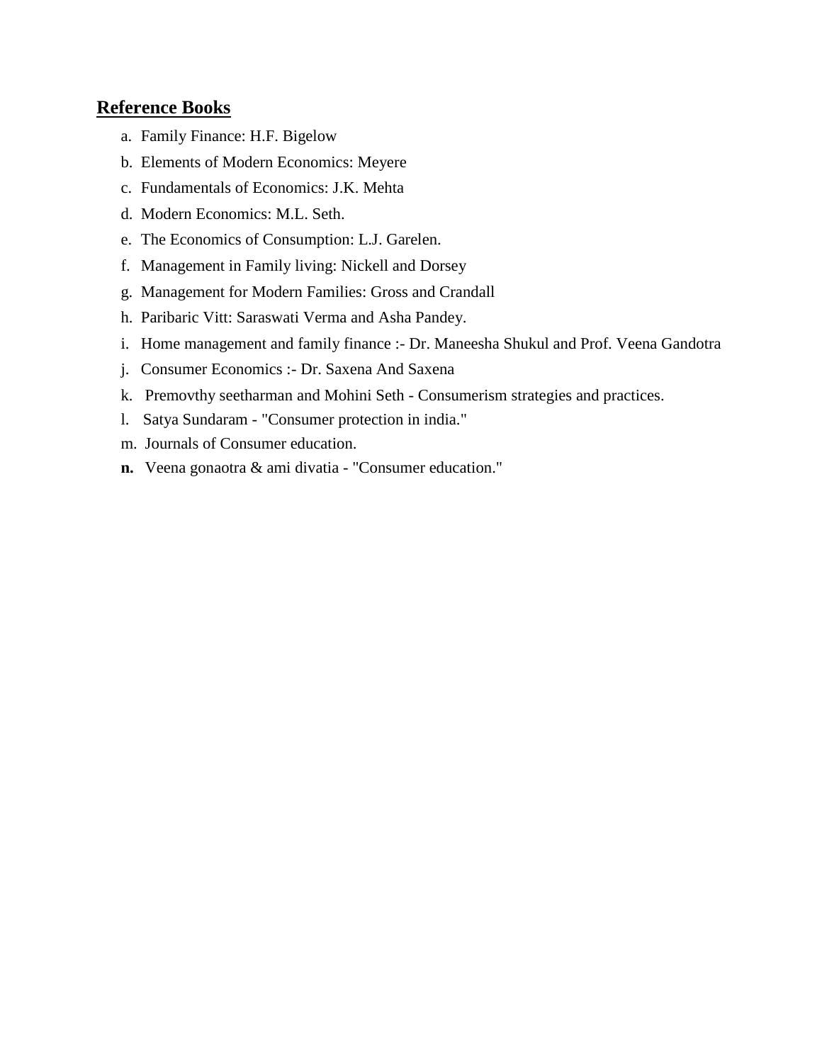## Reference Books

a. Family Finance: H.F. Bigelow

b. Elements of Modern Economics: Meyere

c. Fundamentals of Economics: J.K. Mehta

d. Modern Economics: M.L. Seth.

e. The Economics of Consumption: L.J. Garelen.

f. Management in Family living: Nickell and Dorsey

g. Management for Modern Families: Gross and Crandall

h. Paribaric Vitt: Saraswati Verma and Asha Pandey.

i. Home management and family finance :- Dr. Maneesha Shukul and Prof. Veena Gandotra

j. Consumer Economics :- Dr. Saxena And Saxena

k. Premovthy seetharman and Mohini Seth - Consumerism strategies and practices.

l. Satya Sundaram - "Consumer protection in india."

m. Journals of Consumer education.

**n.** Veena gonaotra & ami divatia - "Consumer education."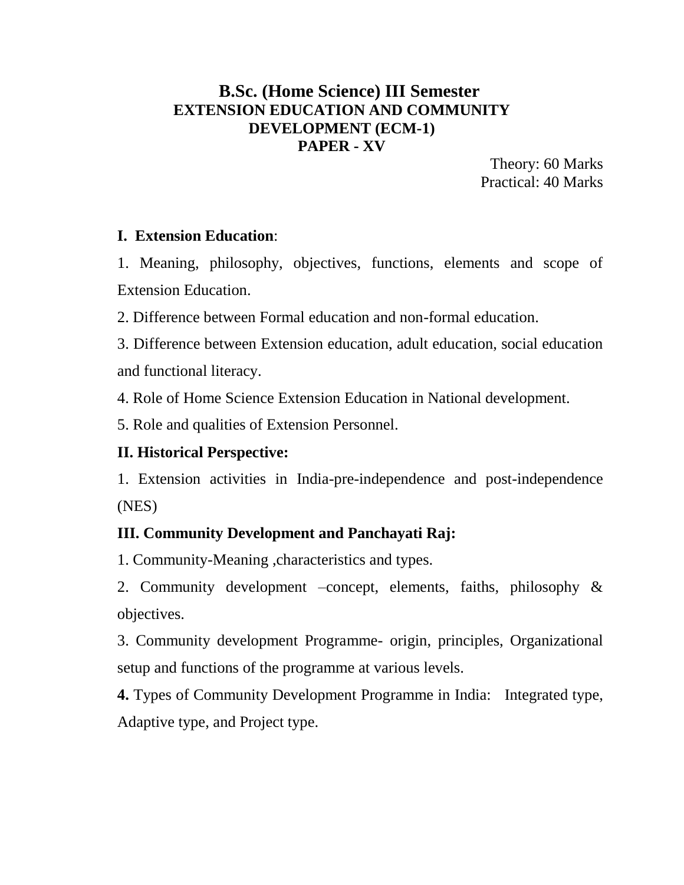# B.Sc. (Home Science) III Semester

## EXTENSION EDUCATION AND COMMUNITY DEVELOPMENT (ECM-1)

## PAPER - XV

Theory: 60 Marks
Practical: 40 Marks

**I. Extension Education**:

1. Meaning, philosophy, objectives, functions, elements and scope of Extension Education.
2. Difference between Formal education and non-formal education.
3. Difference between Extension education, adult education, social education and functional literacy.
4. Role of Home Science Extension Education in National development.
5. Role and qualities of Extension Personnel.

**II. Historical Perspective:**

1. Extension activities in India-pre-independence and post-independence (NES)

**III. Community Development and Panchayati Raj:**

1. Community-Meaning ,characteristics and types.
2. Community development –concept, elements, faiths, philosophy & objectives.
3. Community development Programme- origin, principles, Organizational setup and functions of the programme at various levels.
4. Types of Community Development Programme in India: Integrated type, Adaptive type, and Project type.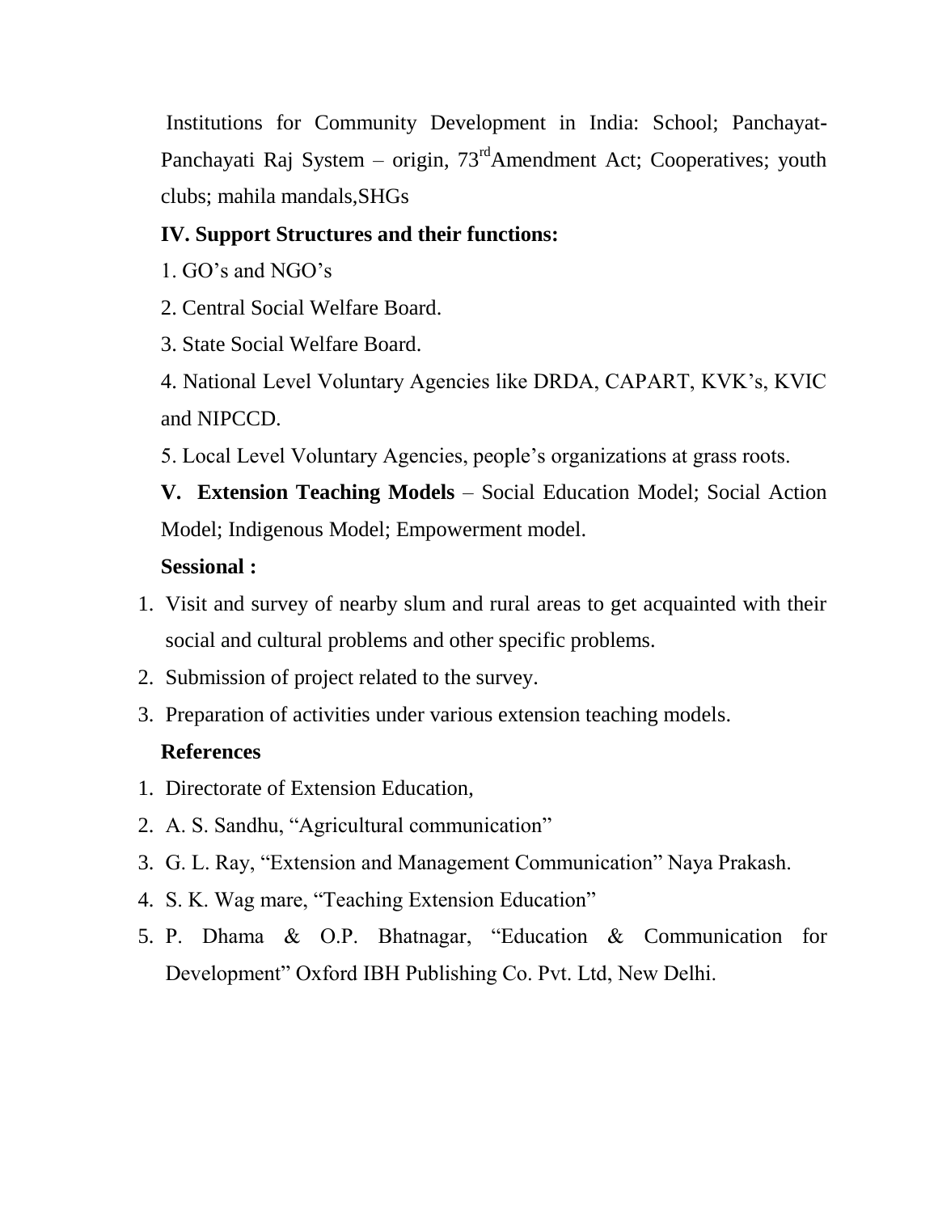Institutions for Community Development in India: School; Panchayat-Panchayati Raj System – origin, 73rd Amendment Act; Cooperatives; youth clubs; mahila mandals,SHGs

**IV. Support Structures and their functions:**

1. GO's and NGO's
2. Central Social Welfare Board.
3. State Social Welfare Board.
4. National Level Voluntary Agencies like DRDA, CAPART, KVK's, KVIC and NIPCCD.
5. Local Level Voluntary Agencies, people's organizations at grass roots.

**V. Extension Teaching Models** – Social Education Model; Social Action Model; Indigenous Model; Empowerment model.

**Sessional :**

1. Visit and survey of nearby slum and rural areas to get acquainted with their social and cultural problems and other specific problems.
2. Submission of project related to the survey.
3. Preparation of activities under various extension teaching models.

**References**

1. Directorate of Extension Education,
2. A. S. Sandhu, "Agricultural communication"
3. G. L. Ray, "Extension and Management Communication" Naya Prakash.
4. S. K. Wag mare, "Teaching Extension Education"
5. P. Dhama & O.P. Bhatnagar, "Education & Communication for Development" Oxford IBH Publishing Co. Pvt. Ltd, New Delhi.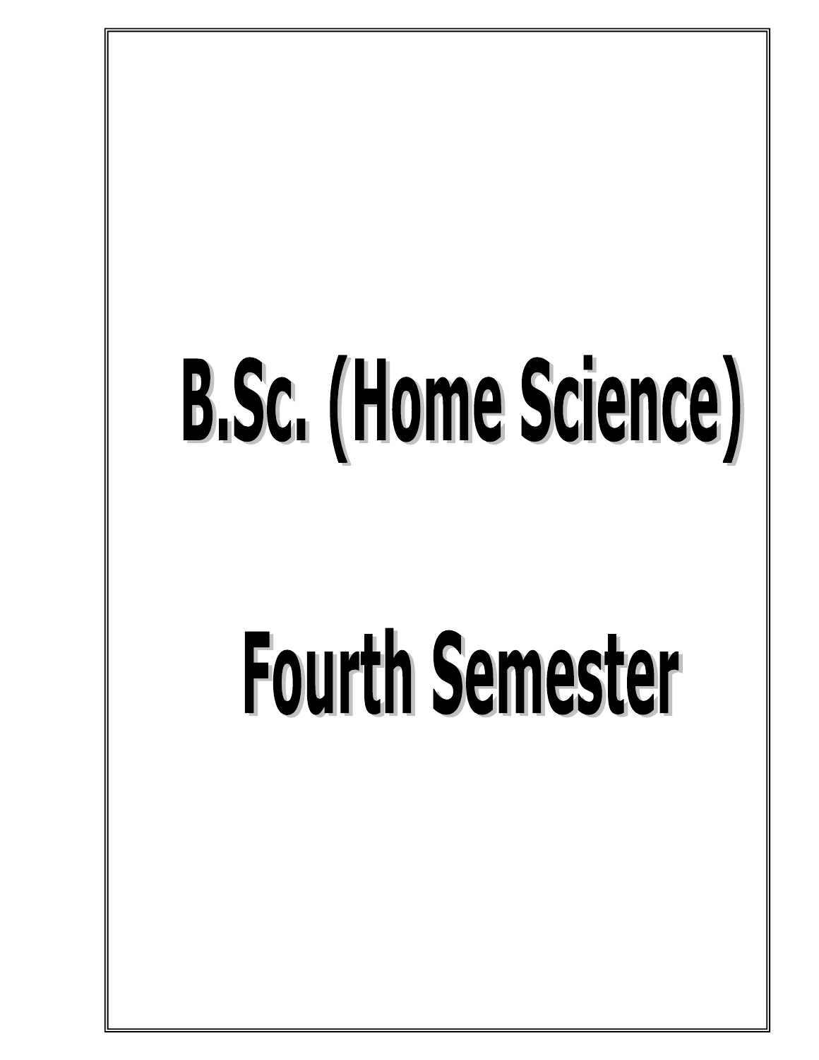# B.Sc. (Home Science)

# Fourth Semester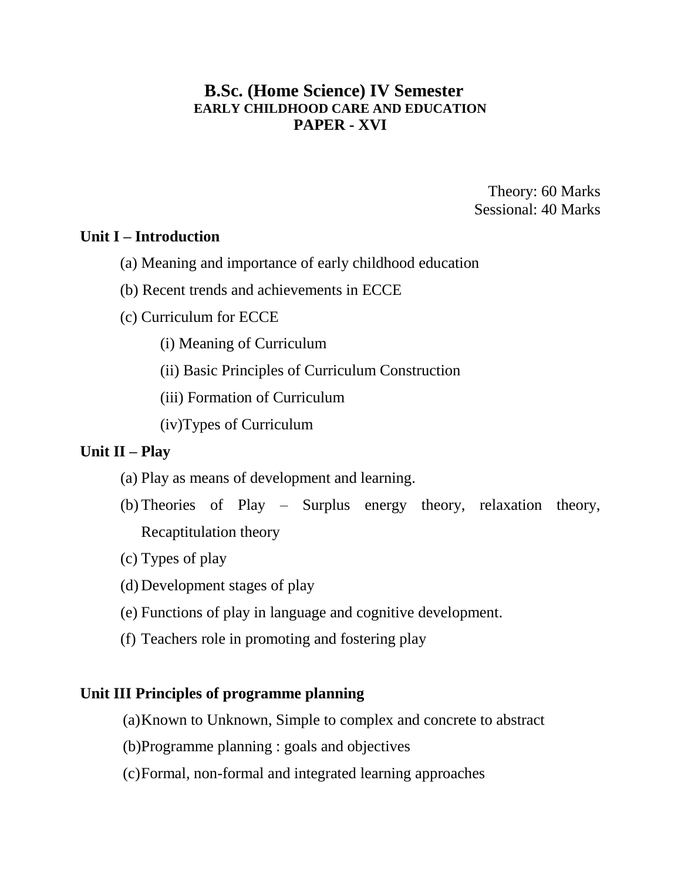# B.Sc. (Home Science) IV Semester

## EARLY CHILDHOOD CARE AND EDUCATION

## PAPER - XVI

Theory: 60 Marks
Sessional: 40 Marks

**Unit I – Introduction**

(a) Meaning and importance of early childhood education

(b) Recent trends and achievements in ECCE

(c) Curriculum for ECCE

- (i) Meaning of Curriculum
- (ii) Basic Principles of Curriculum Construction
- (iii) Formation of Curriculum
- (iv)Types of Curriculum

**Unit II – Play**

(a) Play as means of development and learning.

(b) Theories of Play – Surplus energy theory, relaxation theory, Recaptitulation theory

(c) Types of play

(d) Development stages of play

(e) Functions of play in language and cognitive development.

(f) Teachers role in promoting and fostering play

**Unit III Principles of programme planning**

(a)Known to Unknown, Simple to complex and concrete to abstract

(b)Programme planning : goals and objectives

(c)Formal, non-formal and integrated learning approaches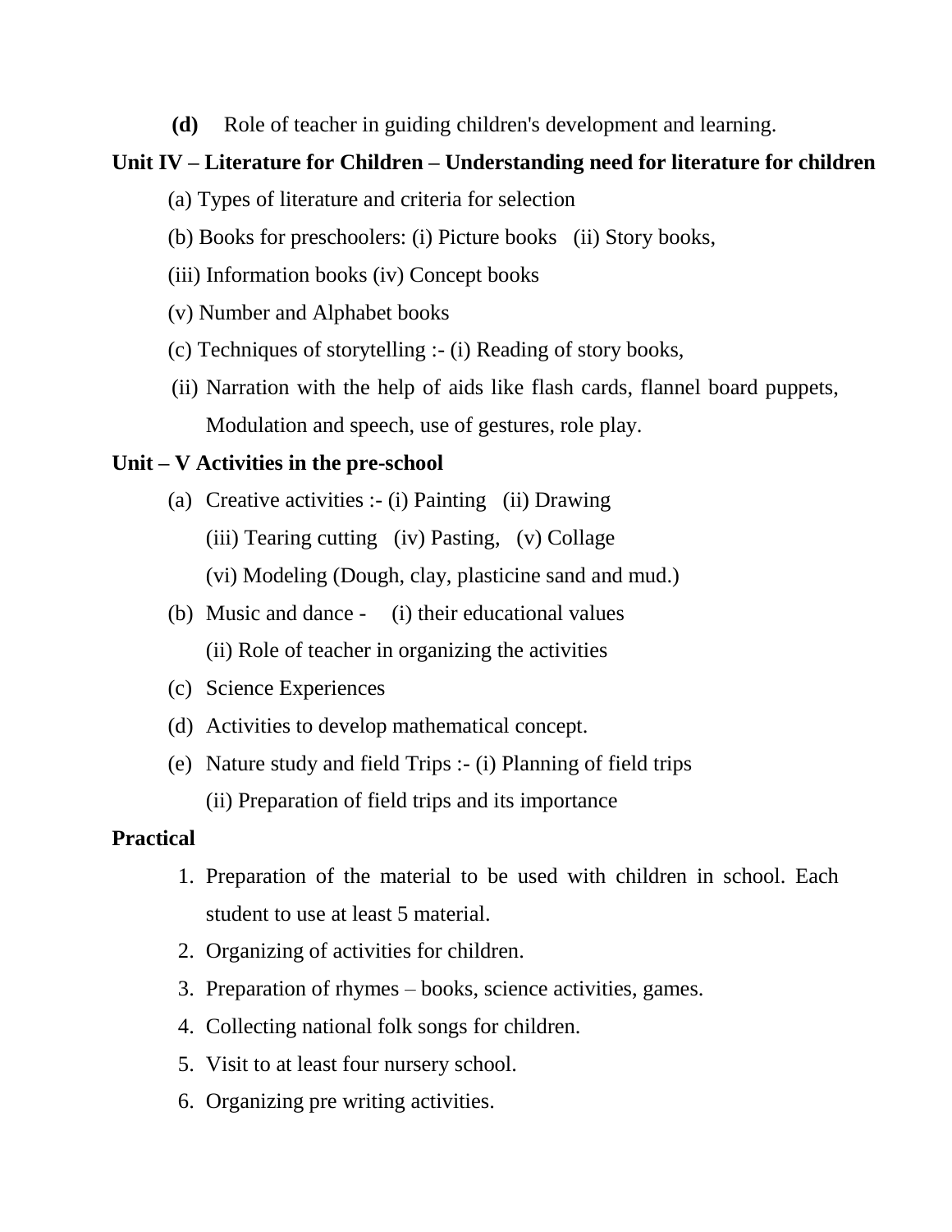**(d)** Role of teacher in guiding children's development and learning.

**Unit IV – Literature for Children – Understanding need for literature for children**

(a) Types of literature and criteria for selection

(b) Books for preschoolers: (i) Picture books (ii) Story books,

(iii) Information books (iv) Concept books

(v) Number and Alphabet books

(c) Techniques of storytelling :- (i) Reading of story books,

(ii) Narration with the help of aids like flash cards, flannel board puppets, Modulation and speech, use of gestures, role play.

**Unit – V Activities in the pre-school**

(a) Creative activities :- (i) Painting (ii) Drawing
(iii) Tearing cutting (iv) Pasting, (v) Collage
(vi) Modeling (Dough, clay, plasticine sand and mud.)

(b) Music and dance - (i) their educational values
(ii) Role of teacher in organizing the activities

(c) Science Experiences

(d) Activities to develop mathematical concept.

(e) Nature study and field Trips :- (i) Planning of field trips
(ii) Preparation of field trips and its importance

**Practical**

1. Preparation of the material to be used with children in school. Each student to use at least 5 material.
2. Organizing of activities for children.
3. Preparation of rhymes – books, science activities, games.
4. Collecting national folk songs for children.
5. Visit to at least four nursery school.
6. Organizing pre writing activities.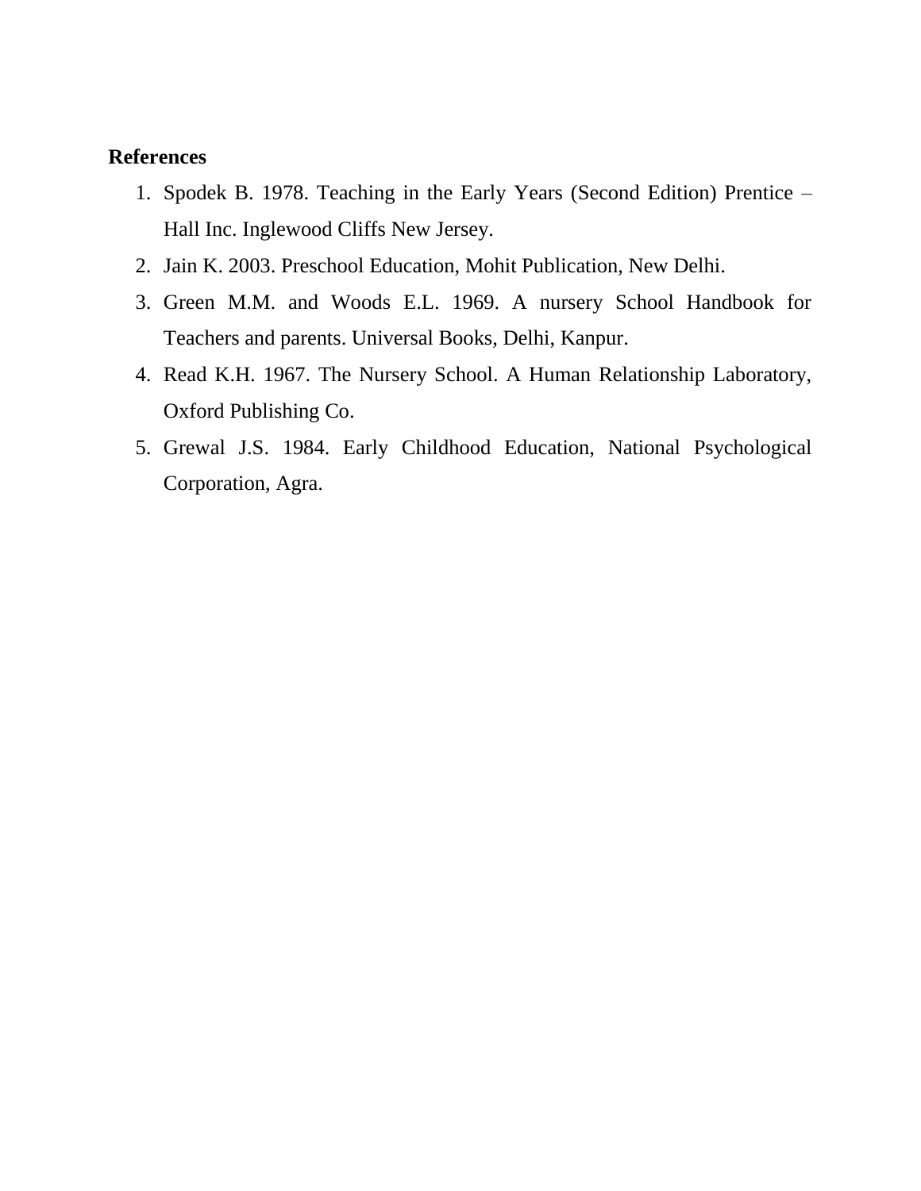**References**

1. Spodek B. 1978. Teaching in the Early Years (Second Edition) Prentice – Hall Inc. Inglewood Cliffs New Jersey.
2. Jain K. 2003. Preschool Education, Mohit Publication, New Delhi.
3. Green M.M. and Woods E.L. 1969. A nursery School Handbook for Teachers and parents. Universal Books, Delhi, Kanpur.
4. Read K.H. 1967. The Nursery School. A Human Relationship Laboratory, Oxford Publishing Co.
5. Grewal J.S. 1984. Early Childhood Education, National Psychological Corporation, Agra.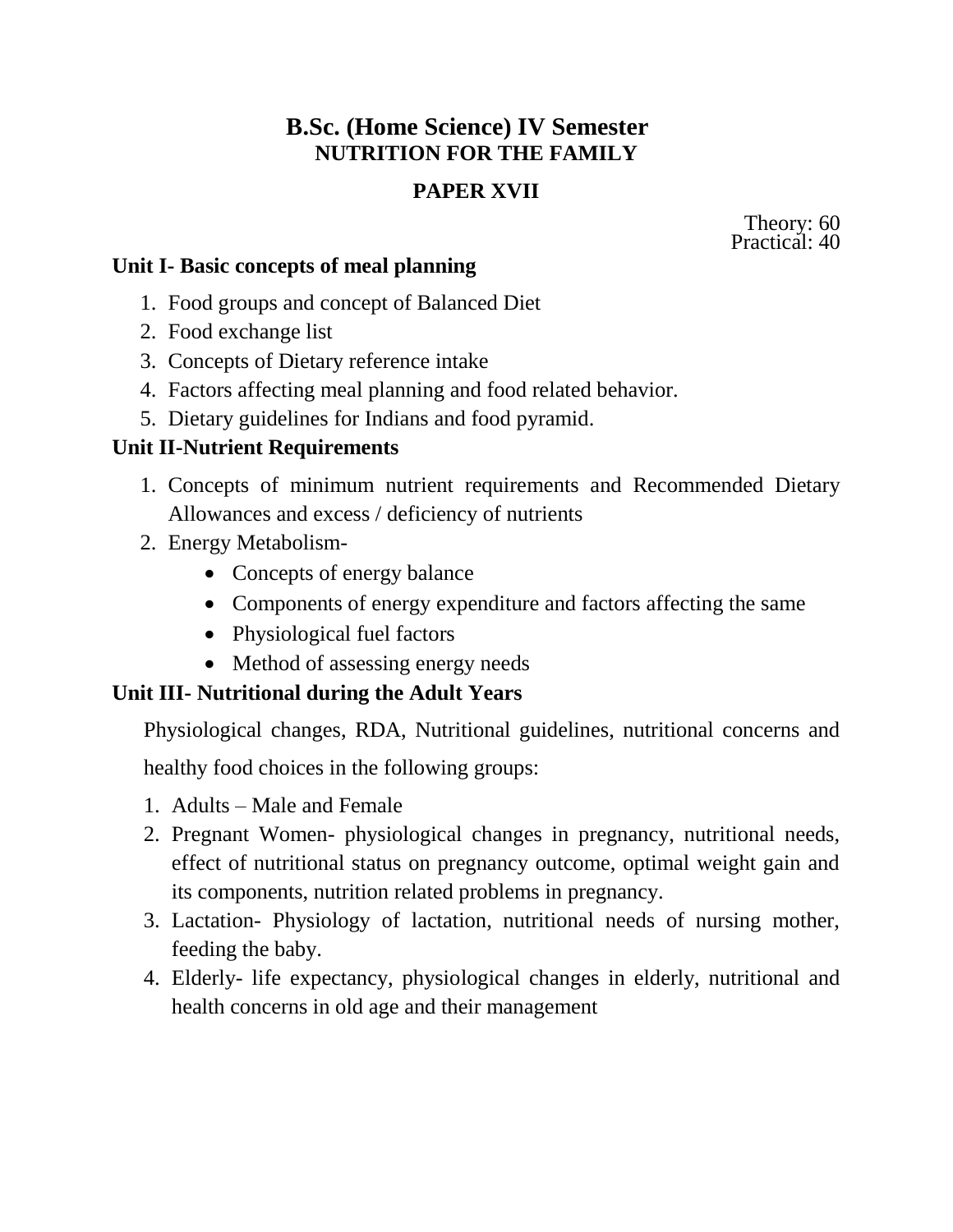# B.Sc. (Home Science) IV Semester

## NUTRITION FOR THE FAMILY

## PAPER XVII

Theory: 60
Practical: 40

### Unit I- Basic concepts of meal planning

1. Food groups and concept of Balanced Diet
2. Food exchange list
3. Concepts of Dietary reference intake
4. Factors affecting meal planning and food related behavior.
5. Dietary guidelines for Indians and food pyramid.

### Unit II-Nutrient Requirements

1. Concepts of minimum nutrient requirements and Recommended Dietary Allowances and excess / deficiency of nutrients
2. Energy Metabolism-
   - Concepts of energy balance
   - Components of energy expenditure and factors affecting the same
   - Physiological fuel factors
   - Method of assessing energy needs

### Unit III- Nutritional during the Adult Years

Physiological changes, RDA, Nutritional guidelines, nutritional concerns and healthy food choices in the following groups:

1. Adults – Male and Female
2. Pregnant Women- physiological changes in pregnancy, nutritional needs, effect of nutritional status on pregnancy outcome, optimal weight gain and its components, nutrition related problems in pregnancy.
3. Lactation- Physiology of lactation, nutritional needs of nursing mother, feeding the baby.
4. Elderly- life expectancy, physiological changes in elderly, nutritional and health concerns in old age and their management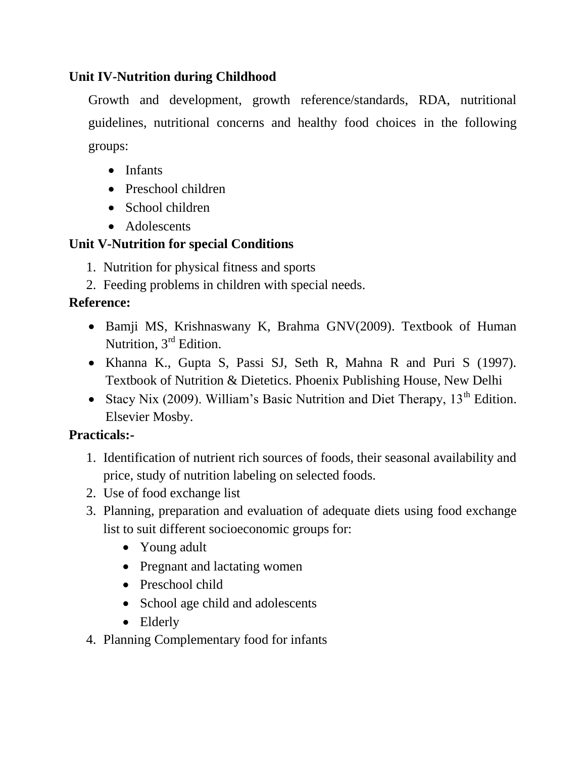**Unit IV-Nutrition during Childhood**

Growth and development, growth reference/standards, RDA, nutritional guidelines, nutritional concerns and healthy food choices in the following groups:

- Infants
- Preschool children
- School children
- Adolescents

**Unit V-Nutrition for special Conditions**

1. Nutrition for physical fitness and sports
2. Feeding problems in children with special needs.

**Reference:**

- Bamji MS, Krishnaswany K, Brahma GNV(2009). Textbook of Human Nutrition, 3rd Edition.
- Khanna K., Gupta S, Passi SJ, Seth R, Mahna R and Puri S (1997). Textbook of Nutrition & Dietetics. Phoenix Publishing House, New Delhi
- Stacy Nix (2009). William's Basic Nutrition and Diet Therapy, 13th Edition. Elsevier Mosby.

**Practicals:-**

1. Identification of nutrient rich sources of foods, their seasonal availability and price, study of nutrition labeling on selected foods.
2. Use of food exchange list
3. Planning, preparation and evaluation of adequate diets using food exchange list to suit different socioeconomic groups for:
   - Young adult
   - Pregnant and lactating women
   - Preschool child
   - School age child and adolescents
   - Elderly
4. Planning Complementary food for infants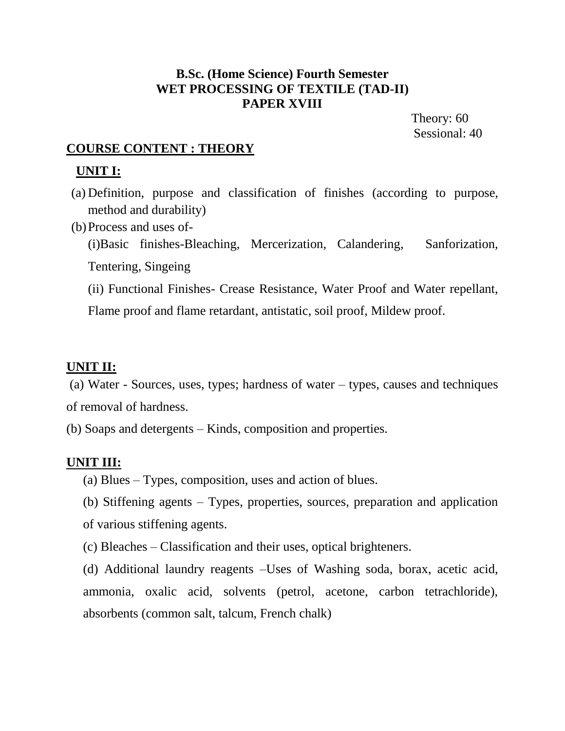**B.Sc. (Home Science) Fourth Semester**
**WET PROCESSING OF TEXTILE (TAD-II)**
**PAPER XVIII**

Theory: 60
Sessional: 40

## COURSE CONTENT : THEORY

### UNIT I:

(a) Definition, purpose and classification of finishes (according to purpose, method and durability)

(b) Process and uses of-

(i)Basic finishes-Bleaching, Mercerization, Calandering, Sanforization, Tentering, Singeing

(ii) Functional Finishes- Crease Resistance, Water Proof and Water repellant, Flame proof and flame retardant, antistatic, soil proof, Mildew proof.

### UNIT II:

(a) Water - Sources, uses, types; hardness of water – types, causes and techniques of removal of hardness.

(b) Soaps and detergents – Kinds, composition and properties.

### UNIT III:

(a) Blues – Types, composition, uses and action of blues.

(b) Stiffening agents – Types, properties, sources, preparation and application of various stiffening agents.

(c) Bleaches – Classification and their uses, optical brighteners.

(d) Additional laundry reagents –Uses of Washing soda, borax, acetic acid, ammonia, oxalic acid, solvents (petrol, acetone, carbon tetrachloride), absorbents (common salt, talcum, French chalk)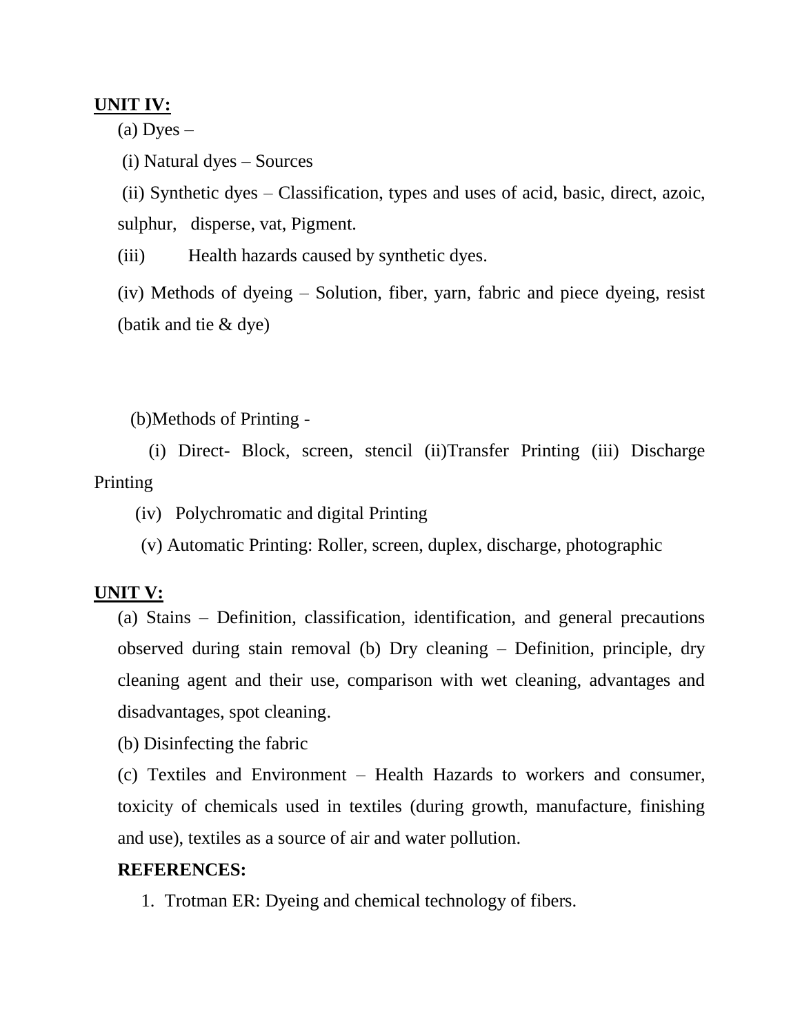**UNIT IV:**

(a) Dyes –

(i) Natural dyes – Sources

(ii) Synthetic dyes – Classification, types and uses of acid, basic, direct, azoic, sulphur, disperse, vat, Pigment.

(iii) Health hazards caused by synthetic dyes.

(iv) Methods of dyeing – Solution, fiber, yarn, fabric and piece dyeing, resist (batik and tie & dye)

(b)Methods of Printing -

(i) Direct- Block, screen, stencil (ii)Transfer Printing (iii) Discharge Printing

(iv) Polychromatic and digital Printing

(v) Automatic Printing: Roller, screen, duplex, discharge, photographic

**UNIT V:**

(a) Stains – Definition, classification, identification, and general precautions observed during stain removal (b) Dry cleaning – Definition, principle, dry cleaning agent and their use, comparison with wet cleaning, advantages and disadvantages, spot cleaning.

(b) Disinfecting the fabric

(c) Textiles and Environment – Health Hazards to workers and consumer, toxicity of chemicals used in textiles (during growth, manufacture, finishing and use), textiles as a source of air and water pollution.

**REFERENCES:**

1. Trotman ER: Dyeing and chemical technology of fibers.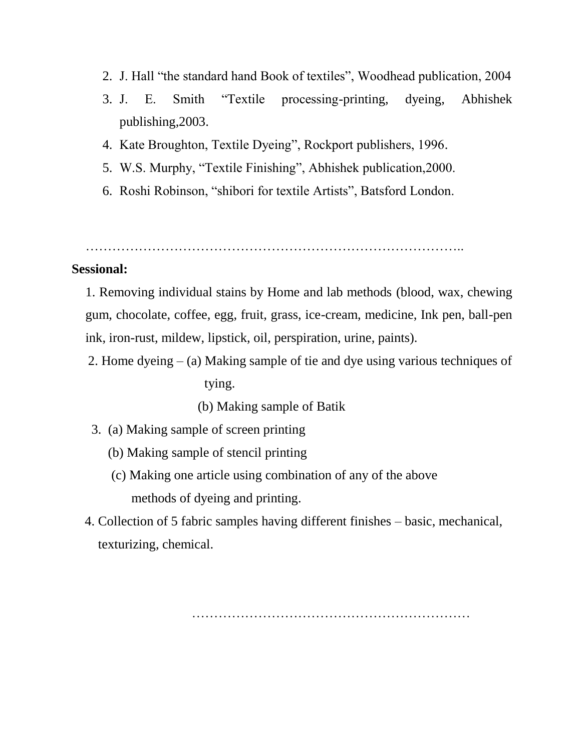2. J. Hall "the standard hand Book of textiles", Woodhead publication, 2004
3. J. E. Smith "Textile processing-printing, dyeing, Abhishek publishing,2003.
4. Kate Broughton, Textile Dyeing", Rockport publishers, 1996.
5. W.S. Murphy, "Textile Finishing", Abhishek publication,2000.
6. Roshi Robinson, "shibori for textile Artists", Batsford London.

…………………………………………………………………………..

**Sessional:**

1. Removing individual stains by Home and lab methods (blood, wax, chewing gum, chocolate, coffee, egg, fruit, grass, ice-cream, medicine, Ink pen, ball-pen ink, iron-rust, mildew, lipstick, oil, perspiration, urine, paints).
2. Home dyeing – (a) Making sample of tie and dye using various techniques of tying.
   (b) Making sample of Batik
3. (a) Making sample of screen printing
   (b) Making sample of stencil printing
   (c) Making one article using combination of any of the above methods of dyeing and printing.
4. Collection of 5 fabric samples having different finishes – basic, mechanical, texturizing, chemical.

………………………………………………………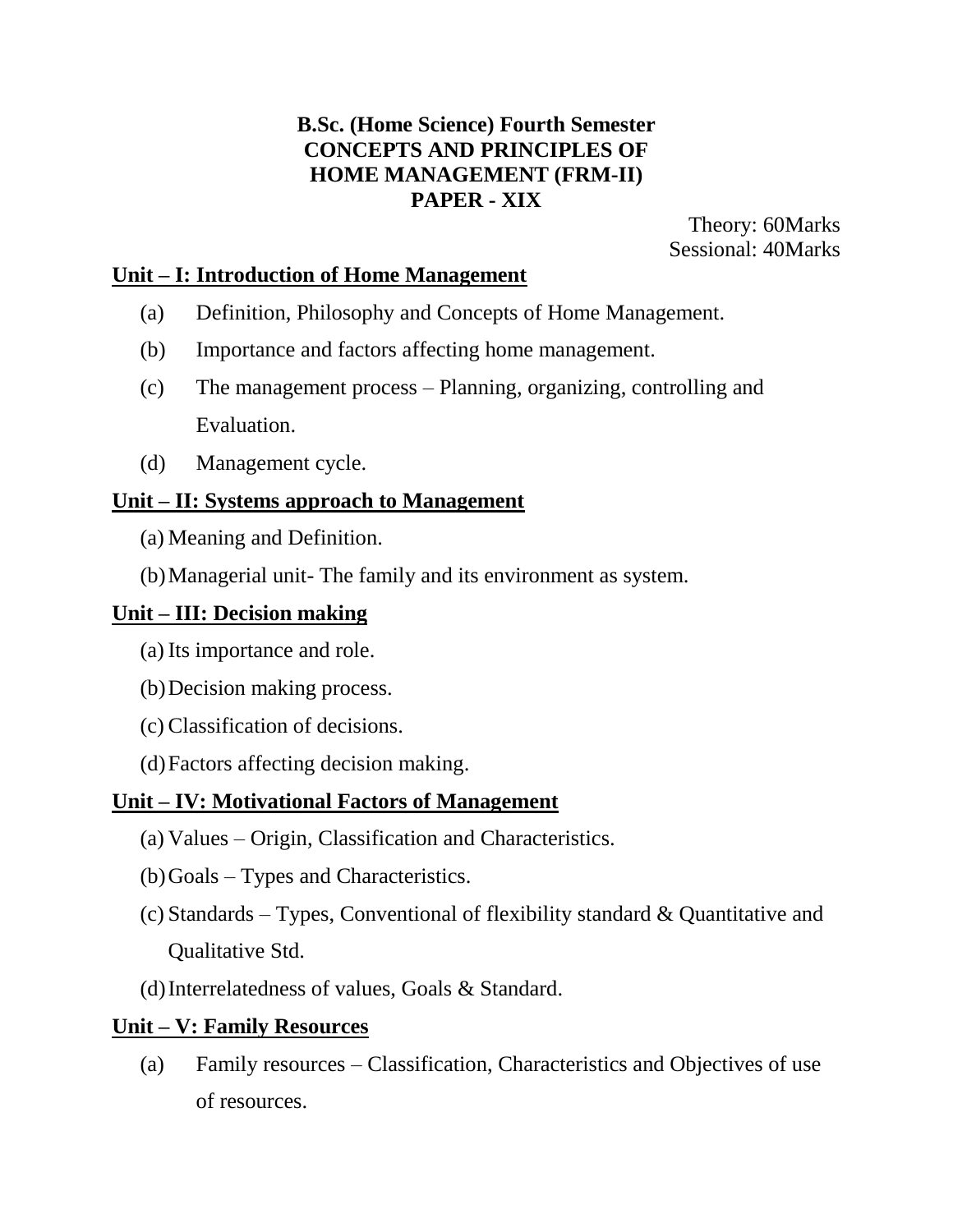**B.Sc. (Home Science) Fourth Semester**
**CONCEPTS AND PRINCIPLES OF HOME MANAGEMENT (FRM-II)**
**PAPER - XIX**

Theory: 60Marks
Sessional: 40Marks

**Unit – I: Introduction of Home Management**

(a) Definition, Philosophy and Concepts of Home Management.

(b) Importance and factors affecting home management.

(c) The management process – Planning, organizing, controlling and Evaluation.

(d) Management cycle.

**Unit – II: Systems approach to Management**

(a) Meaning and Definition.

(b) Managerial unit- The family and its environment as system.

**Unit – III: Decision making**

(a) Its importance and role.

(b) Decision making process.

(c) Classification of decisions.

(d) Factors affecting decision making.

**Unit – IV: Motivational Factors of Management**

(a) Values – Origin, Classification and Characteristics.

(b) Goals – Types and Characteristics.

(c) Standards – Types, Conventional of flexibility standard & Quantitative and Qualitative Std.

(d) Interrelatedness of values, Goals & Standard.

**Unit – V: Family Resources**

(a) Family resources – Classification, Characteristics and Objectives of use of resources.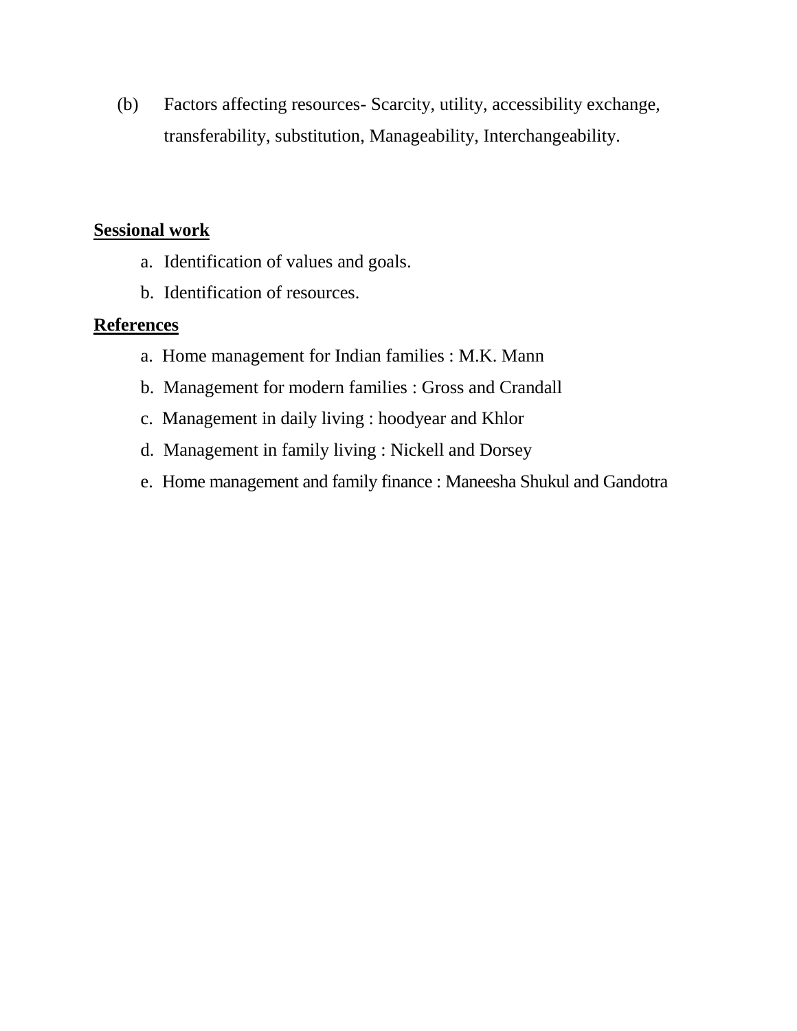(b) Factors affecting resources- Scarcity, utility, accessibility exchange, transferability, substitution, Manageability, Interchangeability.

**Sessional work**

a. Identification of values and goals.
b. Identification of resources.

**References**

a. Home management for Indian families : M.K. Mann
b. Management for modern families : Gross and Crandall
c. Management in daily living : hoodyear and Khlor
d. Management in family living : Nickell and Dorsey
e. Home management and family finance : Maneesha Shukul and Gandotra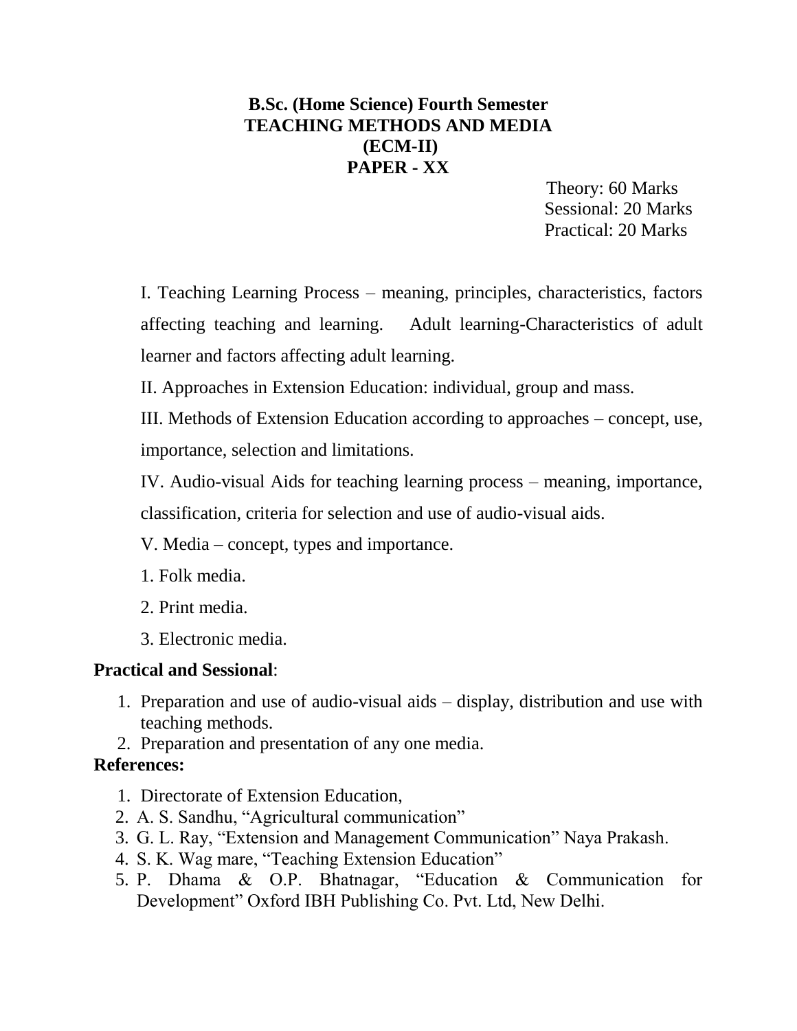# B.Sc. (Home Science) Fourth Semester
# TEACHING METHODS AND MEDIA
# (ECM-II)
# PAPER - XX

Theory: 60 Marks
Sessional: 20 Marks
Practical: 20 Marks

I. Teaching Learning Process – meaning, principles, characteristics, factors affecting teaching and learning. Adult learning-Characteristics of adult learner and factors affecting adult learning.

II. Approaches in Extension Education: individual, group and mass.

III. Methods of Extension Education according to approaches – concept, use, importance, selection and limitations.

IV. Audio-visual Aids for teaching learning process – meaning, importance, classification, criteria for selection and use of audio-visual aids.

V. Media – concept, types and importance.

1. Folk media.
2. Print media.
3. Electronic media.

**Practical and Sessional**:

1. Preparation and use of audio-visual aids – display, distribution and use with teaching methods.
2. Preparation and presentation of any one media.

**References:**

1. Directorate of Extension Education,
2. A. S. Sandhu, "Agricultural communication"
3. G. L. Ray, "Extension and Management Communication" Naya Prakash.
4. S. K. Wag mare, "Teaching Extension Education"
5. P. Dhama & O.P. Bhatnagar, "Education & Communication for Development" Oxford IBH Publishing Co. Pvt. Ltd, New Delhi.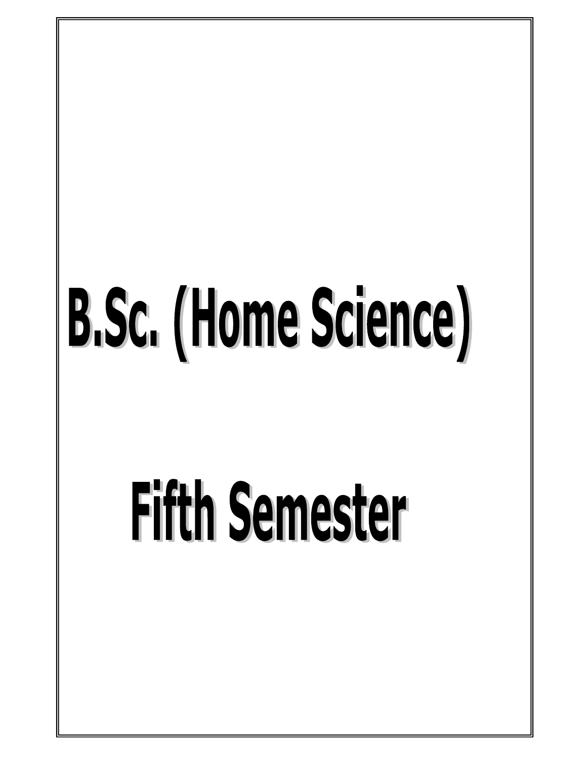# B.Sc. (Home Science)

# Fifth Semester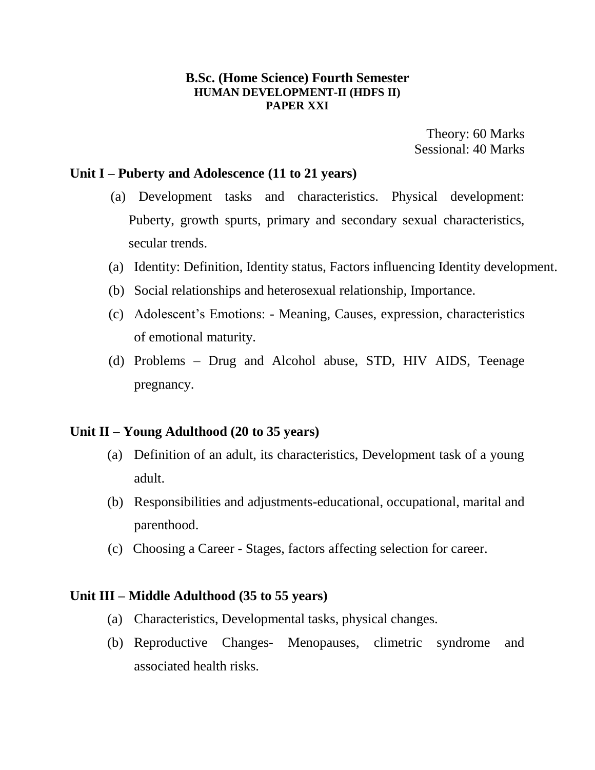**B.Sc. (Home Science) Fourth Semester**
**HUMAN DEVELOPMENT-II (HDFS II)**
**PAPER XXI**

Theory: 60 Marks
Sessional: 40 Marks

**Unit I – Puberty and Adolescence (11 to 21 years)**

(a) Development tasks and characteristics. Physical development: Puberty, growth spurts, primary and secondary sexual characteristics, secular trends.

(a) Identity: Definition, Identity status, Factors influencing Identity development.

(b) Social relationships and heterosexual relationship, Importance.

(c) Adolescent's Emotions: - Meaning, Causes, expression, characteristics of emotional maturity.

(d) Problems – Drug and Alcohol abuse, STD, HIV AIDS, Teenage pregnancy.

**Unit II – Young Adulthood (20 to 35 years)**

(a) Definition of an adult, its characteristics, Development task of a young adult.

(b) Responsibilities and adjustments-educational, occupational, marital and parenthood.

(c) Choosing a Career - Stages, factors affecting selection for career.

**Unit III – Middle Adulthood (35 to 55 years)**

(a) Characteristics, Developmental tasks, physical changes.

(b) Reproductive Changes- Menopauses, climetric syndrome and associated health risks.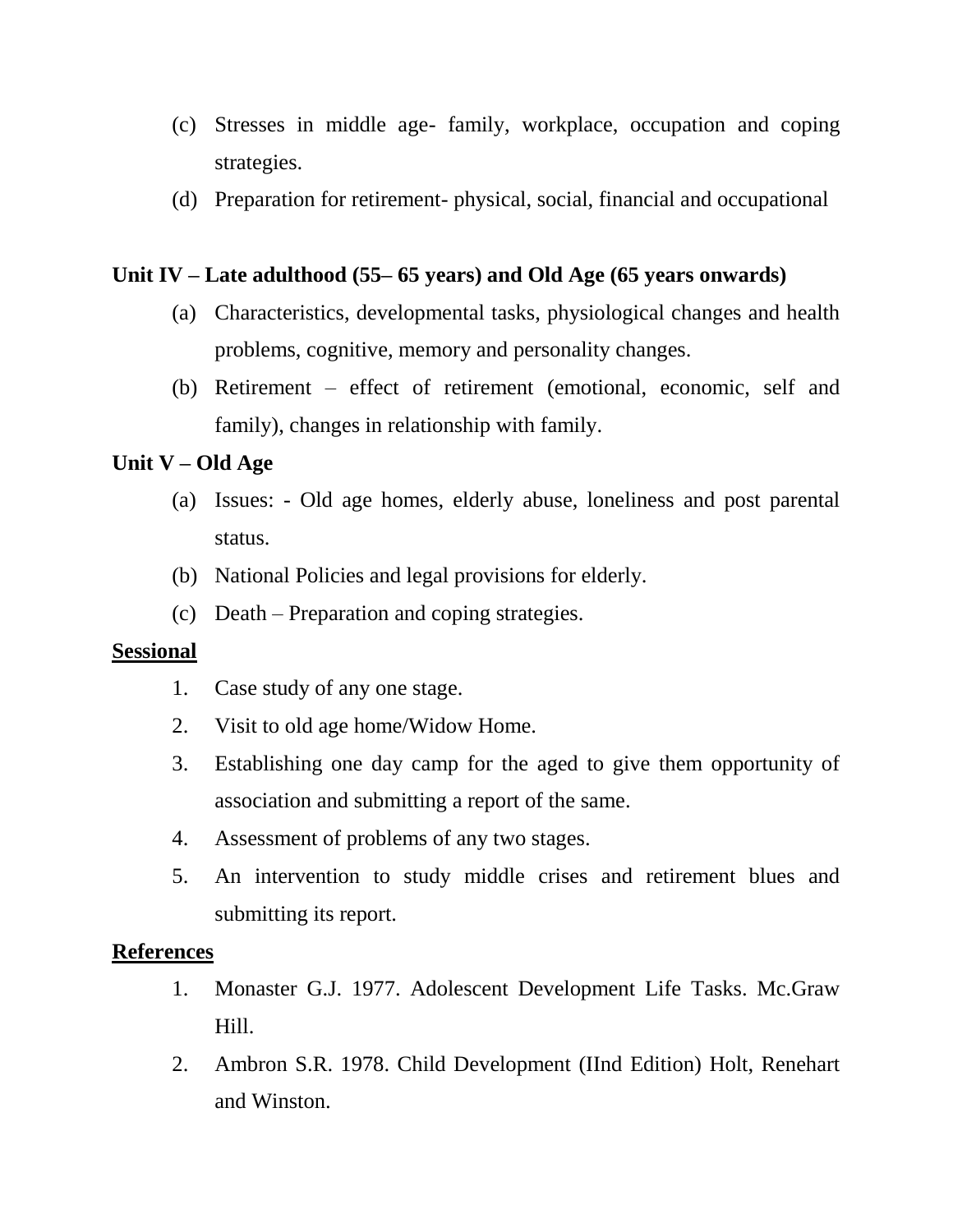(c) Stresses in middle age- family, workplace, occupation and coping strategies.

(d) Preparation for retirement- physical, social, financial and occupational

**Unit IV – Late adulthood (55– 65 years) and Old Age (65 years onwards)**

(a) Characteristics, developmental tasks, physiological changes and health problems, cognitive, memory and personality changes.

(b) Retirement – effect of retirement (emotional, economic, self and family), changes in relationship with family.

**Unit V – Old Age**

(a) Issues: - Old age homes, elderly abuse, loneliness and post parental status.

(b) National Policies and legal provisions for elderly.

(c) Death – Preparation and coping strategies.

**Sessional**

1. Case study of any one stage.
2. Visit to old age home/Widow Home.
3. Establishing one day camp for the aged to give them opportunity of association and submitting a report of the same.
4. Assessment of problems of any two stages.
5. An intervention to study middle crises and retirement blues and submitting its report.

**References**

1. Monaster G.J. 1977. Adolescent Development Life Tasks. Mc.Graw Hill.
2. Ambron S.R. 1978. Child Development (IInd Edition) Holt, Renehart and Winston.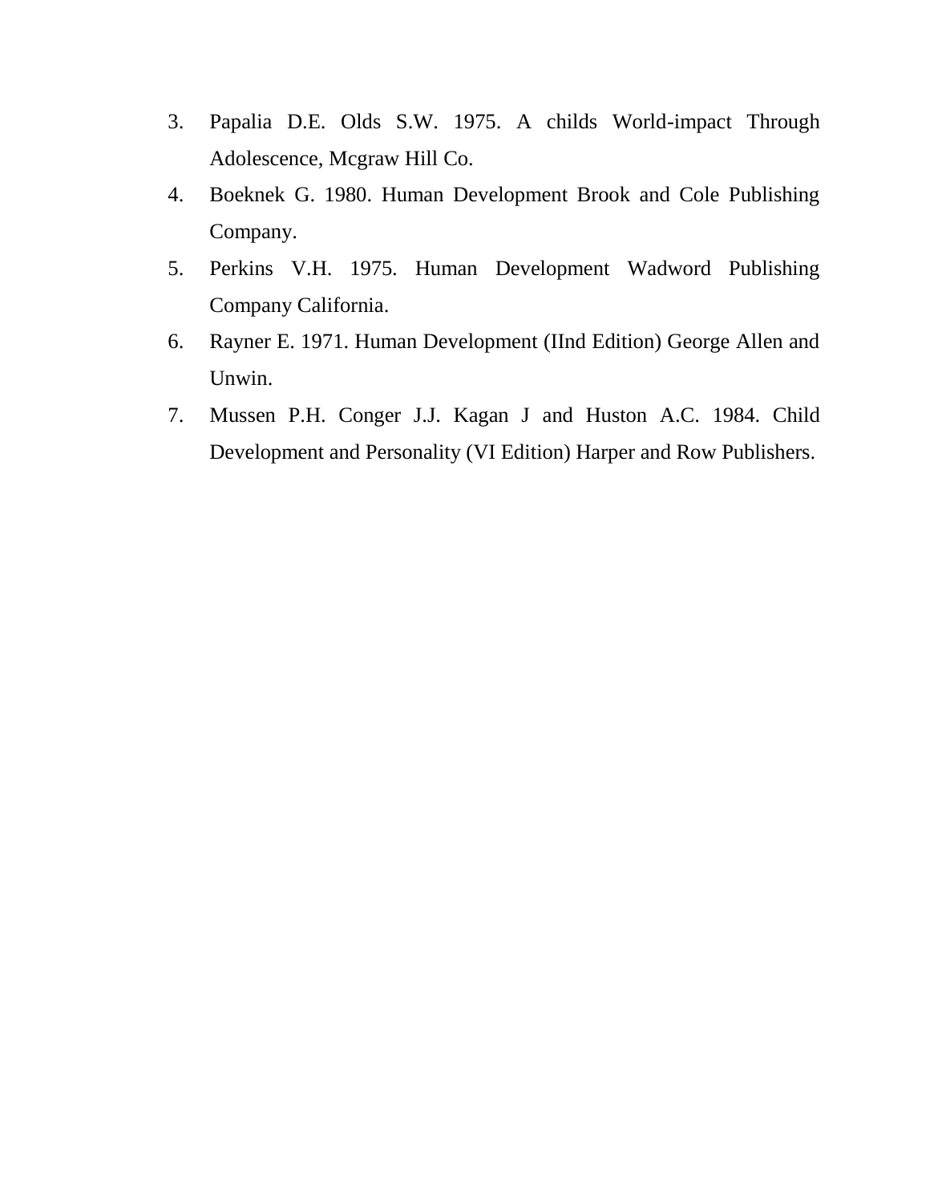3. Papalia D.E. Olds S.W. 1975. A childs World-impact Through Adolescence, Mcgraw Hill Co.
4. Boeknek G. 1980. Human Development Brook and Cole Publishing Company.
5. Perkins V.H. 1975. Human Development Wadword Publishing Company California.
6. Rayner E. 1971. Human Development (IInd Edition) George Allen and Unwin.
7. Mussen P.H. Conger J.J. Kagan J and Huston A.C. 1984. Child Development and Personality (VI Edition) Harper and Row Publishers.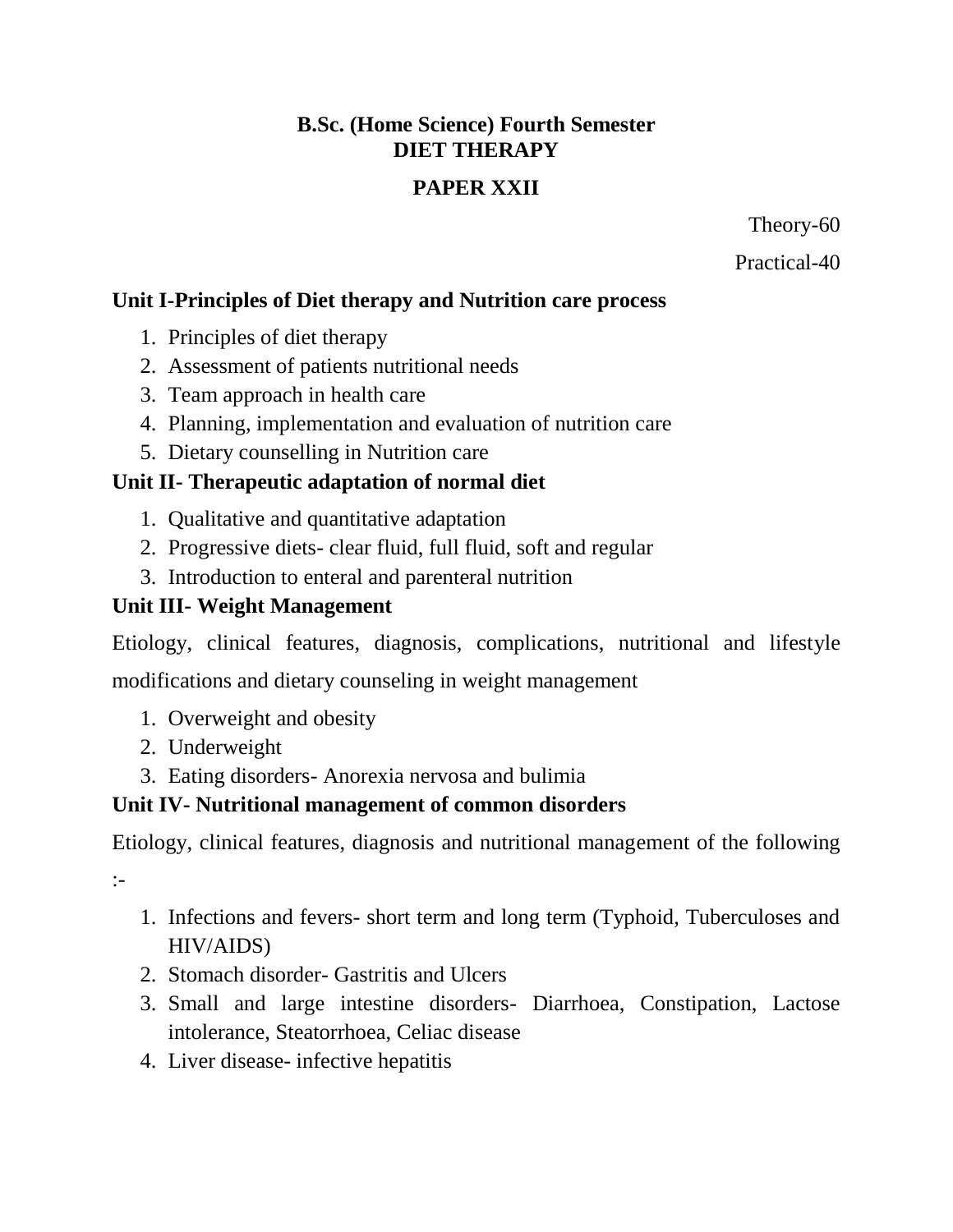**B.Sc. (Home Science) Fourth Semester**
**DIET THERAPY**

**PAPER XXII**

Theory-60

Practical-40

### Unit I-Principles of Diet therapy and Nutrition care process

1. Principles of diet therapy
2. Assessment of patients nutritional needs
3. Team approach in health care
4. Planning, implementation and evaluation of nutrition care
5. Dietary counselling in Nutrition care

### Unit II- Therapeutic adaptation of normal diet

1. Qualitative and quantitative adaptation
2. Progressive diets- clear fluid, full fluid, soft and regular
3. Introduction to enteral and parenteral nutrition

### Unit III- Weight Management

Etiology, clinical features, diagnosis, complications, nutritional and lifestyle modifications and dietary counseling in weight management

1. Overweight and obesity
2. Underweight
3. Eating disorders- Anorexia nervosa and bulimia

### Unit IV- Nutritional management of common disorders

Etiology, clinical features, diagnosis and nutritional management of the following :-

1. Infections and fevers- short term and long term (Typhoid, Tuberculoses and HIV/AIDS)
2. Stomach disorder- Gastritis and Ulcers
3. Small and large intestine disorders- Diarrhoea, Constipation, Lactose intolerance, Steatorrhoea, Celiac disease
4. Liver disease- infective hepatitis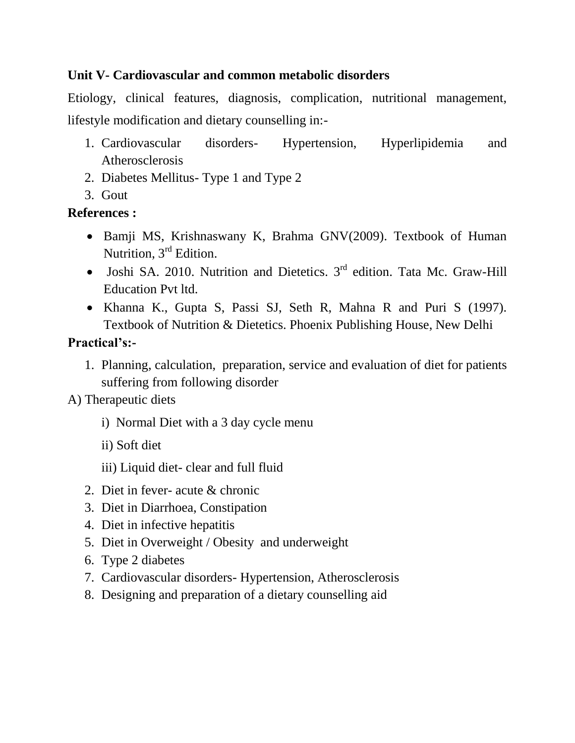**Unit V- Cardiovascular and common metabolic disorders**

Etiology, clinical features, diagnosis, complication, nutritional management, lifestyle modification and dietary counselling in:-

1. Cardiovascular disorders- Hypertension, Hyperlipidemia and Atherosclerosis
2. Diabetes Mellitus- Type 1 and Type 2
3. Gout

**References :**

- Bamji MS, Krishnaswany K, Brahma GNV(2009). Textbook of Human Nutrition, 3rd Edition.
- Joshi SA. 2010. Nutrition and Dietetics. 3rd edition. Tata Mc. Graw-Hill Education Pvt ltd.
- Khanna K., Gupta S, Passi SJ, Seth R, Mahna R and Puri S (1997). Textbook of Nutrition & Dietetics. Phoenix Publishing House, New Delhi

**Practical's:-**

1. Planning, calculation, preparation, service and evaluation of diet for patients suffering from following disorder

A) Therapeutic diets

   i) Normal Diet with a 3 day cycle menu

   ii) Soft diet

   iii) Liquid diet- clear and full fluid

2. Diet in fever- acute & chronic
3. Diet in Diarrhoea, Constipation
4. Diet in infective hepatitis
5. Diet in Overweight / Obesity and underweight
6. Type 2 diabetes
7. Cardiovascular disorders- Hypertension, Atherosclerosis
8. Designing and preparation of a dietary counselling aid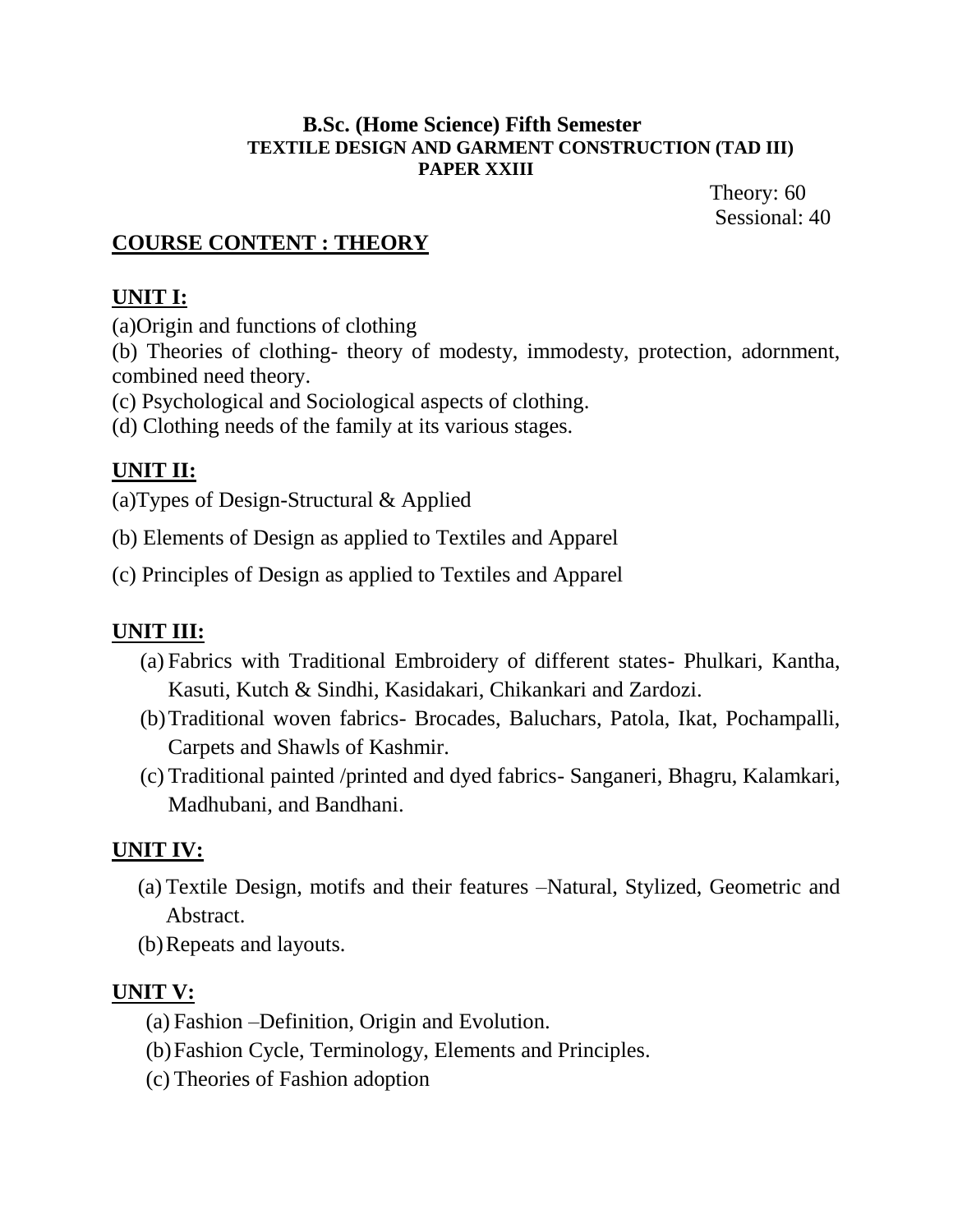**B.Sc. (Home Science) Fifth Semester**
**TEXTILE DESIGN AND GARMENT CONSTRUCTION (TAD III)**
**PAPER XXIII**

Theory: 60
Sessional: 40

## COURSE CONTENT : THEORY

### UNIT I:

(a)Origin and functions of clothing

(b) Theories of clothing- theory of modesty, immodesty, protection, adornment, combined need theory.

(c) Psychological and Sociological aspects of clothing.

(d) Clothing needs of the family at its various stages.

### UNIT II:

(a)Types of Design-Structural & Applied

(b) Elements of Design as applied to Textiles and Apparel

(c) Principles of Design as applied to Textiles and Apparel

### UNIT III:

(a) Fabrics with Traditional Embroidery of different states- Phulkari, Kantha, Kasuti, Kutch & Sindhi, Kasidakari, Chikankari and Zardozi.

(b) Traditional woven fabrics- Brocades, Baluchars, Patola, Ikat, Pochampalli, Carpets and Shawls of Kashmir.

(c) Traditional painted /printed and dyed fabrics- Sanganeri, Bhagru, Kalamkari, Madhubani, and Bandhani.

### UNIT IV:

(a) Textile Design, motifs and their features –Natural, Stylized, Geometric and Abstract.

(b) Repeats and layouts.

### UNIT V:

(a) Fashion –Definition, Origin and Evolution.

(b) Fashion Cycle, Terminology, Elements and Principles.

(c) Theories of Fashion adoption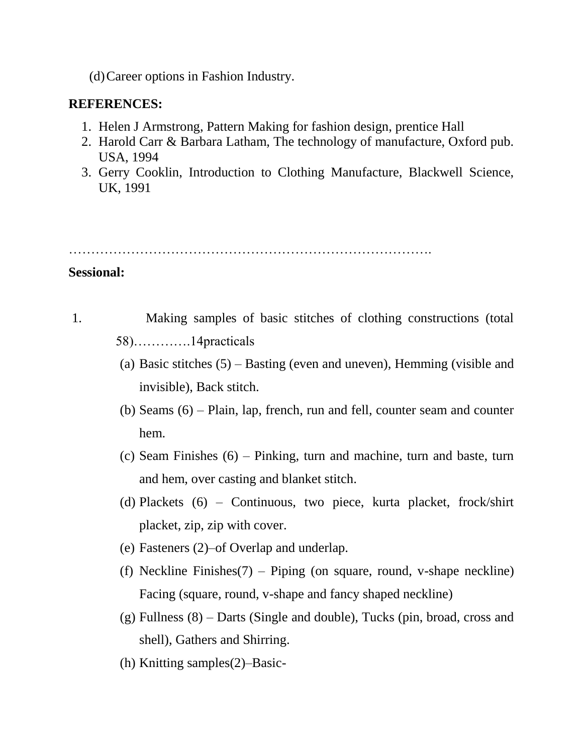(d) Career options in Fashion Industry.

**REFERENCES:**

1. Helen J Armstrong, Pattern Making for fashion design, prentice Hall
2. Harold Carr & Barbara Latham, The technology of manufacture, Oxford pub. USA, 1994
3. Gerry Cooklin, Introduction to Clothing Manufacture, Blackwell Science, UK, 1991

…………………………………………………………………….

**Sessional:**

1. Making samples of basic stitches of clothing constructions (total 58)…………14practicals
   (a) Basic stitches (5) – Basting (even and uneven), Hemming (visible and invisible), Back stitch.
   (b) Seams (6) – Plain, lap, french, run and fell, counter seam and counter hem.
   (c) Seam Finishes (6) – Pinking, turn and machine, turn and baste, turn and hem, over casting and blanket stitch.
   (d) Plackets (6) – Continuous, two piece, kurta placket, frock/shirt placket, zip, zip with cover.
   (e) Fasteners (2)–of Overlap and underlap.
   (f) Neckline Finishes(7) – Piping (on square, round, v-shape neckline) Facing (square, round, v-shape and fancy shaped neckline)
   (g) Fullness (8) – Darts (Single and double), Tucks (pin, broad, cross and shell), Gathers and Shirring.
   (h) Knitting samples(2)–Basic-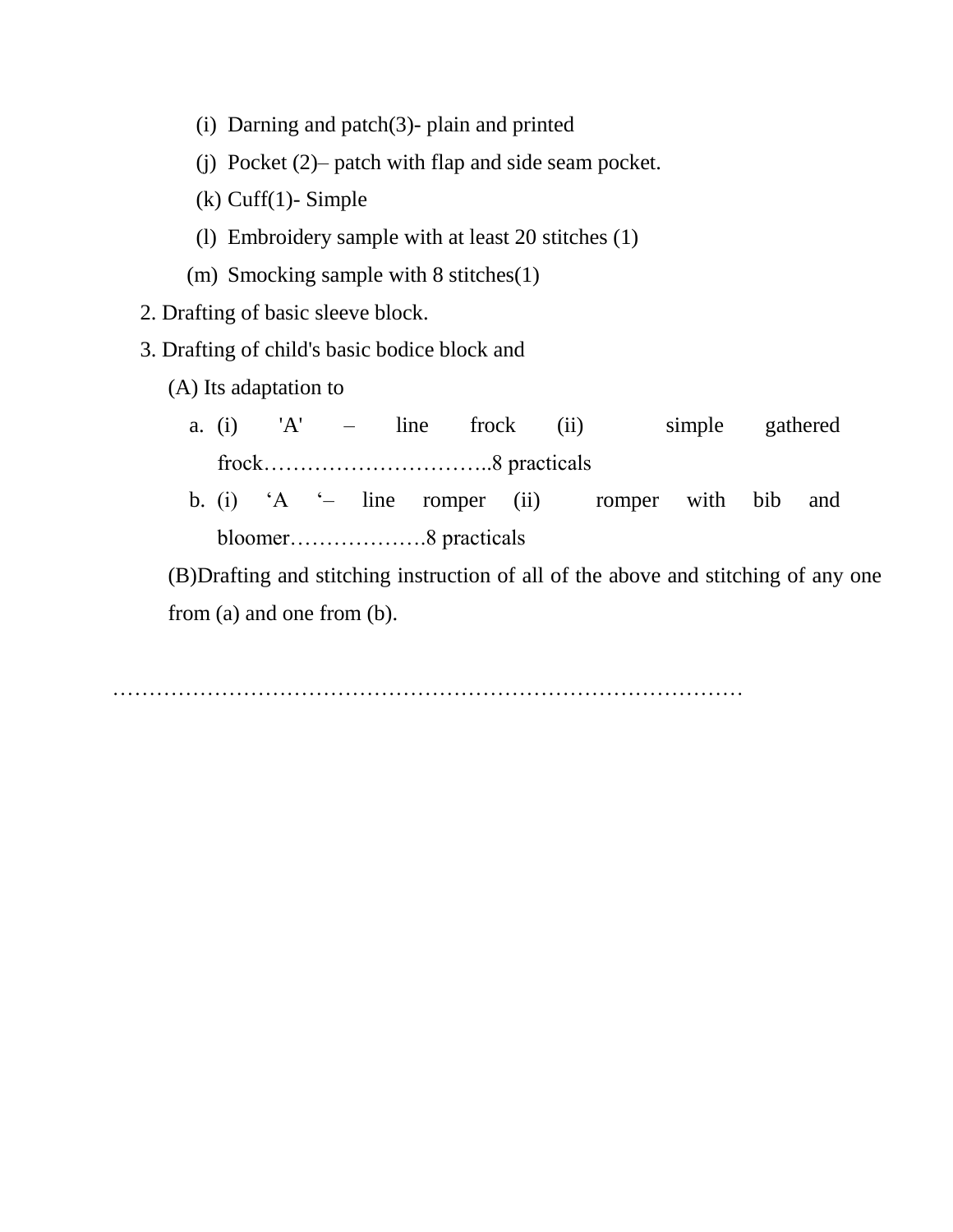(i) Darning and patch(3)- plain and printed
   (j) Pocket (2)– patch with flap and side seam pocket.
   (k) Cuff(1)- Simple
   (l) Embroidery sample with at least 20 stitches (1)
   (m) Smocking sample with 8 stitches(1)

2. Drafting of basic sleeve block.
3. Drafting of child's basic bodice block and

   (A) Its adaptation to

   a. (i) 'A' – line frock (ii) simple gathered frock…………………………..8 practicals
   b. (i) ‘A ‘– line romper (ii) romper with bib and bloomer……………….8 practicals

   (B)Drafting and stitching instruction of all of the above and stitching of any one from (a) and one from (b).

…………………………………………………………………………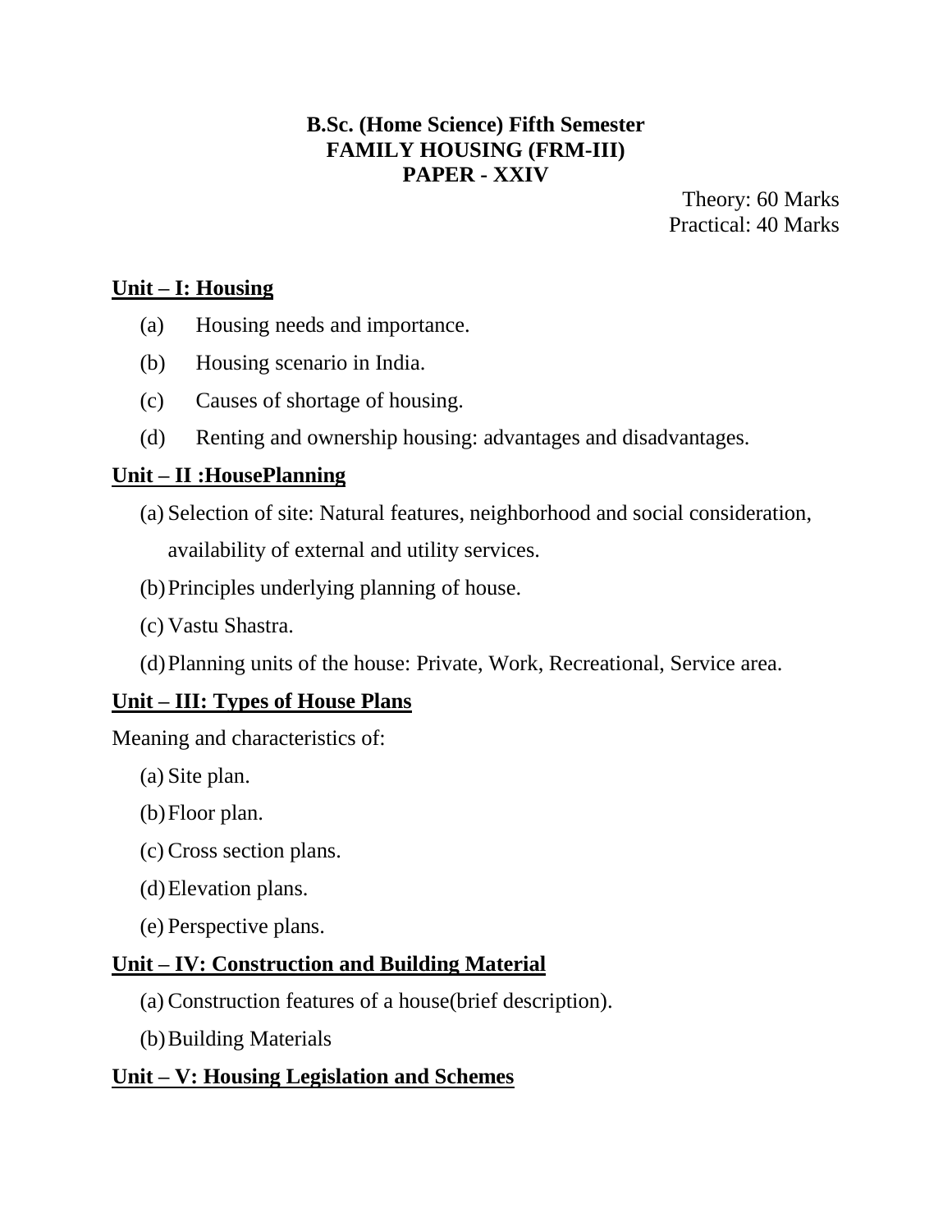**B.Sc. (Home Science) Fifth Semester**
**FAMILY HOUSING (FRM-III)**
**PAPER - XXIV**

Theory: 60 Marks
Practical: 40 Marks

## Unit – I: Housing

(a) Housing needs and importance.

(b) Housing scenario in India.

(c) Causes of shortage of housing.

(d) Renting and ownership housing: advantages and disadvantages.

## Unit – II :HousePlanning

(a) Selection of site: Natural features, neighborhood and social consideration, availability of external and utility services.

(b) Principles underlying planning of house.

(c) Vastu Shastra.

(d) Planning units of the house: Private, Work, Recreational, Service area.

## Unit – III: Types of House Plans

Meaning and characteristics of:

(a) Site plan.

(b) Floor plan.

(c) Cross section plans.

(d) Elevation plans.

(e) Perspective plans.

## Unit – IV: Construction and Building Material

(a) Construction features of a house(brief description).

(b) Building Materials

## Unit – V: Housing Legislation and Schemes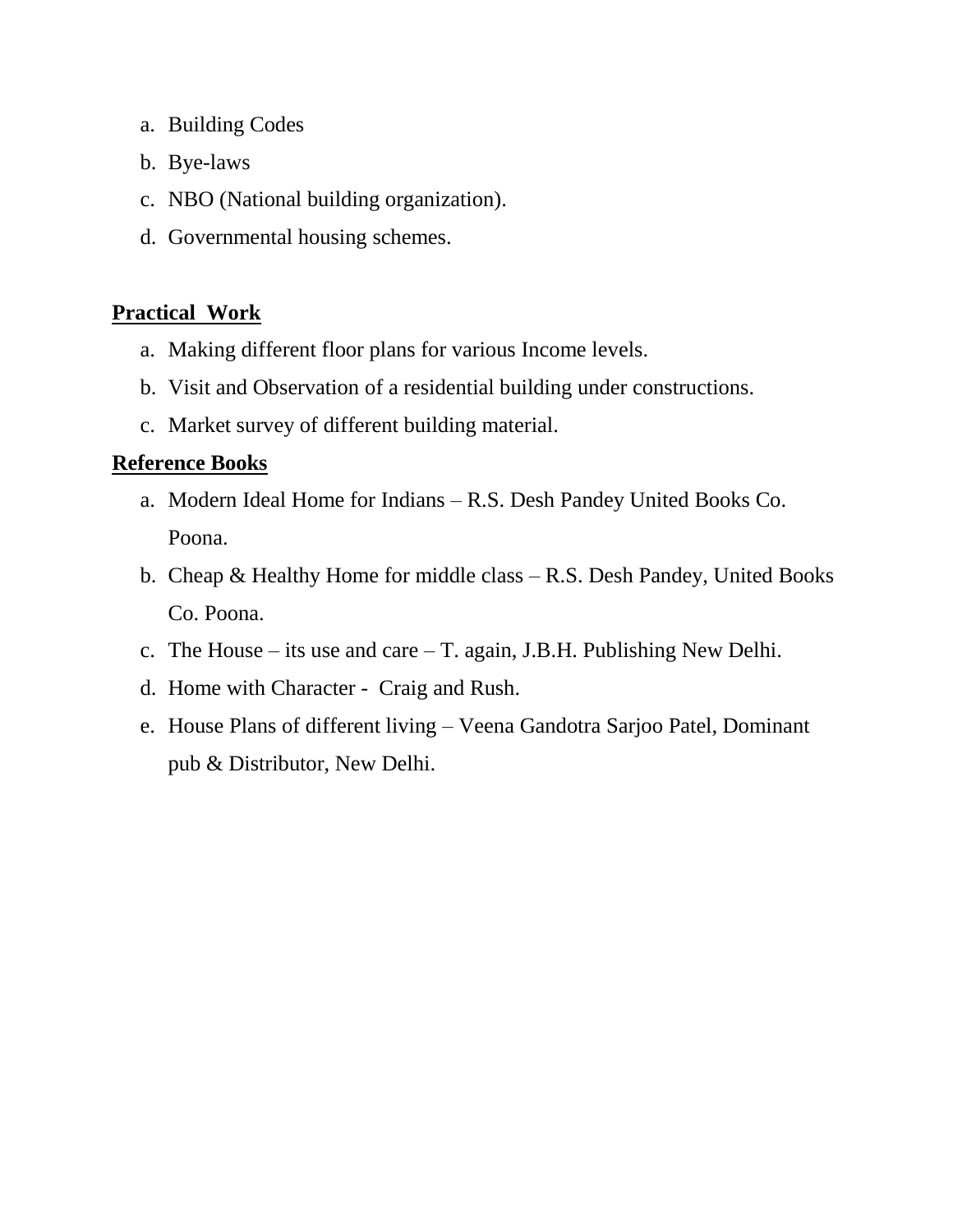a. Building Codes
b. Bye-laws
c. NBO (National building organization).
d. Governmental housing schemes.

**Practical Work**

a. Making different floor plans for various Income levels.
b. Visit and Observation of a residential building under constructions.
c. Market survey of different building material.

**Reference Books**

a. Modern Ideal Home for Indians – R.S. Desh Pandey United Books Co. Poona.
b. Cheap & Healthy Home for middle class – R.S. Desh Pandey, United Books Co. Poona.
c. The House – its use and care – T. again, J.B.H. Publishing New Delhi.
d. Home with Character - Craig and Rush.
e. House Plans of different living – Veena Gandotra Sarjoo Patel, Dominant pub & Distributor, New Delhi.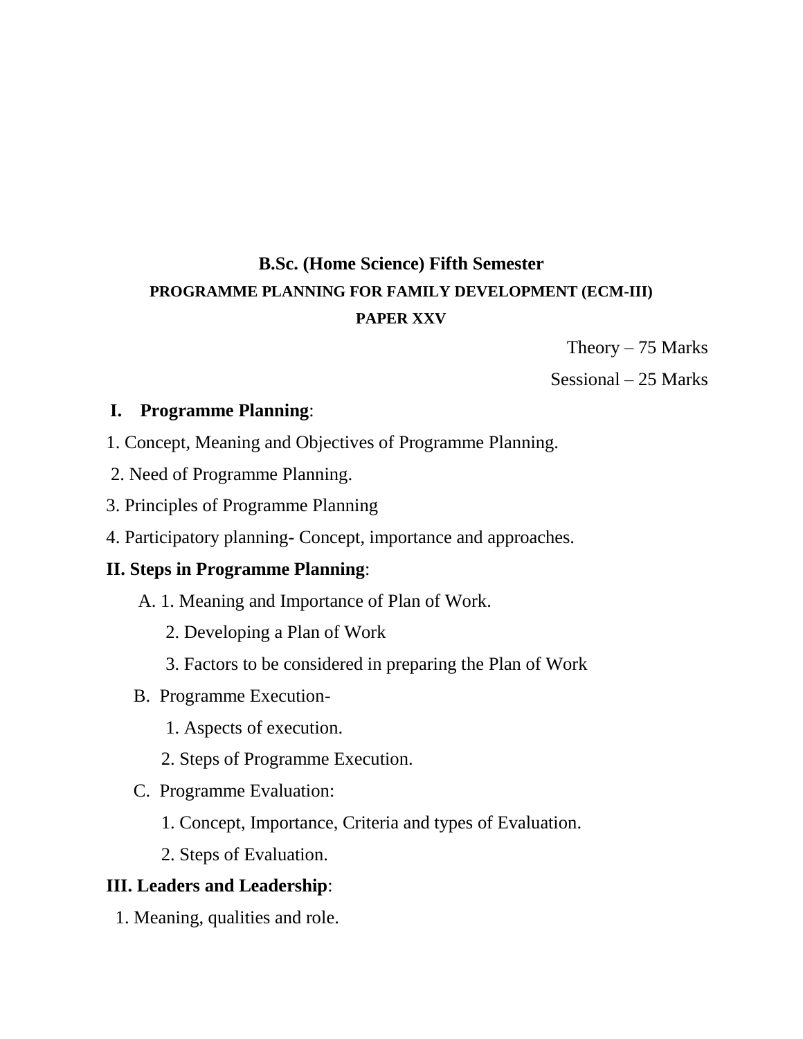## B.Sc. (Home Science) Fifth Semester

### PROGRAMME PLANNING FOR FAMILY DEVELOPMENT (ECM-III)

### PAPER XXV

Theory – 75 Marks

Sessional – 25 Marks

**I. Programme Planning**:

1. Concept, Meaning and Objectives of Programme Planning.
2. Need of Programme Planning.
3. Principles of Programme Planning
4. Participatory planning- Concept, importance and approaches.

**II. Steps in Programme Planning**:

A. 1. Meaning and Importance of Plan of Work.
   2. Developing a Plan of Work
   3. Factors to be considered in preparing the Plan of Work

B. Programme Execution-
   1. Aspects of execution.
   2. Steps of Programme Execution.

C. Programme Evaluation:
   1. Concept, Importance, Criteria and types of Evaluation.
   2. Steps of Evaluation.

**III. Leaders and Leadership**:

1. Meaning, qualities and role.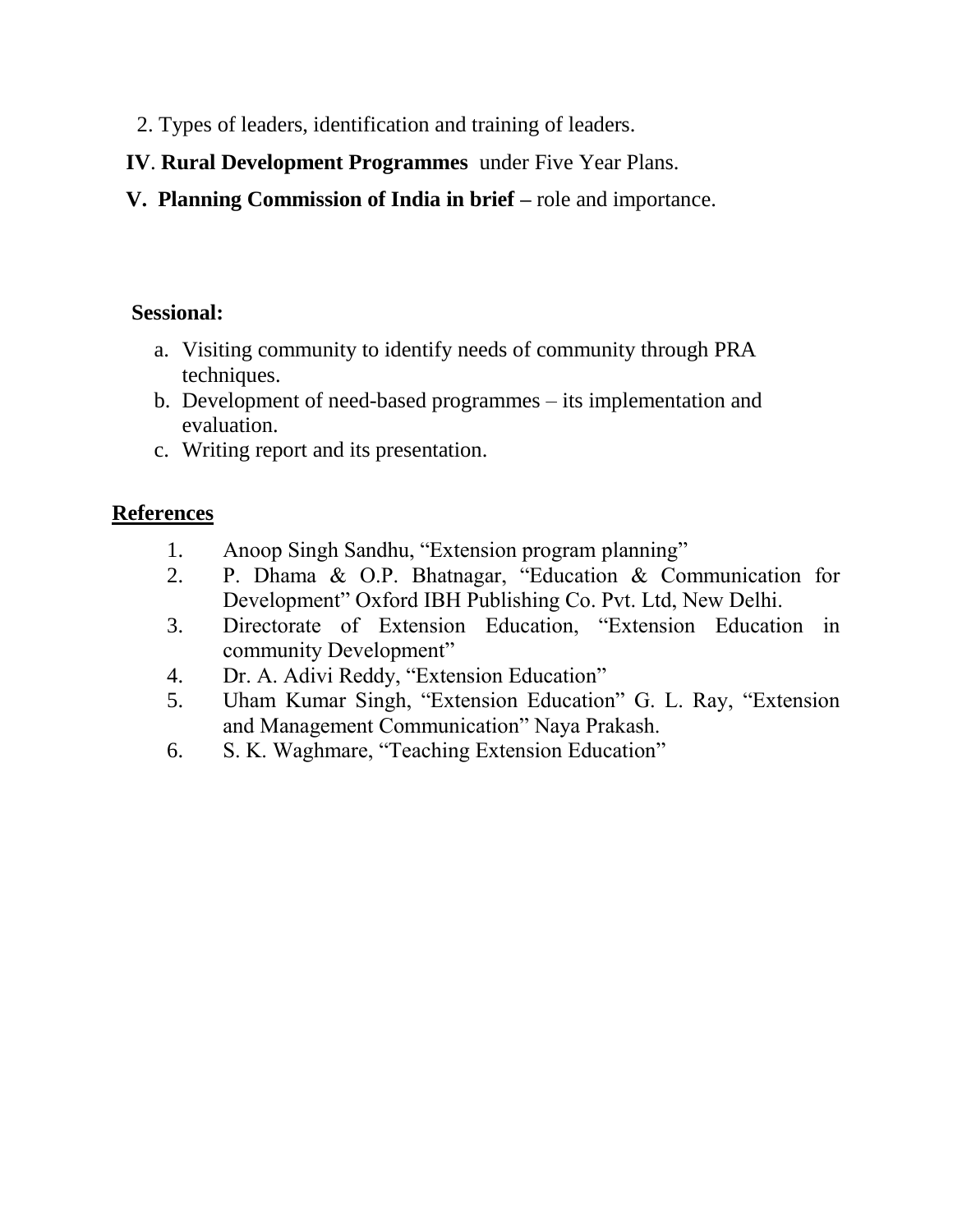2. Types of leaders, identification and training of leaders.

**IV**. **Rural Development Programmes** under Five Year Plans.

**V. Planning Commission of India in brief –** role and importance.

**Sessional:**

a. Visiting community to identify needs of community through PRA techniques.
b. Development of need-based programmes – its implementation and evaluation.
c. Writing report and its presentation.

## References

1. Anoop Singh Sandhu, "Extension program planning"
2. P. Dhama & O.P. Bhatnagar, "Education & Communication for Development" Oxford IBH Publishing Co. Pvt. Ltd, New Delhi.
3. Directorate of Extension Education, "Extension Education in community Development"
4. Dr. A. Adivi Reddy, "Extension Education"
5. Uham Kumar Singh, "Extension Education" G. L. Ray, "Extension and Management Communication" Naya Prakash.
6. S. K. Waghmare, "Teaching Extension Education"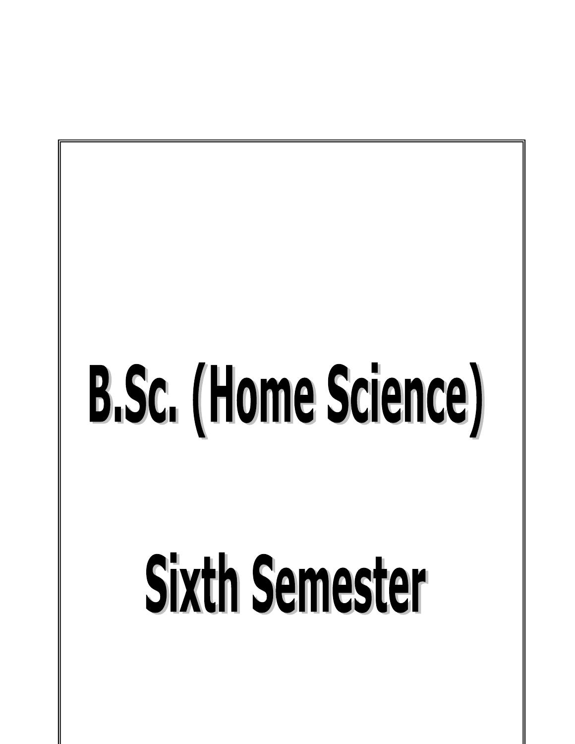# B.Sc. (Home Science)

# Sixth Semester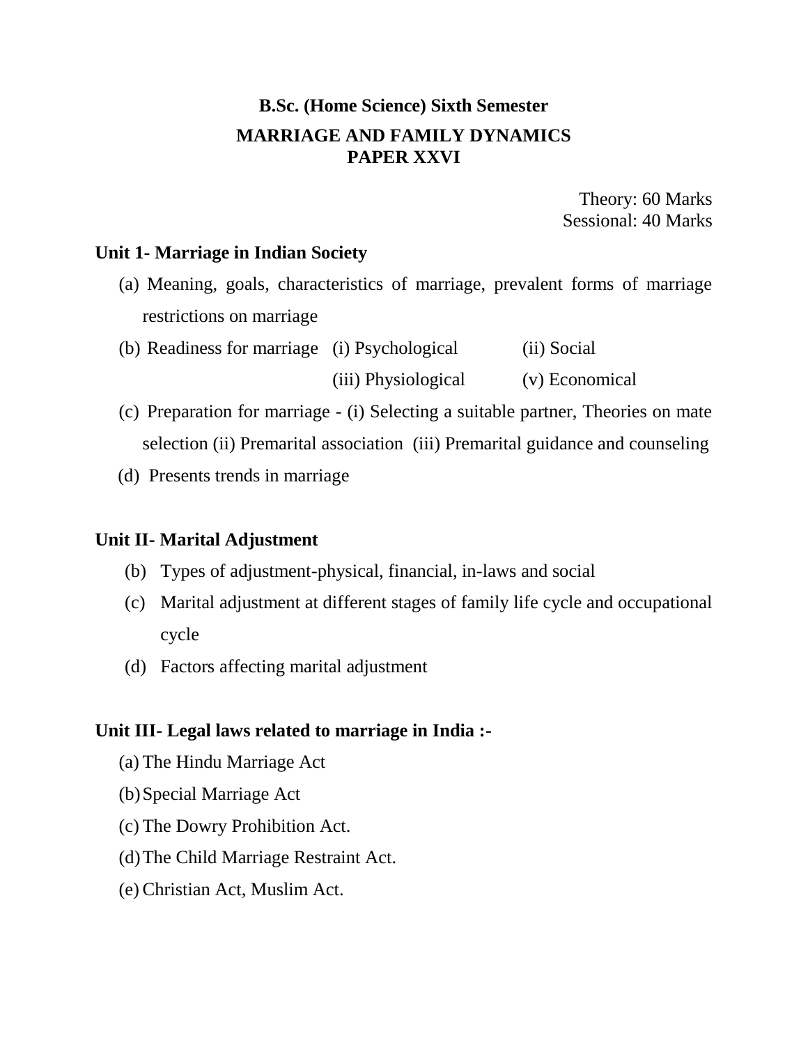**B.Sc. (Home Science) Sixth Semester**

**MARRIAGE AND FAMILY DYNAMICS**
**PAPER XXVI**

Theory: 60 Marks
Sessional: 40 Marks

**Unit 1- Marriage in Indian Society**

(a) Meaning, goals, characteristics of marriage, prevalent forms of marriage restrictions on marriage

(b) Readiness for marriage (i) Psychological (ii) Social (iii) Physiological (v) Economical

(c) Preparation for marriage - (i) Selecting a suitable partner, Theories on mate selection (ii) Premarital association (iii) Premarital guidance and counseling

(d) Presents trends in marriage

**Unit II- Marital Adjustment**

(b) Types of adjustment-physical, financial, in-laws and social

(c) Marital adjustment at different stages of family life cycle and occupational cycle

(d) Factors affecting marital adjustment

**Unit III- Legal laws related to marriage in India :-**

(a) The Hindu Marriage Act

(b) Special Marriage Act

(c) The Dowry Prohibition Act.

(d) The Child Marriage Restraint Act.

(e) Christian Act, Muslim Act.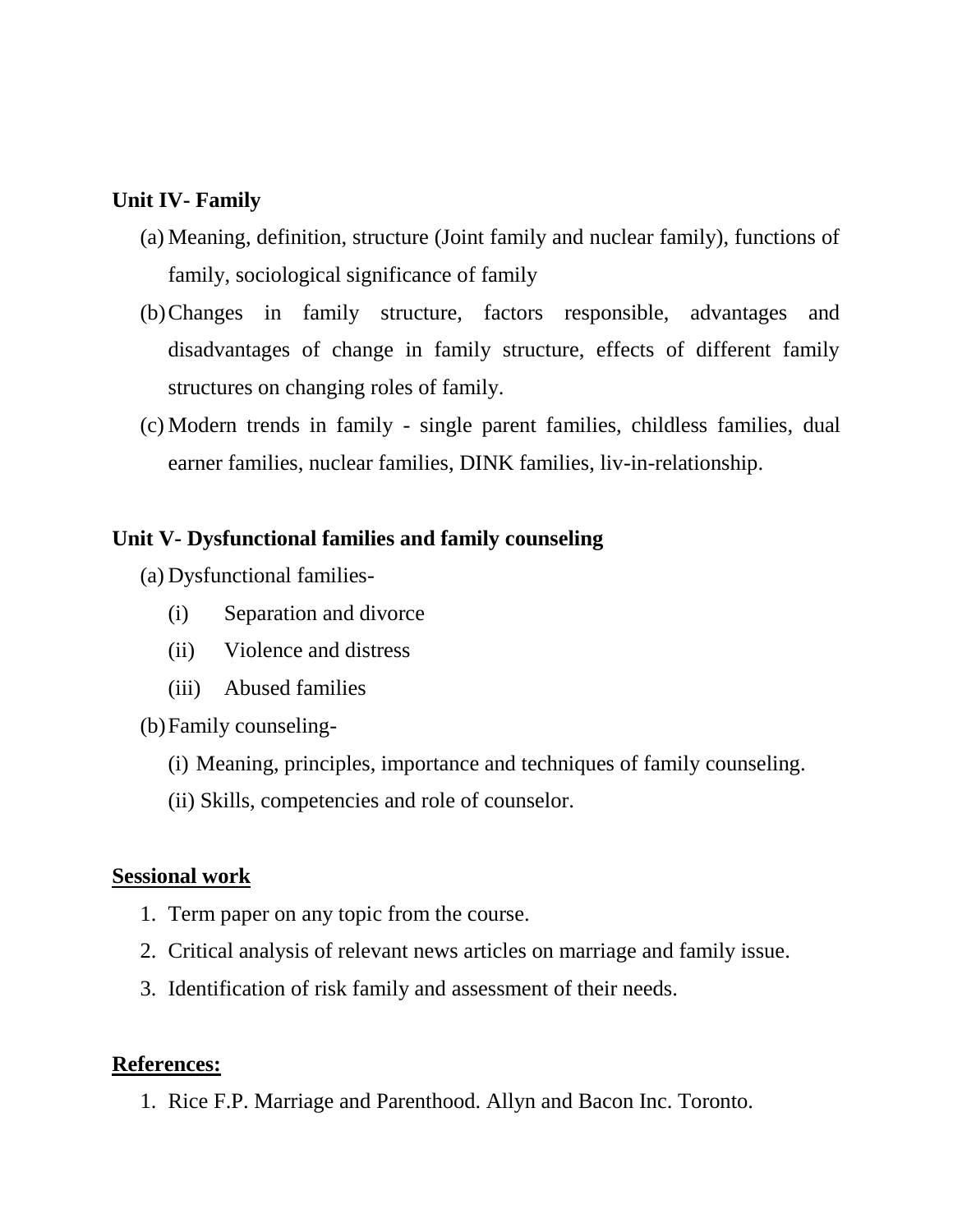**Unit IV- Family**

(a) Meaning, definition, structure (Joint family and nuclear family), functions of family, sociological significance of family

(b) Changes in family structure, factors responsible, advantages and disadvantages of change in family structure, effects of different family structures on changing roles of family.

(c) Modern trends in family - single parent families, childless families, dual earner families, nuclear families, DINK families, liv-in-relationship.

**Unit V- Dysfunctional families and family counseling**

(a) Dysfunctional families-
   (i) Separation and divorce
   (ii) Violence and distress
   (iii) Abused families

(b) Family counseling-
   (i) Meaning, principles, importance and techniques of family counseling.
   (ii) Skills, competencies and role of counselor.

**Sessional work**

1. Term paper on any topic from the course.
2. Critical analysis of relevant news articles on marriage and family issue.
3. Identification of risk family and assessment of their needs.

**References:**

1. Rice F.P. Marriage and Parenthood. Allyn and Bacon Inc. Toronto.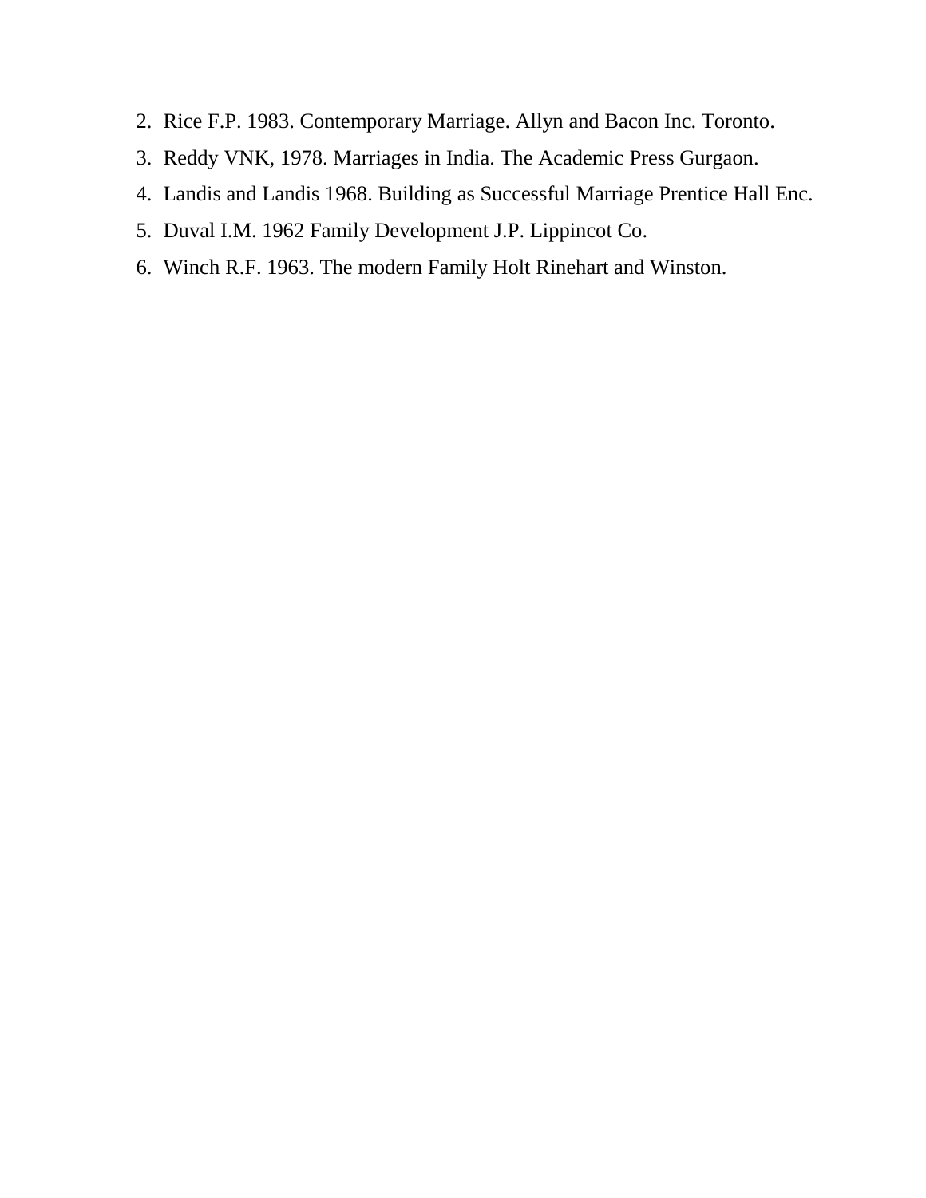2. Rice F.P. 1983. Contemporary Marriage. Allyn and Bacon Inc. Toronto.
3. Reddy VNK, 1978. Marriages in India. The Academic Press Gurgaon.
4. Landis and Landis 1968. Building as Successful Marriage Prentice Hall Enc.
5. Duval I.M. 1962 Family Development J.P. Lippincot Co.
6. Winch R.F. 1963. The modern Family Holt Rinehart and Winston.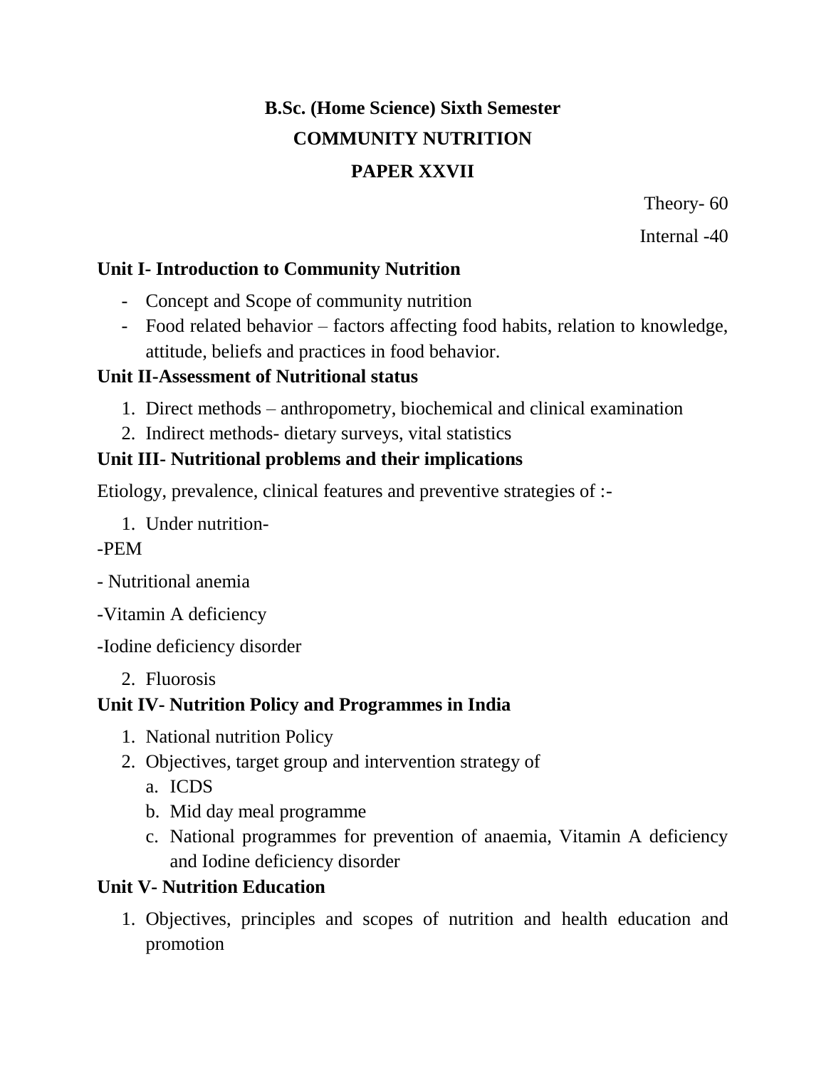## B.Sc. (Home Science) Sixth Semester

## COMMUNITY NUTRITION

## PAPER XXVII

Theory- 60

Internal -40

**Unit I- Introduction to Community Nutrition**

- Concept and Scope of community nutrition
- Food related behavior – factors affecting food habits, relation to knowledge, attitude, beliefs and practices in food behavior.

**Unit II-Assessment of Nutritional status**

1. Direct methods – anthropometry, biochemical and clinical examination
2. Indirect methods- dietary surveys, vital statistics

**Unit III- Nutritional problems and their implications**

Etiology, prevalence, clinical features and preventive strategies of :-

1. Under nutrition-

-PEM

- Nutritional anemia

-Vitamin A deficiency

-Iodine deficiency disorder

2. Fluorosis

**Unit IV- Nutrition Policy and Programmes in India**

1. National nutrition Policy
2. Objectives, target group and intervention strategy of
   a. ICDS
   b. Mid day meal programme
   c. National programmes for prevention of anaemia, Vitamin A deficiency and Iodine deficiency disorder

**Unit V- Nutrition Education**

1. Objectives, principles and scopes of nutrition and health education and promotion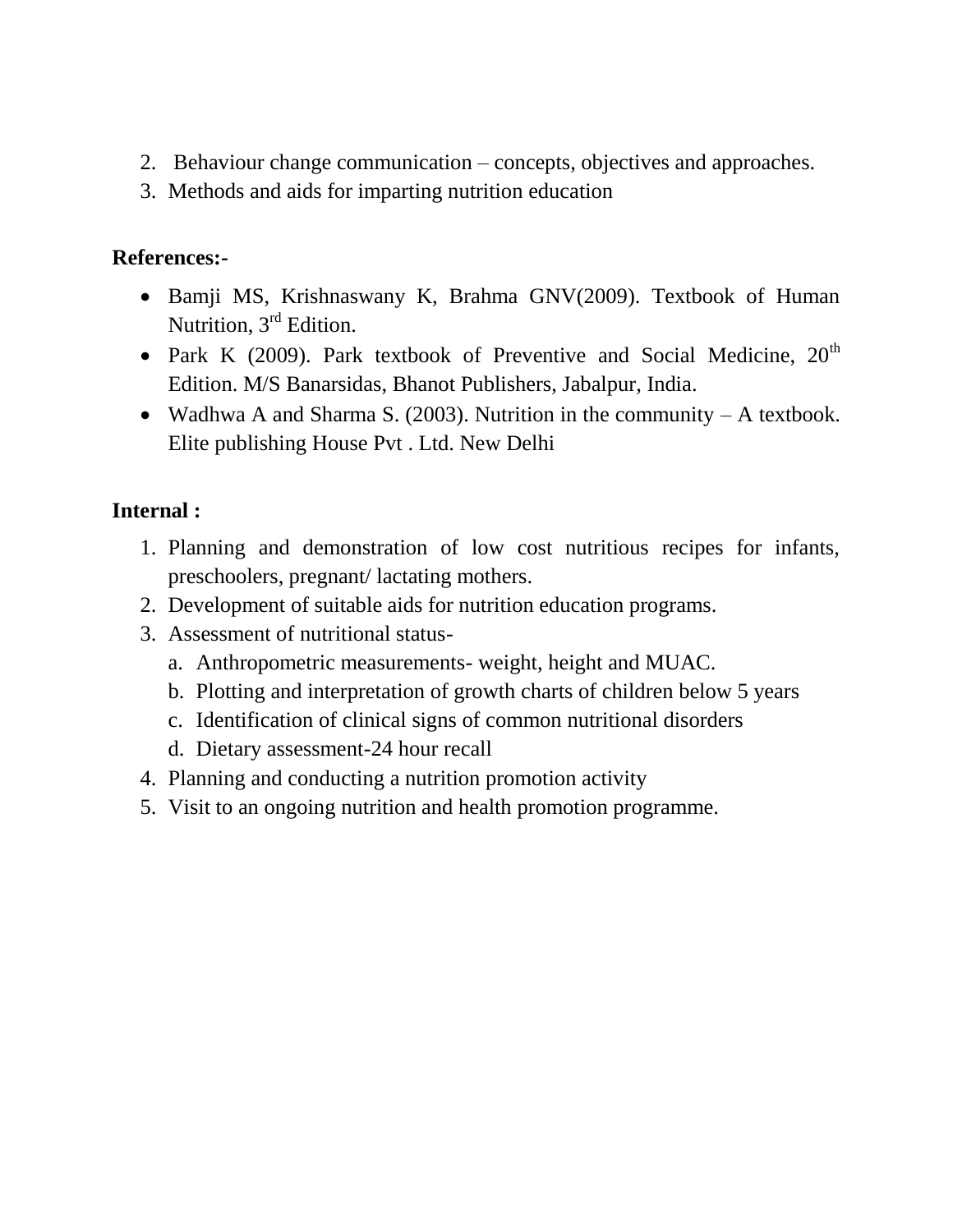2. Behaviour change communication – concepts, objectives and approaches.
3. Methods and aids for imparting nutrition education

**References:-**

- Bamji MS, Krishnaswany K, Brahma GNV(2009). Textbook of Human Nutrition, 3rd Edition.
- Park K (2009). Park textbook of Preventive and Social Medicine, 20th Edition. M/S Banarsidas, Bhanot Publishers, Jabalpur, India.
- Wadhwa A and Sharma S. (2003). Nutrition in the community – A textbook. Elite publishing House Pvt . Ltd. New Delhi

**Internal :**

1. Planning and demonstration of low cost nutritious recipes for infants, preschoolers, pregnant/ lactating mothers.
2. Development of suitable aids for nutrition education programs.
3. Assessment of nutritional status-
   a. Anthropometric measurements- weight, height and MUAC.
   b. Plotting and interpretation of growth charts of children below 5 years
   c. Identification of clinical signs of common nutritional disorders
   d. Dietary assessment-24 hour recall
4. Planning and conducting a nutrition promotion activity
5. Visit to an ongoing nutrition and health promotion programme.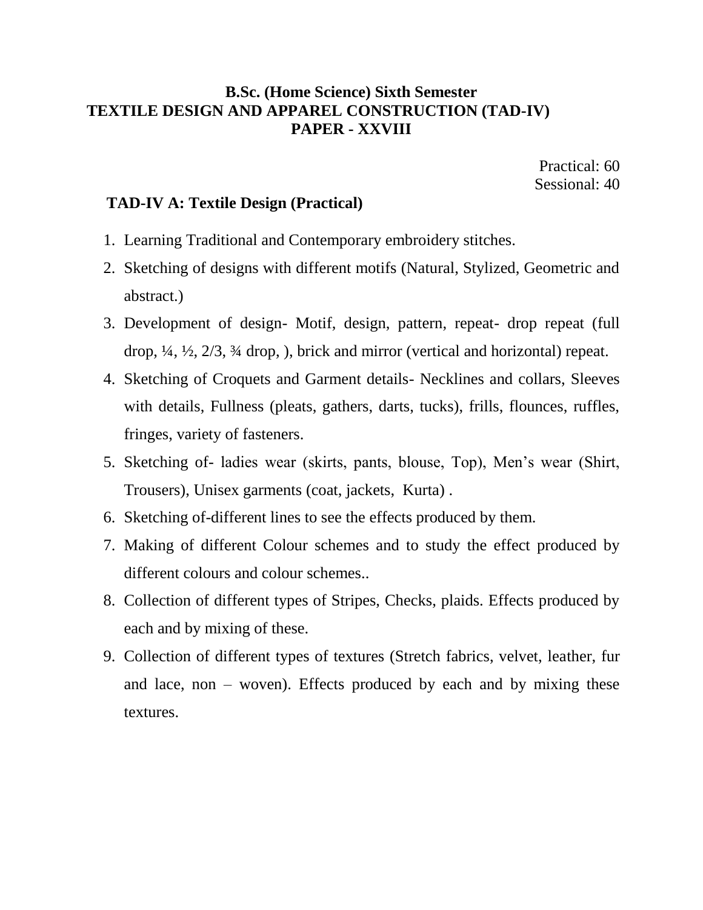# B.Sc. (Home Science) Sixth Semester
# TEXTILE DESIGN AND APPAREL CONSTRUCTION (TAD-IV)
# PAPER - XXVIII

Practical: 60
Sessional: 40

## TAD-IV A: Textile Design (Practical)

1. Learning Traditional and Contemporary embroidery stitches.
2. Sketching of designs with different motifs (Natural, Stylized, Geometric and abstract.)
3. Development of design- Motif, design, pattern, repeat- drop repeat (full drop, ¼, ½, 2/3, ¾ drop, ), brick and mirror (vertical and horizontal) repeat.
4. Sketching of Croquets and Garment details- Necklines and collars, Sleeves with details, Fullness (pleats, gathers, darts, tucks), frills, flounces, ruffles, fringes, variety of fasteners.
5. Sketching of- ladies wear (skirts, pants, blouse, Top), Men's wear (Shirt, Trousers), Unisex garments (coat, jackets, Kurta) .
6. Sketching of-different lines to see the effects produced by them.
7. Making of different Colour schemes and to study the effect produced by different colours and colour schemes..
8. Collection of different types of Stripes, Checks, plaids. Effects produced by each and by mixing of these.
9. Collection of different types of textures (Stretch fabrics, velvet, leather, fur and lace, non – woven). Effects produced by each and by mixing these textures.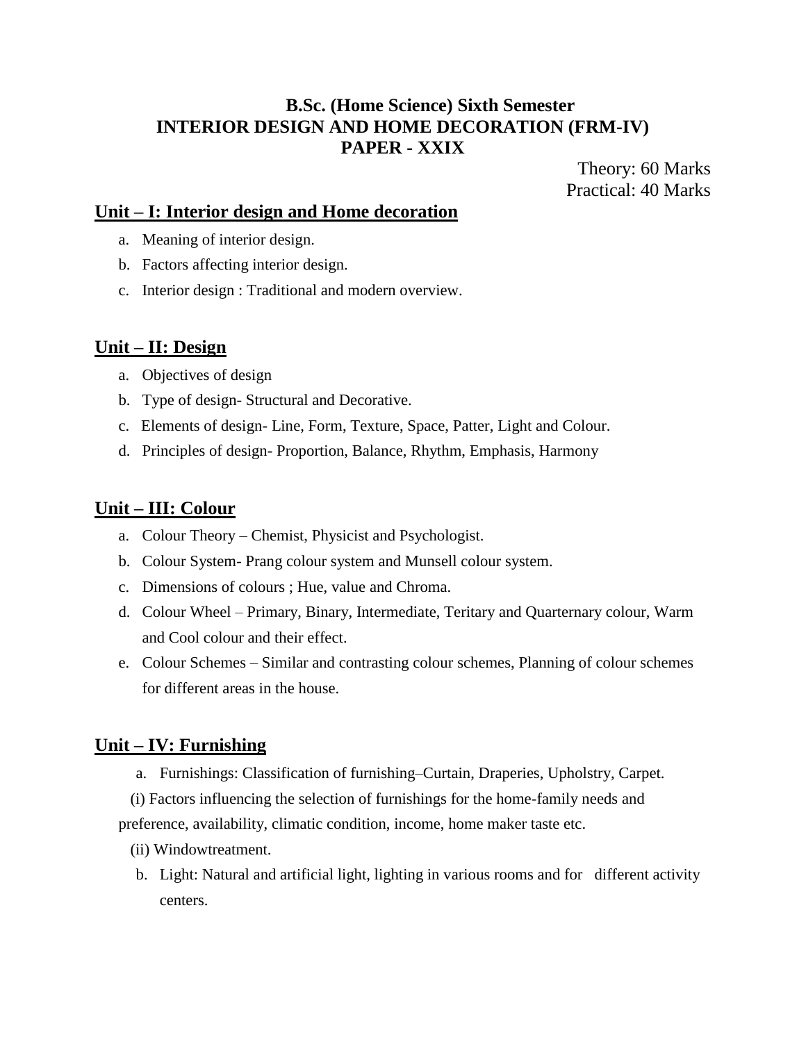# B.Sc. (Home Science) Sixth Semester
# INTERIOR DESIGN AND HOME DECORATION (FRM-IV)
# PAPER - XXIX

Theory: 60 Marks
Practical: 40 Marks

## Unit – I: Interior design and Home decoration

a. Meaning of interior design.
b. Factors affecting interior design.
c. Interior design : Traditional and modern overview.

## Unit – II: Design

a. Objectives of design
b. Type of design- Structural and Decorative.
c. Elements of design- Line, Form, Texture, Space, Patter, Light and Colour.
d. Principles of design- Proportion, Balance, Rhythm, Emphasis, Harmony

## Unit – III: Colour

a. Colour Theory – Chemist, Physicist and Psychologist.
b. Colour System- Prang colour system and Munsell colour system.
c. Dimensions of colours ; Hue, value and Chroma.
d. Colour Wheel – Primary, Binary, Intermediate, Teritary and Quarternary colour, Warm and Cool colour and their effect.
e. Colour Schemes – Similar and contrasting colour schemes, Planning of colour schemes for different areas in the house.

## Unit – IV: Furnishing

a. Furnishings: Classification of furnishing–Curtain, Draperies, Upholstry, Carpet.

(i) Factors influencing the selection of furnishings for the home-family needs and preference, availability, climatic condition, income, home maker taste etc.

(ii) Windowtreatment.

b. Light: Natural and artificial light, lighting in various rooms and for different activity centers.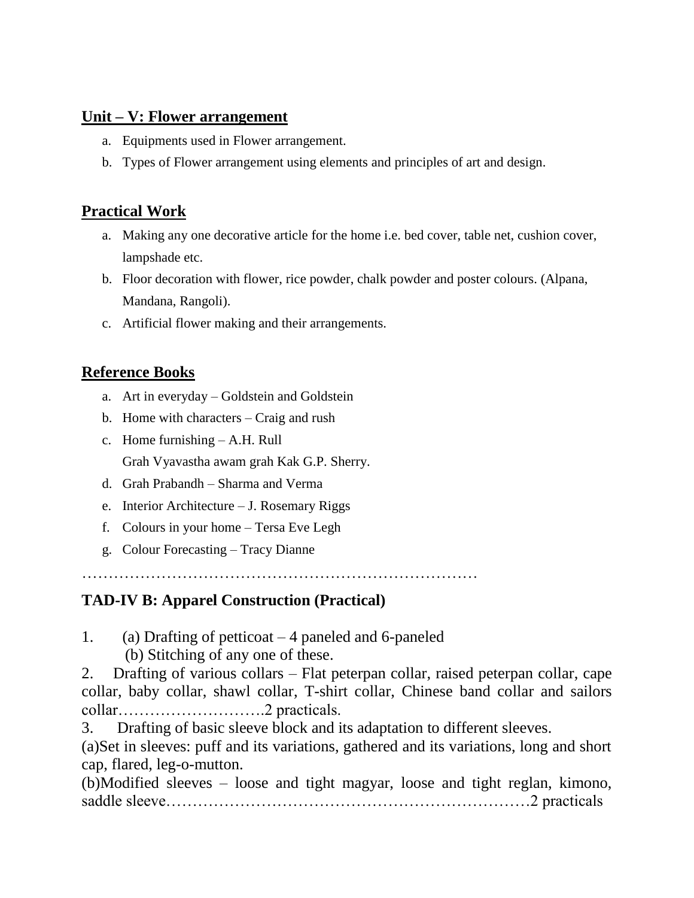## Unit – V: Flower arrangement

a. Equipments used in Flower arrangement.
b. Types of Flower arrangement using elements and principles of art and design.

## Practical Work

a. Making any one decorative article for the home i.e. bed cover, table net, cushion cover, lampshade etc.
b. Floor decoration with flower, rice powder, chalk powder and poster colours. (Alpana, Mandana, Rangoli).
c. Artificial flower making and their arrangements.

## Reference Books

a. Art in everyday – Goldstein and Goldstein
b. Home with characters – Craig and rush
c. Home furnishing – A.H. Rull
   Grah Vyavastha awam grah Kak G.P. Sherry.
d. Grah Prabandh – Sharma and Verma
e. Interior Architecture – J. Rosemary Riggs
f. Colours in your home – Tersa Eve Legh
g. Colour Forecasting – Tracy Dianne

…………………………………………………………………

## TAD-IV B: Apparel Construction (Practical)

1. (a) Drafting of petticoat – 4 paneled and 6-paneled
   (b) Stitching of any one of these.
2. Drafting of various collars – Flat peterpan collar, raised peterpan collar, cape collar, baby collar, shawl collar, T-shirt collar, Chinese band collar and sailors collar……………………….2 practicals.
3. Drafting of basic sleeve block and its adaptation to different sleeves.
   (a) Set in sleeves: puff and its variations, gathered and its variations, long and short cap, flared, leg-o-mutton.
   (b) Modified sleeves – loose and tight magyar, loose and tight reglan, kimono, saddle sleeve…………………………………………………………2 practicals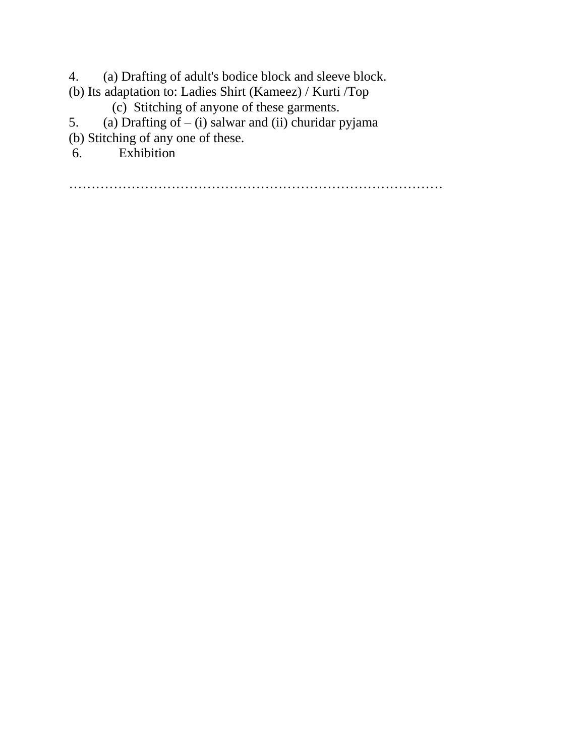4. (a) Drafting of adult's bodice block and sleeve block.

(b) Its adaptation to: Ladies Shirt (Kameez) / Kurti /Top

(c) Stitching of anyone of these garments.

5. (a) Drafting of – (i) salwar and (ii) churidar pyjama

(b) Stitching of any one of these.

6. Exhibition

…………………………………………………………………………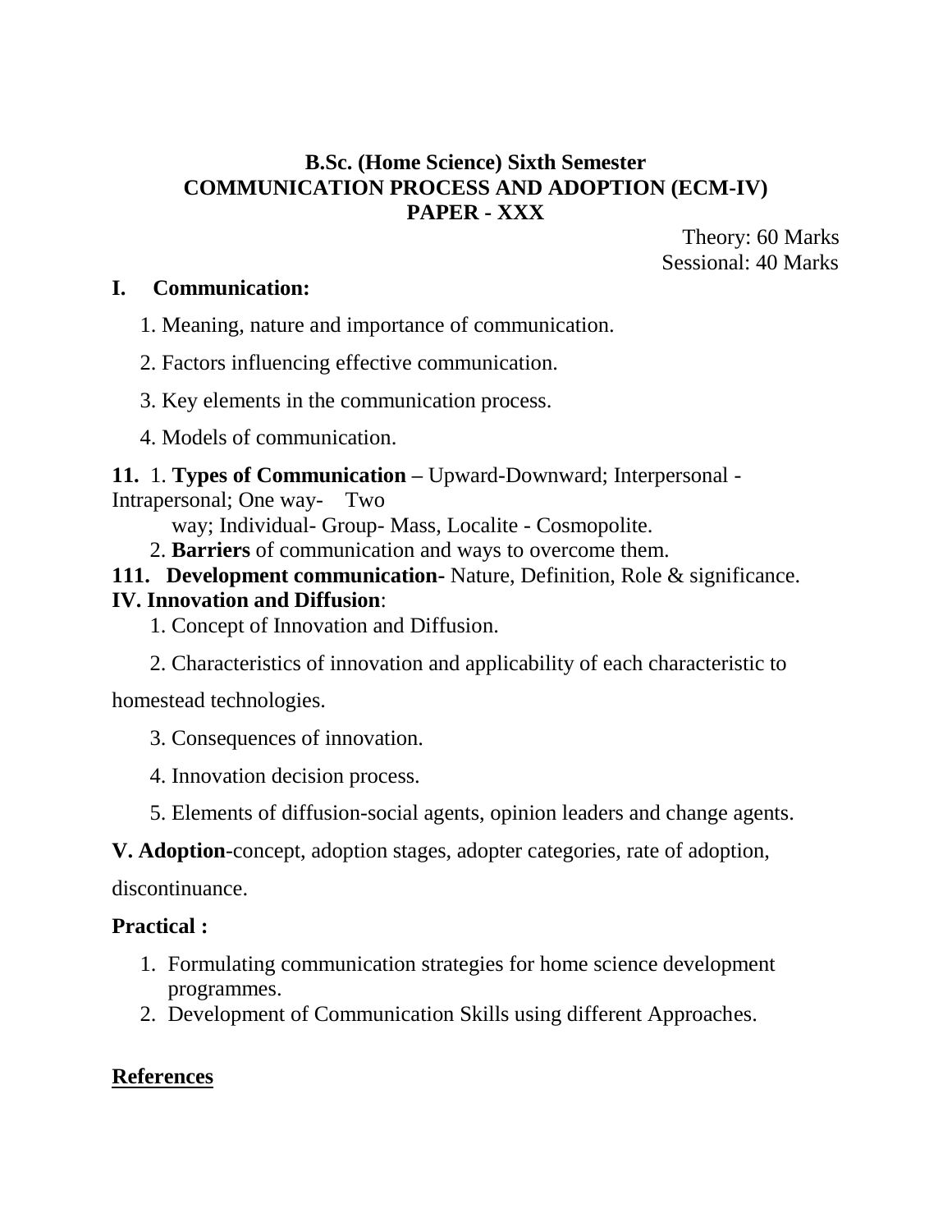**B.Sc. (Home Science) Sixth Semester**
**COMMUNICATION PROCESS AND ADOPTION (ECM-IV)**
**PAPER - XXX**

Theory: 60 Marks
Sessional: 40 Marks

**I. Communication:**

1. Meaning, nature and importance of communication.
2. Factors influencing effective communication.
3. Key elements in the communication process.
4. Models of communication.

**11.** 1. **Types of Communication –** Upward-Downward; Interpersonal - Intrapersonal; One way- Two way; Individual- Group- Mass, Localite - Cosmopolite.
2. **Barriers** of communication and ways to overcome them.

**111. Development communication-** Nature, Definition, Role & significance.

**IV. Innovation and Diffusion**:

1. Concept of Innovation and Diffusion.
2. Characteristics of innovation and applicability of each characteristic to homestead technologies.
3. Consequences of innovation.
4. Innovation decision process.
5. Elements of diffusion-social agents, opinion leaders and change agents.

**V. Adoption**-concept, adoption stages, adopter categories, rate of adoption, discontinuance.

**Practical :**

1. Formulating communication strategies for home science development programmes.
2. Development of Communication Skills using different Approaches.

**References**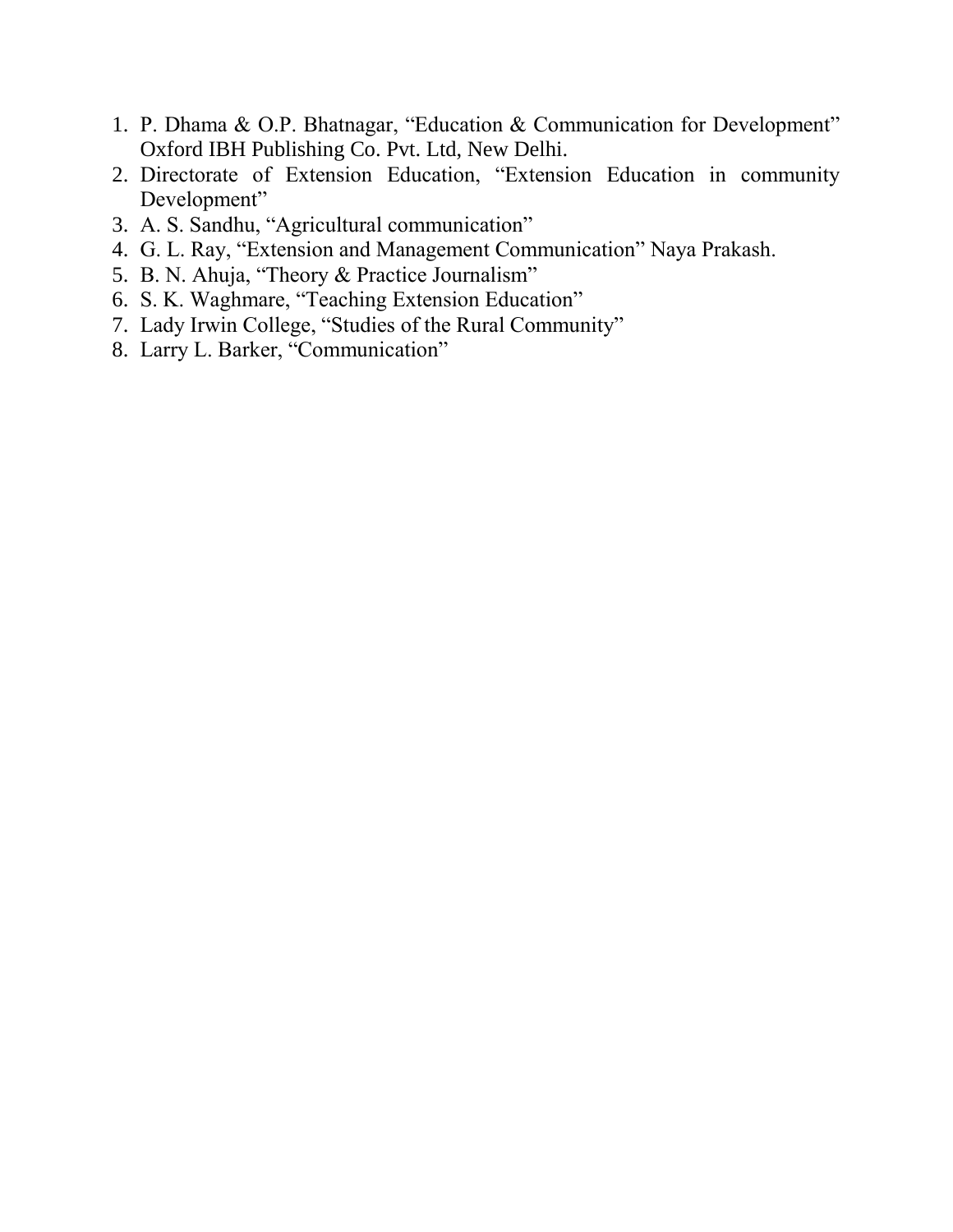1. P. Dhama & O.P. Bhatnagar, “Education & Communication for Development” Oxford IBH Publishing Co. Pvt. Ltd, New Delhi.
2. Directorate of Extension Education, “Extension Education in community Development”
3. A. S. Sandhu, “Agricultural communication”
4. G. L. Ray, “Extension and Management Communication” Naya Prakash.
5. B. N. Ahuja, “Theory & Practice Journalism”
6. S. K. Waghmare, “Teaching Extension Education”
7. Lady Irwin College, “Studies of the Rural Community”
8. Larry L. Barker, “Communication”